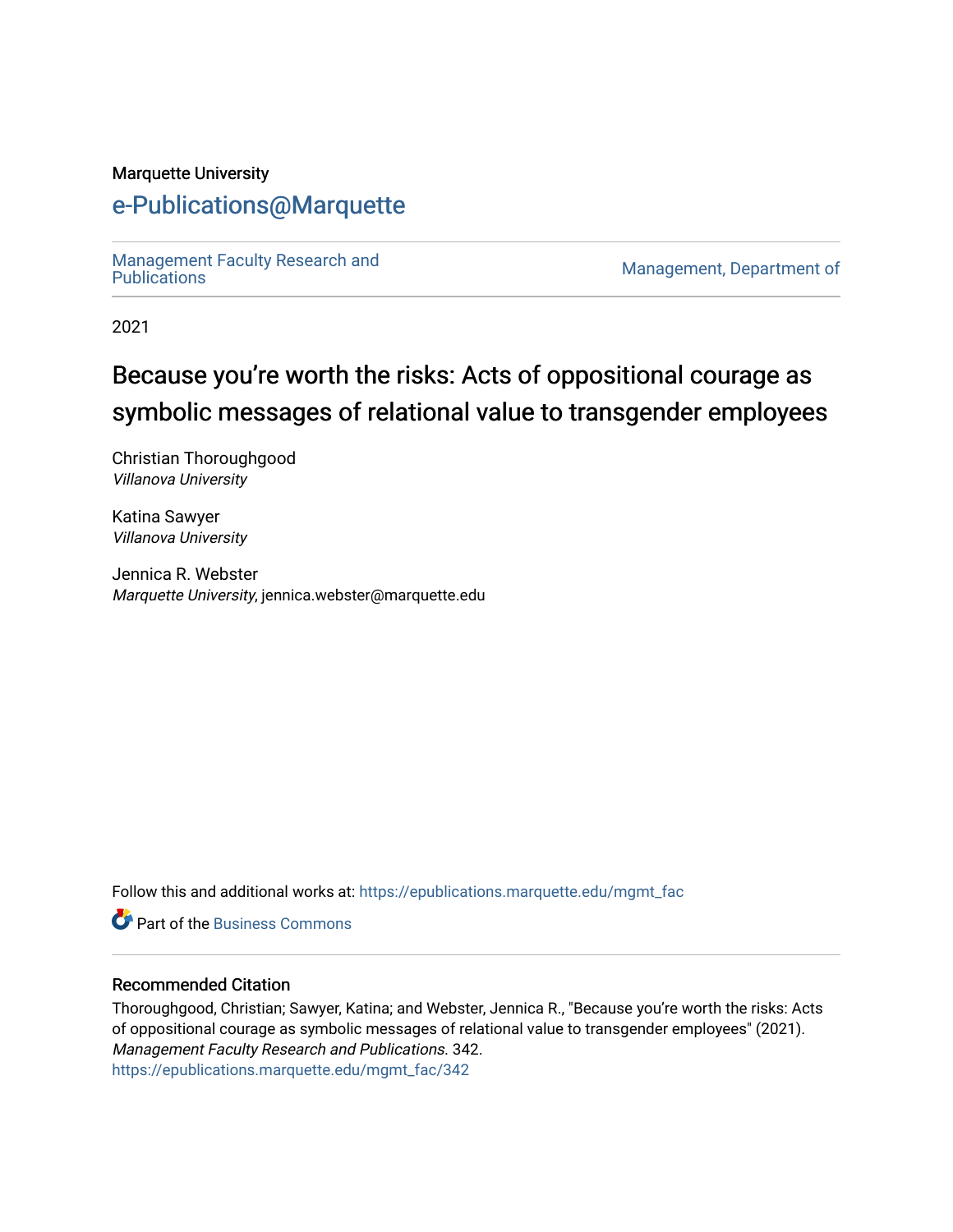Marquette University

# e-Publications@Marquette

Management Faculty Research and Publications

Management, Department of

2021

## Because you're worth the risks: Acts of oppositional courage as symbolic messages of relational value to transgender employees

Christian Thoroughgood
*Villanova University*

Katina Sawyer
*Villanova University*

Jennica R. Webster
*Marquette University*, jennica.webster@marquette.edu

Follow this and additional works at: https://epublications.marquette.edu/mgmt_fac

Part of the Business Commons

### Recommended Citation

Thoroughgood, Christian; Sawyer, Katina; and Webster, Jennica R., "Because you're worth the risks: Acts of oppositional courage as symbolic messages of relational value to transgender employees" (2021). *Management Faculty Research and Publications*. 342.
https://epublications.marquette.edu/mgmt_fac/342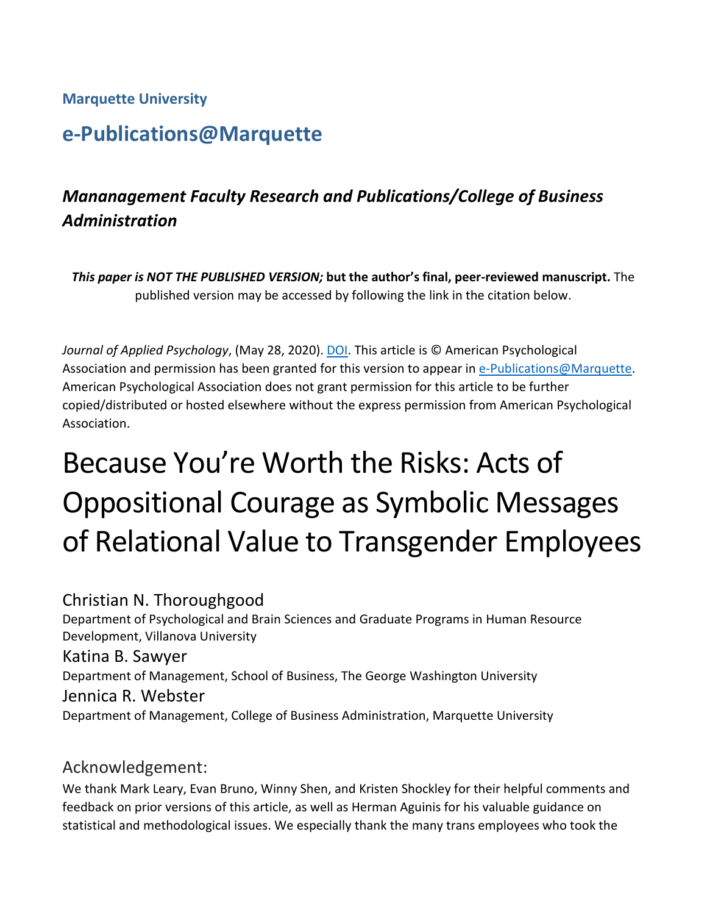**Marquette University**

# e-Publications@Marquette

## *Mananagement Faculty Research and Publications/College of Business Administration*

***This paper is NOT THE PUBLISHED VERSION;* but the author's final, peer-reviewed manuscript.** The published version may be accessed by following the link in the citation below.

*Journal of Applied Psychology*, (May 28, 2020). DOI. This article is © American Psychological Association and permission has been granted for this version to appear in e-Publications@Marquette. American Psychological Association does not grant permission for this article to be further copied/distributed or hosted elsewhere without the express permission from American Psychological Association.

# Because You're Worth the Risks: Acts of Oppositional Courage as Symbolic Messages of Relational Value to Transgender Employees

Christian N. Thoroughgood
Department of Psychological and Brain Sciences and Graduate Programs in Human Resource Development, Villanova University

Katina B. Sawyer
Department of Management, School of Business, The George Washington University

Jennica R. Webster
Department of Management, College of Business Administration, Marquette University

## Acknowledgement:

We thank Mark Leary, Evan Bruno, Winny Shen, and Kristen Shockley for their helpful comments and feedback on prior versions of this article, as well as Herman Aguinis for his valuable guidance on statistical and methodological issues. We especially thank the many trans employees who took the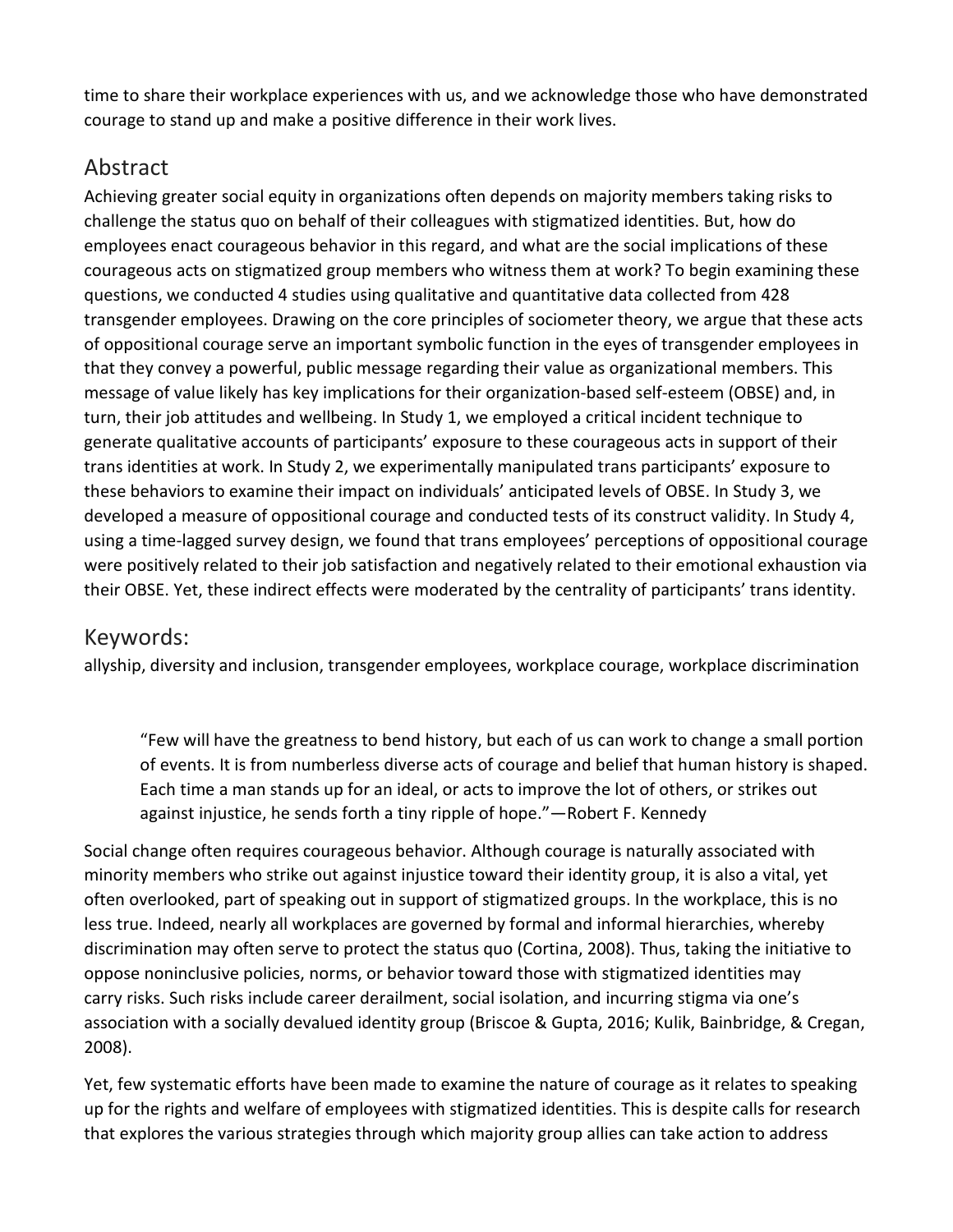time to share their workplace experiences with us, and we acknowledge those who have demonstrated courage to stand up and make a positive difference in their work lives.

## Abstract

Achieving greater social equity in organizations often depends on majority members taking risks to challenge the status quo on behalf of their colleagues with stigmatized identities. But, how do employees enact courageous behavior in this regard, and what are the social implications of these courageous acts on stigmatized group members who witness them at work? To begin examining these questions, we conducted 4 studies using qualitative and quantitative data collected from 428 transgender employees. Drawing on the core principles of sociometer theory, we argue that these acts of oppositional courage serve an important symbolic function in the eyes of transgender employees in that they convey a powerful, public message regarding their value as organizational members. This message of value likely has key implications for their organization-based self-esteem (OBSE) and, in turn, their job attitudes and wellbeing. In Study 1, we employed a critical incident technique to generate qualitative accounts of participants' exposure to these courageous acts in support of their trans identities at work. In Study 2, we experimentally manipulated trans participants' exposure to these behaviors to examine their impact on individuals' anticipated levels of OBSE. In Study 3, we developed a measure of oppositional courage and conducted tests of its construct validity. In Study 4, using a time-lagged survey design, we found that trans employees' perceptions of oppositional courage were positively related to their job satisfaction and negatively related to their emotional exhaustion via their OBSE. Yet, these indirect effects were moderated by the centrality of participants' trans identity.

## Keywords:

allyship, diversity and inclusion, transgender employees, workplace courage, workplace discrimination

> "Few will have the greatness to bend history, but each of us can work to change a small portion of events. It is from numberless diverse acts of courage and belief that human history is shaped. Each time a man stands up for an ideal, or acts to improve the lot of others, or strikes out against injustice, he sends forth a tiny ripple of hope."—Robert F. Kennedy

Social change often requires courageous behavior. Although courage is naturally associated with minority members who strike out against injustice toward their identity group, it is also a vital, yet often overlooked, part of speaking out in support of stigmatized groups. In the workplace, this is no less true. Indeed, nearly all workplaces are governed by formal and informal hierarchies, whereby discrimination may often serve to protect the status quo (Cortina, 2008). Thus, taking the initiative to oppose noninclusive policies, norms, or behavior toward those with stigmatized identities may carry risks. Such risks include career derailment, social isolation, and incurring stigma via one's association with a socially devalued identity group (Briscoe & Gupta, 2016; Kulik, Bainbridge, & Cregan, 2008).

Yet, few systematic efforts have been made to examine the nature of courage as it relates to speaking up for the rights and welfare of employees with stigmatized identities. This is despite calls for research that explores the various strategies through which majority group allies can take action to address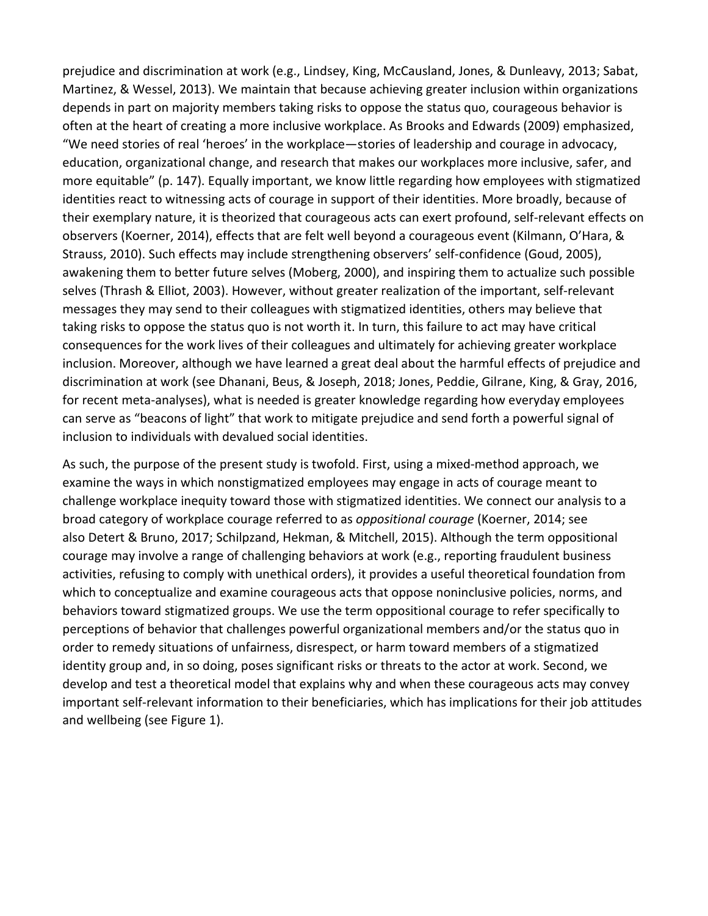prejudice and discrimination at work (e.g., Lindsey, King, McCausland, Jones, & Dunleavy, 2013; Sabat, Martinez, & Wessel, 2013). We maintain that because achieving greater inclusion within organizations depends in part on majority members taking risks to oppose the status quo, courageous behavior is often at the heart of creating a more inclusive workplace. As Brooks and Edwards (2009) emphasized, "We need stories of real 'heroes' in the workplace—stories of leadership and courage in advocacy, education, organizational change, and research that makes our workplaces more inclusive, safer, and more equitable" (p. 147). Equally important, we know little regarding how employees with stigmatized identities react to witnessing acts of courage in support of their identities. More broadly, because of their exemplary nature, it is theorized that courageous acts can exert profound, self-relevant effects on observers (Koerner, 2014), effects that are felt well beyond a courageous event (Kilmann, O'Hara, & Strauss, 2010). Such effects may include strengthening observers' self-confidence (Goud, 2005), awakening them to better future selves (Moberg, 2000), and inspiring them to actualize such possible selves (Thrash & Elliot, 2003). However, without greater realization of the important, self-relevant messages they may send to their colleagues with stigmatized identities, others may believe that taking risks to oppose the status quo is not worth it. In turn, this failure to act may have critical consequences for the work lives of their colleagues and ultimately for achieving greater workplace inclusion. Moreover, although we have learned a great deal about the harmful effects of prejudice and discrimination at work (see Dhanani, Beus, & Joseph, 2018; Jones, Peddie, Gilrane, King, & Gray, 2016, for recent meta-analyses), what is needed is greater knowledge regarding how everyday employees can serve as "beacons of light" that work to mitigate prejudice and send forth a powerful signal of inclusion to individuals with devalued social identities.

As such, the purpose of the present study is twofold. First, using a mixed-method approach, we examine the ways in which nonstigmatized employees may engage in acts of courage meant to challenge workplace inequity toward those with stigmatized identities. We connect our analysis to a broad category of workplace courage referred to as *oppositional courage* (Koerner, 2014; see also Detert & Bruno, 2017; Schilpzand, Hekman, & Mitchell, 2015). Although the term oppositional courage may involve a range of challenging behaviors at work (e.g., reporting fraudulent business activities, refusing to comply with unethical orders), it provides a useful theoretical foundation from which to conceptualize and examine courageous acts that oppose noninclusive policies, norms, and behaviors toward stigmatized groups. We use the term oppositional courage to refer specifically to perceptions of behavior that challenges powerful organizational members and/or the status quo in order to remedy situations of unfairness, disrespect, or harm toward members of a stigmatized identity group and, in so doing, poses significant risks or threats to the actor at work. Second, we develop and test a theoretical model that explains why and when these courageous acts may convey important self-relevant information to their beneficiaries, which has implications for their job attitudes and wellbeing (see Figure 1).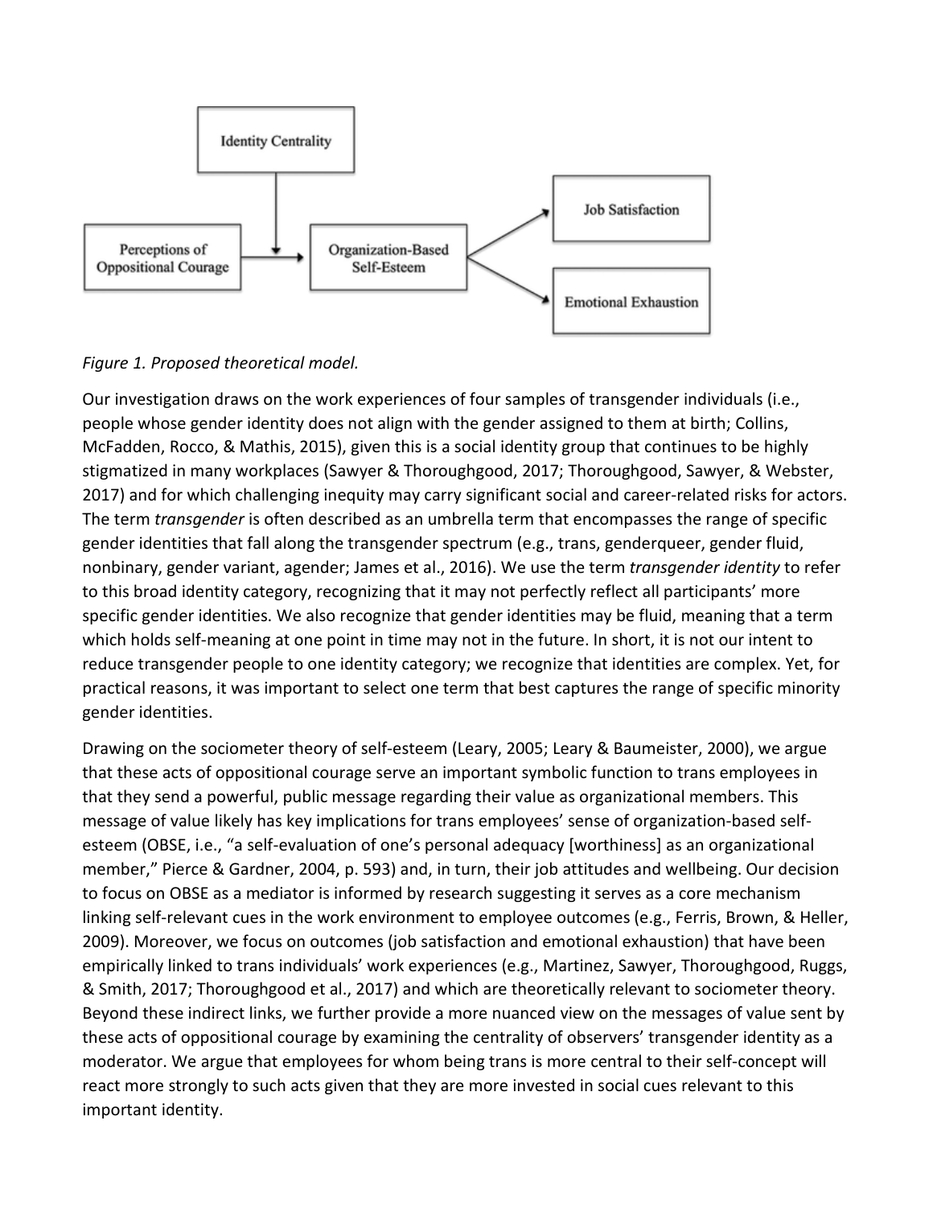Identity Centrality

Perceptions of Oppositional Courage

Organization-Based Self-Esteem

Job Satisfaction

Emotional Exhaustion

*Figure 1. Proposed theoretical model.*

Our investigation draws on the work experiences of four samples of transgender individuals (i.e., people whose gender identity does not align with the gender assigned to them at birth; Collins, McFadden, Rocco, & Mathis, 2015), given this is a social identity group that continues to be highly stigmatized in many workplaces (Sawyer & Thoroughgood, 2017; Thoroughgood, Sawyer, & Webster, 2017) and for which challenging inequity may carry significant social and career-related risks for actors. The term *transgender* is often described as an umbrella term that encompasses the range of specific gender identities that fall along the transgender spectrum (e.g., trans, genderqueer, gender fluid, nonbinary, gender variant, agender; James et al., 2016). We use the term *transgender identity* to refer to this broad identity category, recognizing that it may not perfectly reflect all participants' more specific gender identities. We also recognize that gender identities may be fluid, meaning that a term which holds self-meaning at one point in time may not in the future. In short, it is not our intent to reduce transgender people to one identity category; we recognize that identities are complex. Yet, for practical reasons, it was important to select one term that best captures the range of specific minority gender identities.

Drawing on the sociometer theory of self-esteem (Leary, 2005; Leary & Baumeister, 2000), we argue that these acts of oppositional courage serve an important symbolic function to trans employees in that they send a powerful, public message regarding their value as organizational members. This message of value likely has key implications for trans employees' sense of organization-based self-esteem (OBSE, i.e., "a self-evaluation of one's personal adequacy [worthiness] as an organizational member," Pierce & Gardner, 2004, p. 593) and, in turn, their job attitudes and wellbeing. Our decision to focus on OBSE as a mediator is informed by research suggesting it serves as a core mechanism linking self-relevant cues in the work environment to employee outcomes (e.g., Ferris, Brown, & Heller, 2009). Moreover, we focus on outcomes (job satisfaction and emotional exhaustion) that have been empirically linked to trans individuals' work experiences (e.g., Martinez, Sawyer, Thoroughgood, Ruggs, & Smith, 2017; Thoroughgood et al., 2017) and which are theoretically relevant to sociometer theory. Beyond these indirect links, we further provide a more nuanced view on the messages of value sent by these acts of oppositional courage by examining the centrality of observers' transgender identity as a moderator. We argue that employees for whom being trans is more central to their self-concept will react more strongly to such acts given that they are more invested in social cues relevant to this important identity.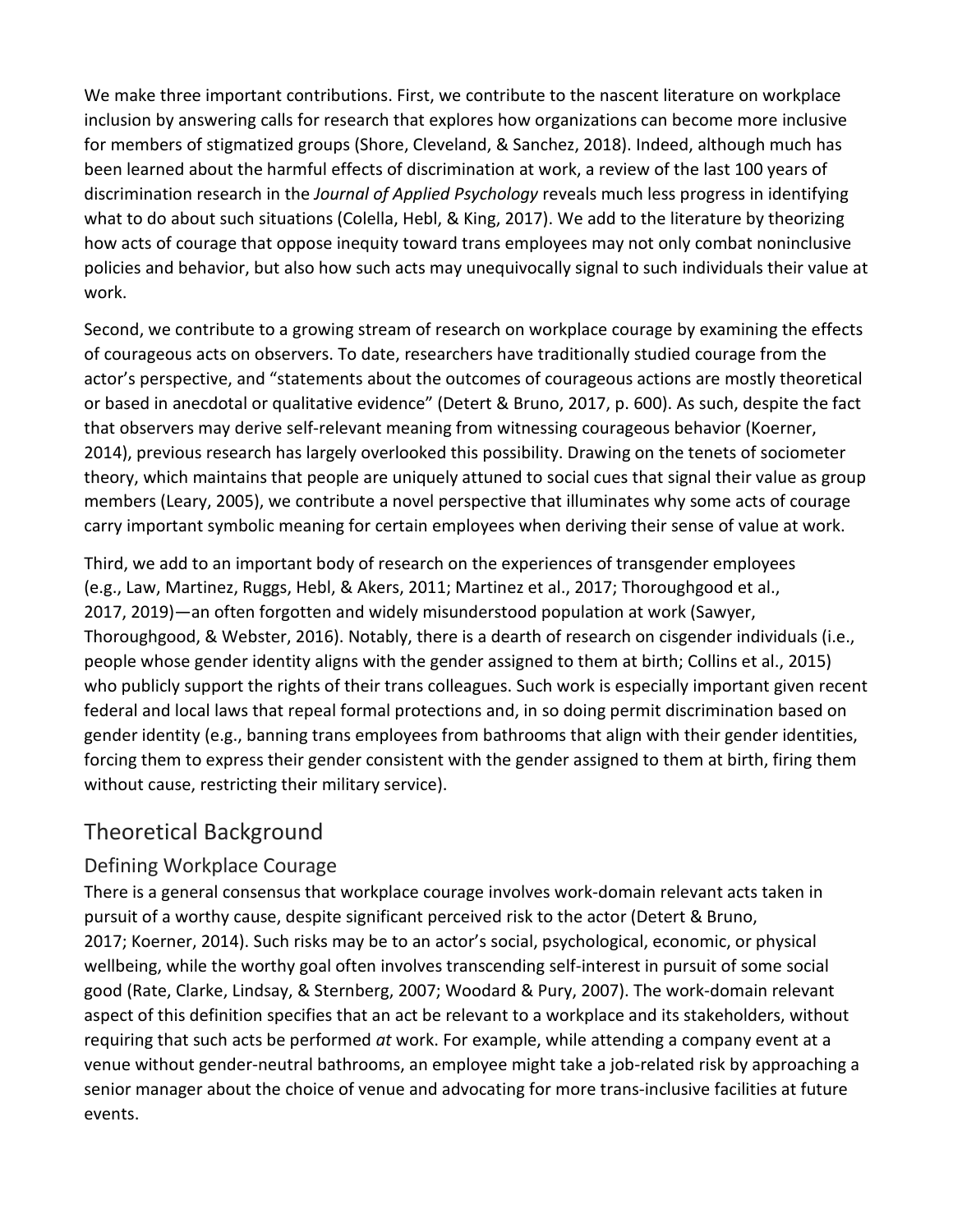We make three important contributions. First, we contribute to the nascent literature on workplace inclusion by answering calls for research that explores how organizations can become more inclusive for members of stigmatized groups (Shore, Cleveland, & Sanchez, 2018). Indeed, although much has been learned about the harmful effects of discrimination at work, a review of the last 100 years of discrimination research in the *Journal of Applied Psychology* reveals much less progress in identifying what to do about such situations (Colella, Hebl, & King, 2017). We add to the literature by theorizing how acts of courage that oppose inequity toward trans employees may not only combat noninclusive policies and behavior, but also how such acts may unequivocally signal to such individuals their value at work.

Second, we contribute to a growing stream of research on workplace courage by examining the effects of courageous acts on observers. To date, researchers have traditionally studied courage from the actor's perspective, and "statements about the outcomes of courageous actions are mostly theoretical or based in anecdotal or qualitative evidence" (Detert & Bruno, 2017, p. 600). As such, despite the fact that observers may derive self-relevant meaning from witnessing courageous behavior (Koerner, 2014), previous research has largely overlooked this possibility. Drawing on the tenets of sociometer theory, which maintains that people are uniquely attuned to social cues that signal their value as group members (Leary, 2005), we contribute a novel perspective that illuminates why some acts of courage carry important symbolic meaning for certain employees when deriving their sense of value at work.

Third, we add to an important body of research on the experiences of transgender employees (e.g., Law, Martinez, Ruggs, Hebl, & Akers, 2011; Martinez et al., 2017; Thoroughgood et al., 2017, 2019)—an often forgotten and widely misunderstood population at work (Sawyer, Thoroughgood, & Webster, 2016). Notably, there is a dearth of research on cisgender individuals (i.e., people whose gender identity aligns with the gender assigned to them at birth; Collins et al., 2015) who publicly support the rights of their trans colleagues. Such work is especially important given recent federal and local laws that repeal formal protections and, in so doing permit discrimination based on gender identity (e.g., banning trans employees from bathrooms that align with their gender identities, forcing them to express their gender consistent with the gender assigned to them at birth, firing them without cause, restricting their military service).

## Theoretical Background

### Defining Workplace Courage

There is a general consensus that workplace courage involves work-domain relevant acts taken in pursuit of a worthy cause, despite significant perceived risk to the actor (Detert & Bruno, 2017; Koerner, 2014). Such risks may be to an actor's social, psychological, economic, or physical wellbeing, while the worthy goal often involves transcending self-interest in pursuit of some social good (Rate, Clarke, Lindsay, & Sternberg, 2007; Woodard & Pury, 2007). The work-domain relevant aspect of this definition specifies that an act be relevant to a workplace and its stakeholders, without requiring that such acts be performed *at* work. For example, while attending a company event at a venue without gender-neutral bathrooms, an employee might take a job-related risk by approaching a senior manager about the choice of venue and advocating for more trans-inclusive facilities at future events.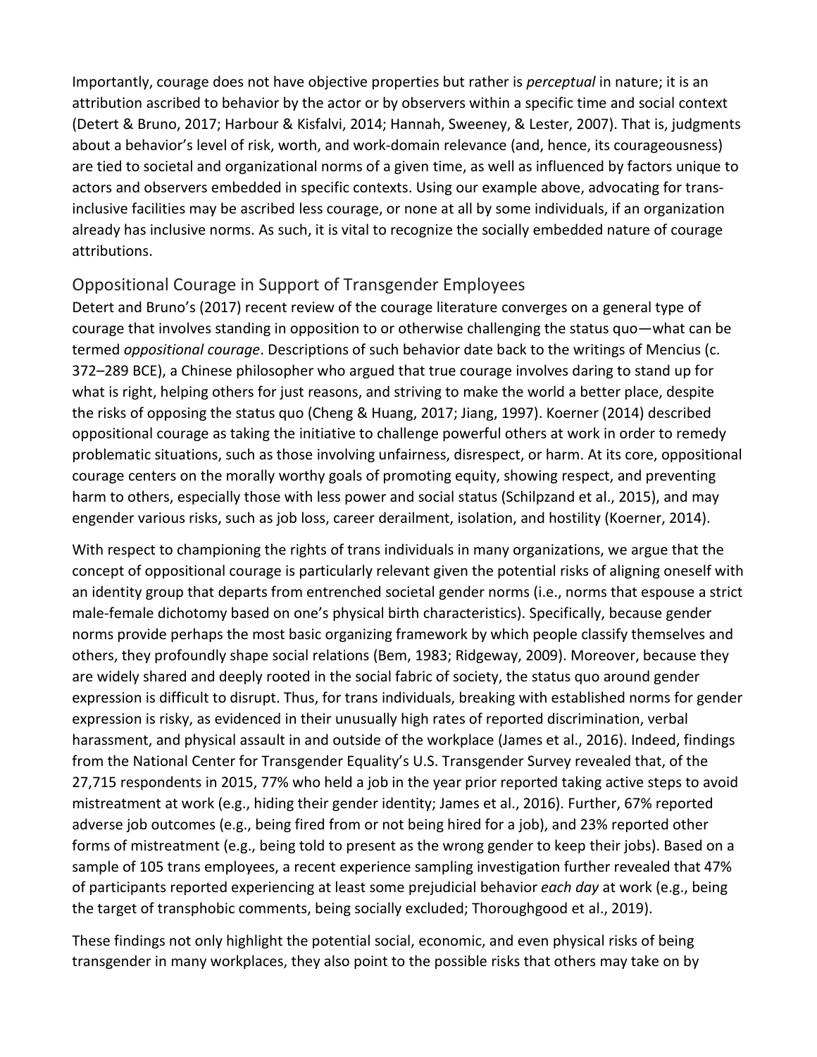Importantly, courage does not have objective properties but rather is *perceptual* in nature; it is an attribution ascribed to behavior by the actor or by observers within a specific time and social context (Detert & Bruno, 2017; Harbour & Kisfalvi, 2014; Hannah, Sweeney, & Lester, 2007). That is, judgments about a behavior's level of risk, worth, and work-domain relevance (and, hence, its courageousness) are tied to societal and organizational norms of a given time, as well as influenced by factors unique to actors and observers embedded in specific contexts. Using our example above, advocating for trans-inclusive facilities may be ascribed less courage, or none at all by some individuals, if an organization already has inclusive norms. As such, it is vital to recognize the socially embedded nature of courage attributions.

## Oppositional Courage in Support of Transgender Employees

Detert and Bruno's (2017) recent review of the courage literature converges on a general type of courage that involves standing in opposition to or otherwise challenging the status quo—what can be termed *oppositional courage*. Descriptions of such behavior date back to the writings of Mencius (c. 372–289 BCE), a Chinese philosopher who argued that true courage involves daring to stand up for what is right, helping others for just reasons, and striving to make the world a better place, despite the risks of opposing the status quo (Cheng & Huang, 2017; Jiang, 1997). Koerner (2014) described oppositional courage as taking the initiative to challenge powerful others at work in order to remedy problematic situations, such as those involving unfairness, disrespect, or harm. At its core, oppositional courage centers on the morally worthy goals of promoting equity, showing respect, and preventing harm to others, especially those with less power and social status (Schilpzand et al., 2015), and may engender various risks, such as job loss, career derailment, isolation, and hostility (Koerner, 2014).

With respect to championing the rights of trans individuals in many organizations, we argue that the concept of oppositional courage is particularly relevant given the potential risks of aligning oneself with an identity group that departs from entrenched societal gender norms (i.e., norms that espouse a strict male-female dichotomy based on one's physical birth characteristics). Specifically, because gender norms provide perhaps the most basic organizing framework by which people classify themselves and others, they profoundly shape social relations (Bem, 1983; Ridgeway, 2009). Moreover, because they are widely shared and deeply rooted in the social fabric of society, the status quo around gender expression is difficult to disrupt. Thus, for trans individuals, breaking with established norms for gender expression is risky, as evidenced in their unusually high rates of reported discrimination, verbal harassment, and physical assault in and outside of the workplace (James et al., 2016). Indeed, findings from the National Center for Transgender Equality's U.S. Transgender Survey revealed that, of the 27,715 respondents in 2015, 77% who held a job in the year prior reported taking active steps to avoid mistreatment at work (e.g., hiding their gender identity; James et al., 2016). Further, 67% reported adverse job outcomes (e.g., being fired from or not being hired for a job), and 23% reported other forms of mistreatment (e.g., being told to present as the wrong gender to keep their jobs). Based on a sample of 105 trans employees, a recent experience sampling investigation further revealed that 47% of participants reported experiencing at least some prejudicial behavior *each day* at work (e.g., being the target of transphobic comments, being socially excluded; Thoroughgood et al., 2019).

These findings not only highlight the potential social, economic, and even physical risks of being transgender in many workplaces, they also point to the possible risks that others may take on by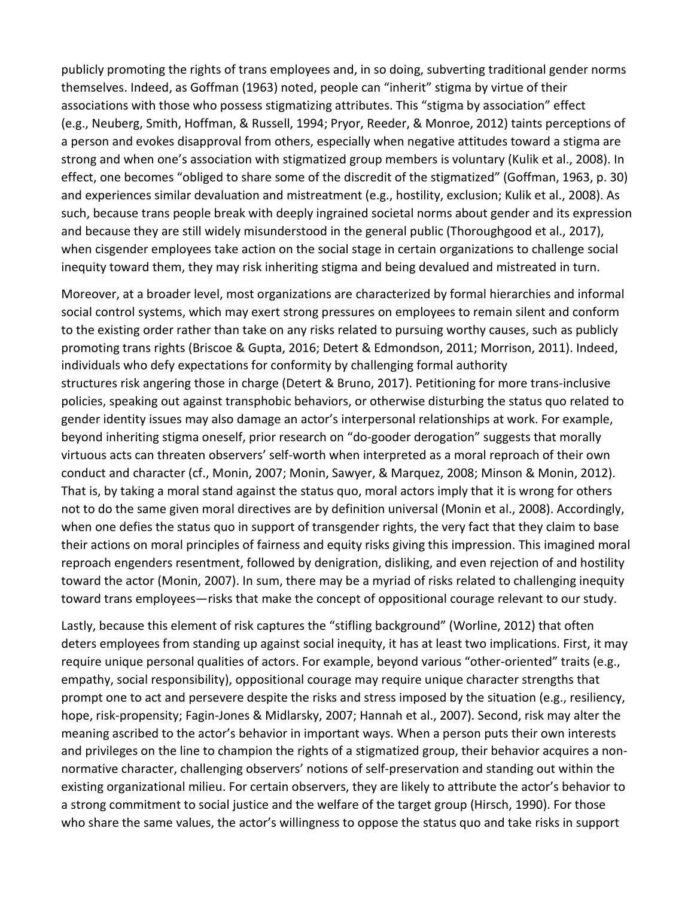publicly promoting the rights of trans employees and, in so doing, subverting traditional gender norms themselves. Indeed, as Goffman (1963) noted, people can "inherit" stigma by virtue of their associations with those who possess stigmatizing attributes. This "stigma by association" effect (e.g., Neuberg, Smith, Hoffman, & Russell, 1994; Pryor, Reeder, & Monroe, 2012) taints perceptions of a person and evokes disapproval from others, especially when negative attitudes toward a stigma are strong and when one's association with stigmatized group members is voluntary (Kulik et al., 2008). In effect, one becomes "obliged to share some of the discredit of the stigmatized" (Goffman, 1963, p. 30) and experiences similar devaluation and mistreatment (e.g., hostility, exclusion; Kulik et al., 2008). As such, because trans people break with deeply ingrained societal norms about gender and its expression and because they are still widely misunderstood in the general public (Thoroughgood et al., 2017), when cisgender employees take action on the social stage in certain organizations to challenge social inequity toward them, they may risk inheriting stigma and being devalued and mistreated in turn.

Moreover, at a broader level, most organizations are characterized by formal hierarchies and informal social control systems, which may exert strong pressures on employees to remain silent and conform to the existing order rather than take on any risks related to pursuing worthy causes, such as publicly promoting trans rights (Briscoe & Gupta, 2016; Detert & Edmondson, 2011; Morrison, 2011). Indeed, individuals who defy expectations for conformity by challenging formal authority structures risk angering those in charge (Detert & Bruno, 2017). Petitioning for more trans-inclusive policies, speaking out against transphobic behaviors, or otherwise disturbing the status quo related to gender identity issues may also damage an actor's interpersonal relationships at work. For example, beyond inheriting stigma oneself, prior research on "do-gooder derogation" suggests that morally virtuous acts can threaten observers' self-worth when interpreted as a moral reproach of their own conduct and character (cf., Monin, 2007; Monin, Sawyer, & Marquez, 2008; Minson & Monin, 2012). That is, by taking a moral stand against the status quo, moral actors imply that it is wrong for others not to do the same given moral directives are by definition universal (Monin et al., 2008). Accordingly, when one defies the status quo in support of transgender rights, the very fact that they claim to base their actions on moral principles of fairness and equity risks giving this impression. This imagined moral reproach engenders resentment, followed by denigration, disliking, and even rejection of and hostility toward the actor (Monin, 2007). In sum, there may be a myriad of risks related to challenging inequity toward trans employees—risks that make the concept of oppositional courage relevant to our study.

Lastly, because this element of risk captures the "stifling background" (Worline, 2012) that often deters employees from standing up against social inequity, it has at least two implications. First, it may require unique personal qualities of actors. For example, beyond various "other-oriented" traits (e.g., empathy, social responsibility), oppositional courage may require unique character strengths that prompt one to act and persevere despite the risks and stress imposed by the situation (e.g., resiliency, hope, risk-propensity; Fagin-Jones & Midlarsky, 2007; Hannah et al., 2007). Second, risk may alter the meaning ascribed to the actor's behavior in important ways. When a person puts their own interests and privileges on the line to champion the rights of a stigmatized group, their behavior acquires a non-normative character, challenging observers' notions of self-preservation and standing out within the existing organizational milieu. For certain observers, they are likely to attribute the actor's behavior to a strong commitment to social justice and the welfare of the target group (Hirsch, 1990). For those who share the same values, the actor's willingness to oppose the status quo and take risks in support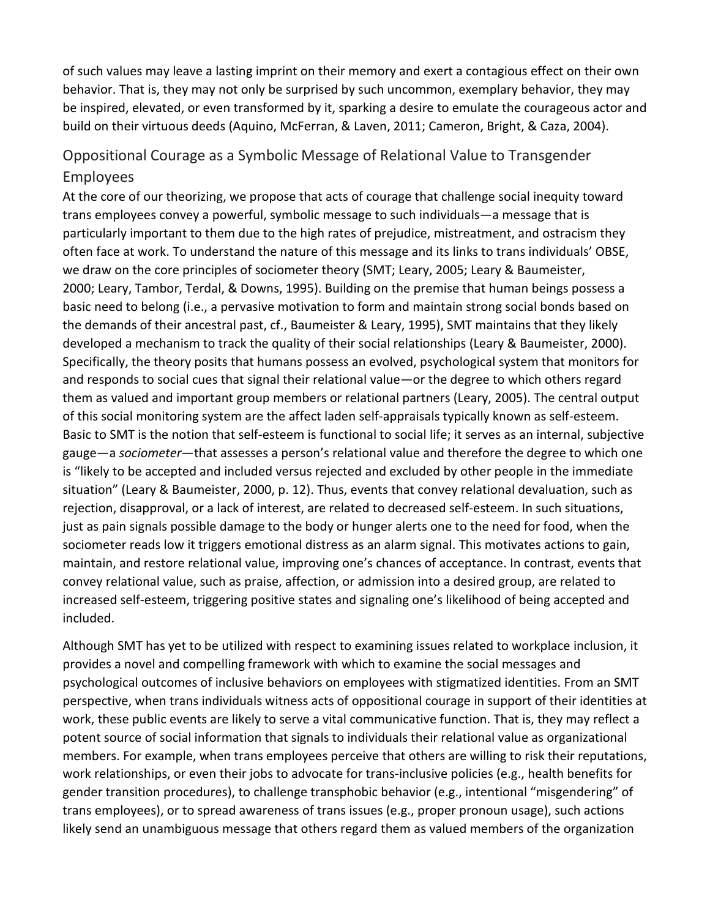of such values may leave a lasting imprint on their memory and exert a contagious effect on their own behavior. That is, they may not only be surprised by such uncommon, exemplary behavior, they may be inspired, elevated, or even transformed by it, sparking a desire to emulate the courageous actor and build on their virtuous deeds (Aquino, McFerran, & Laven, 2011; Cameron, Bright, & Caza, 2004).

## Oppositional Courage as a Symbolic Message of Relational Value to Transgender Employees

At the core of our theorizing, we propose that acts of courage that challenge social inequity toward trans employees convey a powerful, symbolic message to such individuals—a message that is particularly important to them due to the high rates of prejudice, mistreatment, and ostracism they often face at work. To understand the nature of this message and its links to trans individuals' OBSE, we draw on the core principles of sociometer theory (SMT; Leary, 2005; Leary & Baumeister, 2000; Leary, Tambor, Terdal, & Downs, 1995). Building on the premise that human beings possess a basic need to belong (i.e., a pervasive motivation to form and maintain strong social bonds based on the demands of their ancestral past, cf., Baumeister & Leary, 1995), SMT maintains that they likely developed a mechanism to track the quality of their social relationships (Leary & Baumeister, 2000). Specifically, the theory posits that humans possess an evolved, psychological system that monitors for and responds to social cues that signal their relational value—or the degree to which others regard them as valued and important group members or relational partners (Leary, 2005). The central output of this social monitoring system are the affect laden self-appraisals typically known as self-esteem. Basic to SMT is the notion that self-esteem is functional to social life; it serves as an internal, subjective gauge—a *sociometer*—that assesses a person's relational value and therefore the degree to which one is "likely to be accepted and included versus rejected and excluded by other people in the immediate situation" (Leary & Baumeister, 2000, p. 12). Thus, events that convey relational devaluation, such as rejection, disapproval, or a lack of interest, are related to decreased self-esteem. In such situations, just as pain signals possible damage to the body or hunger alerts one to the need for food, when the sociometer reads low it triggers emotional distress as an alarm signal. This motivates actions to gain, maintain, and restore relational value, improving one's chances of acceptance. In contrast, events that convey relational value, such as praise, affection, or admission into a desired group, are related to increased self-esteem, triggering positive states and signaling one's likelihood of being accepted and included.

Although SMT has yet to be utilized with respect to examining issues related to workplace inclusion, it provides a novel and compelling framework with which to examine the social messages and psychological outcomes of inclusive behaviors on employees with stigmatized identities. From an SMT perspective, when trans individuals witness acts of oppositional courage in support of their identities at work, these public events are likely to serve a vital communicative function. That is, they may reflect a potent source of social information that signals to individuals their relational value as organizational members. For example, when trans employees perceive that others are willing to risk their reputations, work relationships, or even their jobs to advocate for trans-inclusive policies (e.g., health benefits for gender transition procedures), to challenge transphobic behavior (e.g., intentional "misgendering" of trans employees), or to spread awareness of trans issues (e.g., proper pronoun usage), such actions likely send an unambiguous message that others regard them as valued members of the organization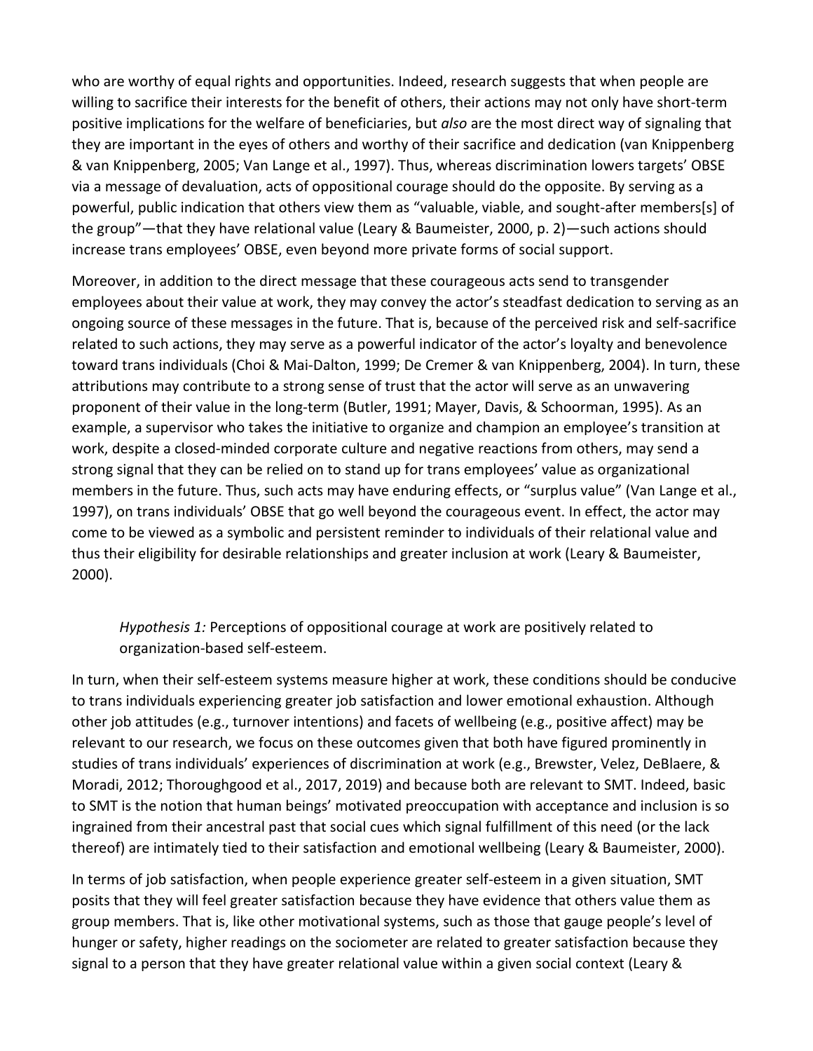who are worthy of equal rights and opportunities. Indeed, research suggests that when people are willing to sacrifice their interests for the benefit of others, their actions may not only have short-term positive implications for the welfare of beneficiaries, but *also* are the most direct way of signaling that they are important in the eyes of others and worthy of their sacrifice and dedication (van Knippenberg & van Knippenberg, 2005; Van Lange et al., 1997). Thus, whereas discrimination lowers targets' OBSE via a message of devaluation, acts of oppositional courage should do the opposite. By serving as a powerful, public indication that others view them as "valuable, viable, and sought-after members[s] of the group"—that they have relational value (Leary & Baumeister, 2000, p. 2)—such actions should increase trans employees' OBSE, even beyond more private forms of social support.

Moreover, in addition to the direct message that these courageous acts send to transgender employees about their value at work, they may convey the actor's steadfast dedication to serving as an ongoing source of these messages in the future. That is, because of the perceived risk and self-sacrifice related to such actions, they may serve as a powerful indicator of the actor's loyalty and benevolence toward trans individuals (Choi & Mai-Dalton, 1999; De Cremer & van Knippenberg, 2004). In turn, these attributions may contribute to a strong sense of trust that the actor will serve as an unwavering proponent of their value in the long-term (Butler, 1991; Mayer, Davis, & Schoorman, 1995). As an example, a supervisor who takes the initiative to organize and champion an employee's transition at work, despite a closed-minded corporate culture and negative reactions from others, may send a strong signal that they can be relied on to stand up for trans employees' value as organizational members in the future. Thus, such acts may have enduring effects, or "surplus value" (Van Lange et al., 1997), on trans individuals' OBSE that go well beyond the courageous event. In effect, the actor may come to be viewed as a symbolic and persistent reminder to individuals of their relational value and thus their eligibility for desirable relationships and greater inclusion at work (Leary & Baumeister, 2000).

> *Hypothesis 1:* Perceptions of oppositional courage at work are positively related to organization-based self-esteem.

In turn, when their self-esteem systems measure higher at work, these conditions should be conducive to trans individuals experiencing greater job satisfaction and lower emotional exhaustion. Although other job attitudes (e.g., turnover intentions) and facets of wellbeing (e.g., positive affect) may be relevant to our research, we focus on these outcomes given that both have figured prominently in studies of trans individuals' experiences of discrimination at work (e.g., Brewster, Velez, DeBlaere, & Moradi, 2012; Thoroughgood et al., 2017, 2019) and because both are relevant to SMT. Indeed, basic to SMT is the notion that human beings' motivated preoccupation with acceptance and inclusion is so ingrained from their ancestral past that social cues which signal fulfillment of this need (or the lack thereof) are intimately tied to their satisfaction and emotional wellbeing (Leary & Baumeister, 2000).

In terms of job satisfaction, when people experience greater self-esteem in a given situation, SMT posits that they will feel greater satisfaction because they have evidence that others value them as group members. That is, like other motivational systems, such as those that gauge people's level of hunger or safety, higher readings on the sociometer are related to greater satisfaction because they signal to a person that they have greater relational value within a given social context (Leary &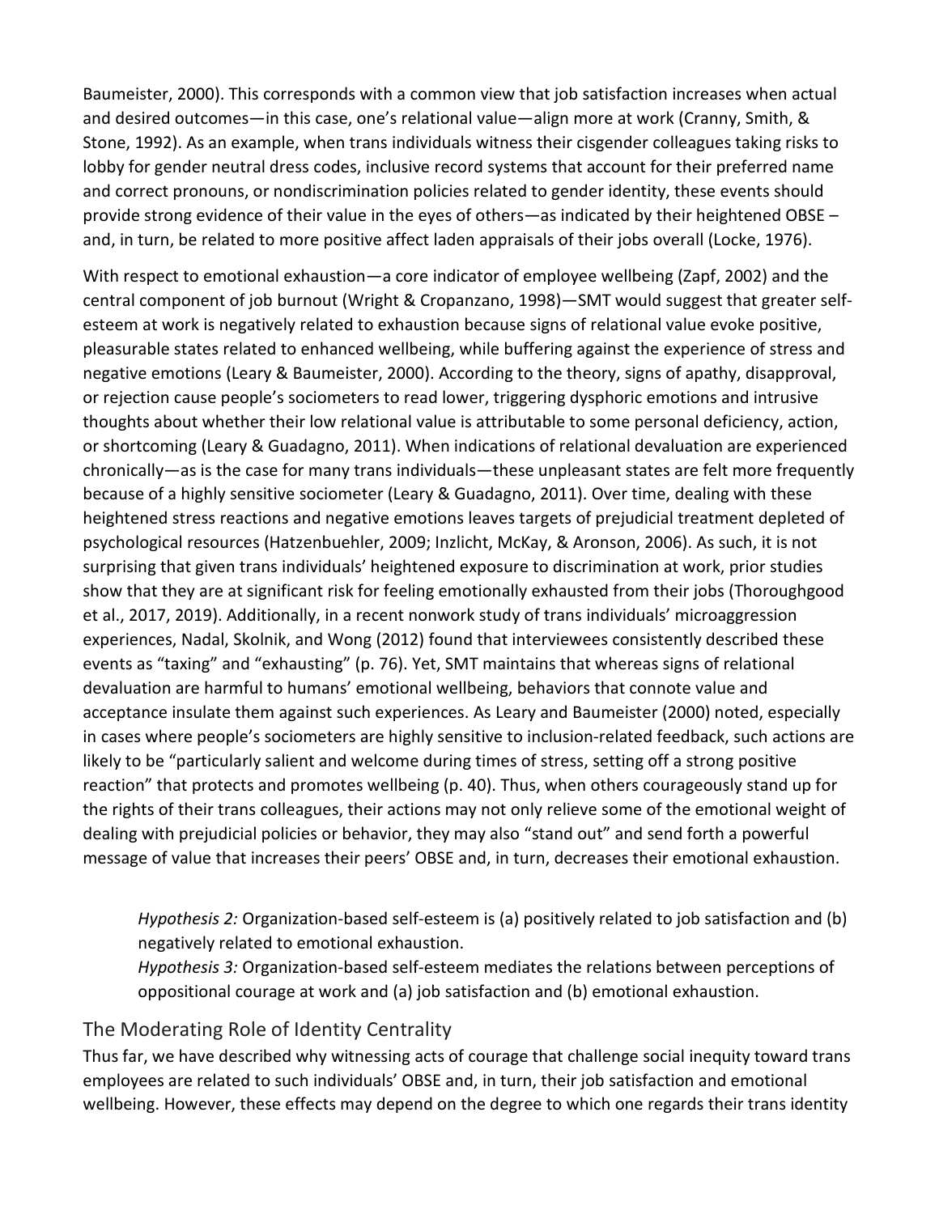Baumeister, 2000). This corresponds with a common view that job satisfaction increases when actual and desired outcomes—in this case, one's relational value—align more at work (Cranny, Smith, & Stone, 1992). As an example, when trans individuals witness their cisgender colleagues taking risks to lobby for gender neutral dress codes, inclusive record systems that account for their preferred name and correct pronouns, or nondiscrimination policies related to gender identity, these events should provide strong evidence of their value in the eyes of others—as indicated by their heightened OBSE – and, in turn, be related to more positive affect laden appraisals of their jobs overall (Locke, 1976).

With respect to emotional exhaustion—a core indicator of employee wellbeing (Zapf, 2002) and the central component of job burnout (Wright & Cropanzano, 1998)—SMT would suggest that greater self-esteem at work is negatively related to exhaustion because signs of relational value evoke positive, pleasurable states related to enhanced wellbeing, while buffering against the experience of stress and negative emotions (Leary & Baumeister, 2000). According to the theory, signs of apathy, disapproval, or rejection cause people's sociometers to read lower, triggering dysphoric emotions and intrusive thoughts about whether their low relational value is attributable to some personal deficiency, action, or shortcoming (Leary & Guadagno, 2011). When indications of relational devaluation are experienced chronically—as is the case for many trans individuals—these unpleasant states are felt more frequently because of a highly sensitive sociometer (Leary & Guadagno, 2011). Over time, dealing with these heightened stress reactions and negative emotions leaves targets of prejudicial treatment depleted of psychological resources (Hatzenbuehler, 2009; Inzlicht, McKay, & Aronson, 2006). As such, it is not surprising that given trans individuals' heightened exposure to discrimination at work, prior studies show that they are at significant risk for feeling emotionally exhausted from their jobs (Thoroughgood et al., 2017, 2019). Additionally, in a recent nonwork study of trans individuals' microaggression experiences, Nadal, Skolnik, and Wong (2012) found that interviewees consistently described these events as "taxing" and "exhausting" (p. 76). Yet, SMT maintains that whereas signs of relational devaluation are harmful to humans' emotional wellbeing, behaviors that connote value and acceptance insulate them against such experiences. As Leary and Baumeister (2000) noted, especially in cases where people's sociometers are highly sensitive to inclusion-related feedback, such actions are likely to be "particularly salient and welcome during times of stress, setting off a strong positive reaction" that protects and promotes wellbeing (p. 40). Thus, when others courageously stand up for the rights of their trans colleagues, their actions may not only relieve some of the emotional weight of dealing with prejudicial policies or behavior, they may also "stand out" and send forth a powerful message of value that increases their peers' OBSE and, in turn, decreases their emotional exhaustion.

> *Hypothesis 2:* Organization-based self-esteem is (a) positively related to job satisfaction and (b) negatively related to emotional exhaustion.
>
> *Hypothesis 3:* Organization-based self-esteem mediates the relations between perceptions of oppositional courage at work and (a) job satisfaction and (b) emotional exhaustion.

## The Moderating Role of Identity Centrality

Thus far, we have described why witnessing acts of courage that challenge social inequity toward trans employees are related to such individuals' OBSE and, in turn, their job satisfaction and emotional wellbeing. However, these effects may depend on the degree to which one regards their trans identity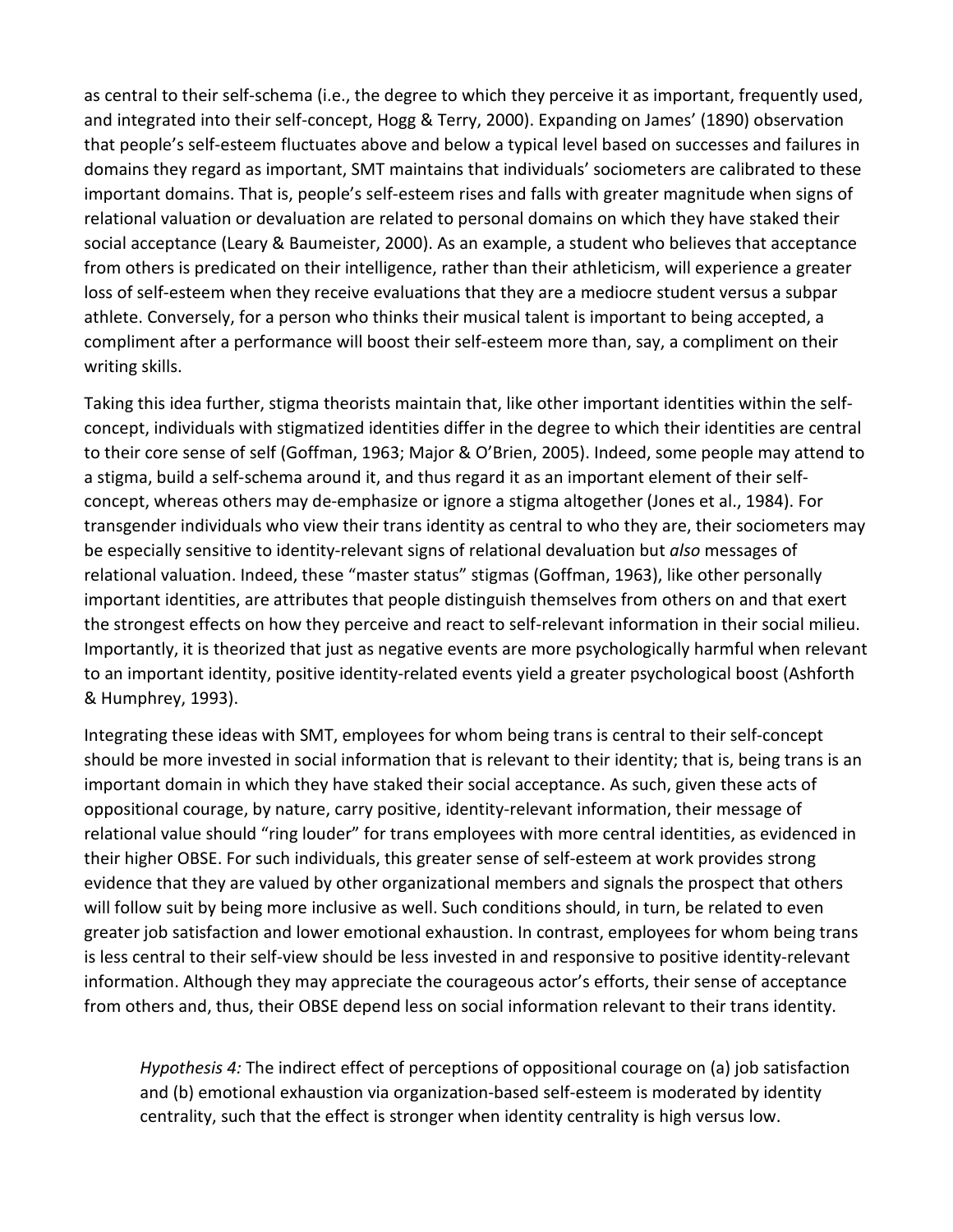as central to their self-schema (i.e., the degree to which they perceive it as important, frequently used, and integrated into their self-concept, Hogg & Terry, 2000). Expanding on James' (1890) observation that people's self-esteem fluctuates above and below a typical level based on successes and failures in domains they regard as important, SMT maintains that individuals' sociometers are calibrated to these important domains. That is, people's self-esteem rises and falls with greater magnitude when signs of relational valuation or devaluation are related to personal domains on which they have staked their social acceptance (Leary & Baumeister, 2000). As an example, a student who believes that acceptance from others is predicated on their intelligence, rather than their athleticism, will experience a greater loss of self-esteem when they receive evaluations that they are a mediocre student versus a subpar athlete. Conversely, for a person who thinks their musical talent is important to being accepted, a compliment after a performance will boost their self-esteem more than, say, a compliment on their writing skills.

Taking this idea further, stigma theorists maintain that, like other important identities within the self-concept, individuals with stigmatized identities differ in the degree to which their identities are central to their core sense of self (Goffman, 1963; Major & O'Brien, 2005). Indeed, some people may attend to a stigma, build a self-schema around it, and thus regard it as an important element of their self-concept, whereas others may de-emphasize or ignore a stigma altogether (Jones et al., 1984). For transgender individuals who view their trans identity as central to who they are, their sociometers may be especially sensitive to identity-relevant signs of relational devaluation but *also* messages of relational valuation. Indeed, these "master status" stigmas (Goffman, 1963), like other personally important identities, are attributes that people distinguish themselves from others on and that exert the strongest effects on how they perceive and react to self-relevant information in their social milieu. Importantly, it is theorized that just as negative events are more psychologically harmful when relevant to an important identity, positive identity-related events yield a greater psychological boost (Ashforth & Humphrey, 1993).

Integrating these ideas with SMT, employees for whom being trans is central to their self-concept should be more invested in social information that is relevant to their identity; that is, being trans is an important domain in which they have staked their social acceptance. As such, given these acts of oppositional courage, by nature, carry positive, identity-relevant information, their message of relational value should "ring louder" for trans employees with more central identities, as evidenced in their higher OBSE. For such individuals, this greater sense of self-esteem at work provides strong evidence that they are valued by other organizational members and signals the prospect that others will follow suit by being more inclusive as well. Such conditions should, in turn, be related to even greater job satisfaction and lower emotional exhaustion. In contrast, employees for whom being trans is less central to their self-view should be less invested in and responsive to positive identity-relevant information. Although they may appreciate the courageous actor's efforts, their sense of acceptance from others and, thus, their OBSE depend less on social information relevant to their trans identity.

> *Hypothesis 4:* The indirect effect of perceptions of oppositional courage on (a) job satisfaction and (b) emotional exhaustion via organization-based self-esteem is moderated by identity centrality, such that the effect is stronger when identity centrality is high versus low.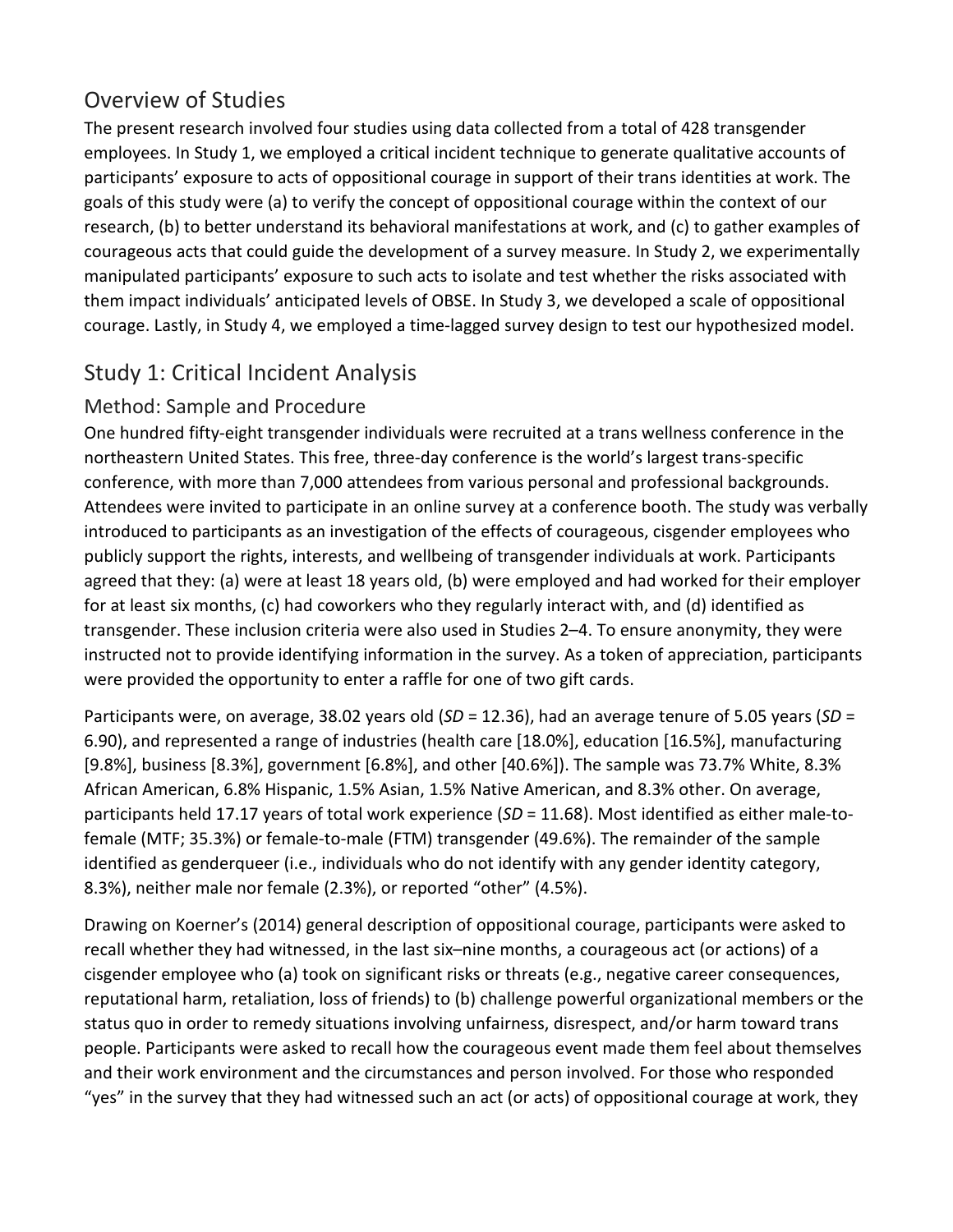## Overview of Studies

The present research involved four studies using data collected from a total of 428 transgender employees. In Study 1, we employed a critical incident technique to generate qualitative accounts of participants' exposure to acts of oppositional courage in support of their trans identities at work. The goals of this study were (a) to verify the concept of oppositional courage within the context of our research, (b) to better understand its behavioral manifestations at work, and (c) to gather examples of courageous acts that could guide the development of a survey measure. In Study 2, we experimentally manipulated participants' exposure to such acts to isolate and test whether the risks associated with them impact individuals' anticipated levels of OBSE. In Study 3, we developed a scale of oppositional courage. Lastly, in Study 4, we employed a time-lagged survey design to test our hypothesized model.

## Study 1: Critical Incident Analysis

### Method: Sample and Procedure

One hundred fifty-eight transgender individuals were recruited at a trans wellness conference in the northeastern United States. This free, three-day conference is the world's largest trans-specific conference, with more than 7,000 attendees from various personal and professional backgrounds. Attendees were invited to participate in an online survey at a conference booth. The study was verbally introduced to participants as an investigation of the effects of courageous, cisgender employees who publicly support the rights, interests, and wellbeing of transgender individuals at work. Participants agreed that they: (a) were at least 18 years old, (b) were employed and had worked for their employer for at least six months, (c) had coworkers who they regularly interact with, and (d) identified as transgender. These inclusion criteria were also used in Studies 2–4. To ensure anonymity, they were instructed not to provide identifying information in the survey. As a token of appreciation, participants were provided the opportunity to enter a raffle for one of two gift cards.

Participants were, on average, 38.02 years old (*SD* = 12.36), had an average tenure of 5.05 years (*SD* = 6.90), and represented a range of industries (health care [18.0%], education [16.5%], manufacturing [9.8%], business [8.3%], government [6.8%], and other [40.6%]). The sample was 73.7% White, 8.3% African American, 6.8% Hispanic, 1.5% Asian, 1.5% Native American, and 8.3% other. On average, participants held 17.17 years of total work experience (*SD* = 11.68). Most identified as either male-to-female (MTF; 35.3%) or female-to-male (FTM) transgender (49.6%). The remainder of the sample identified as genderqueer (i.e., individuals who do not identify with any gender identity category, 8.3%), neither male nor female (2.3%), or reported "other" (4.5%).

Drawing on Koerner's (2014) general description of oppositional courage, participants were asked to recall whether they had witnessed, in the last six–nine months, a courageous act (or actions) of a cisgender employee who (a) took on significant risks or threats (e.g., negative career consequences, reputational harm, retaliation, loss of friends) to (b) challenge powerful organizational members or the status quo in order to remedy situations involving unfairness, disrespect, and/or harm toward trans people. Participants were asked to recall how the courageous event made them feel about themselves and their work environment and the circumstances and person involved. For those who responded "yes" in the survey that they had witnessed such an act (or acts) of oppositional courage at work, they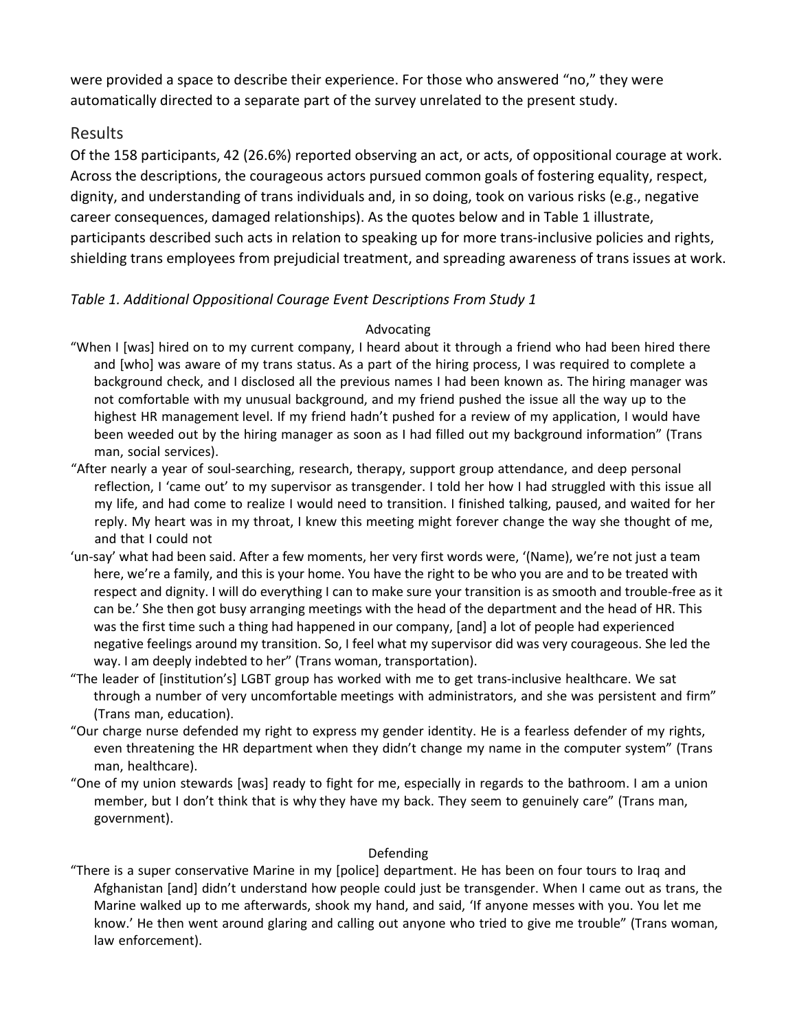were provided a space to describe their experience. For those who answered "no," they were automatically directed to a separate part of the survey unrelated to the present study.

## Results

Of the 158 participants, 42 (26.6%) reported observing an act, or acts, of oppositional courage at work. Across the descriptions, the courageous actors pursued common goals of fostering equality, respect, dignity, and understanding of trans individuals and, in so doing, took on various risks (e.g., negative career consequences, damaged relationships). As the quotes below and in Table 1 illustrate, participants described such acts in relation to speaking up for more trans-inclusive policies and rights, shielding trans employees from prejudicial treatment, and spreading awareness of trans issues at work.

*Table 1. Additional Oppositional Courage Event Descriptions From Study 1*

Advocating

"When I [was] hired on to my current company, I heard about it through a friend who had been hired there and [who] was aware of my trans status. As a part of the hiring process, I was required to complete a background check, and I disclosed all the previous names I had been known as. The hiring manager was not comfortable with my unusual background, and my friend pushed the issue all the way up to the highest HR management level. If my friend hadn't pushed for a review of my application, I would have been weeded out by the hiring manager as soon as I had filled out my background information" (Trans man, social services).

"After nearly a year of soul-searching, research, therapy, support group attendance, and deep personal reflection, I 'came out' to my supervisor as transgender. I told her how I had struggled with this issue all my life, and had come to realize I would need to transition. I finished talking, paused, and waited for her reply. My heart was in my throat, I knew this meeting might forever change the way she thought of me, and that I could not 'un-say' what had been said. After a few moments, her very first words were, '(Name), we're not just a team here, we're a family, and this is your home. You have the right to be who you are and to be treated with respect and dignity. I will do everything I can to make sure your transition is as smooth and trouble-free as it can be.' She then got busy arranging meetings with the head of the department and the head of HR. This was the first time such a thing had happened in our company, [and] a lot of people had experienced negative feelings around my transition. So, I feel what my supervisor did was very courageous. She led the way. I am deeply indebted to her" (Trans woman, transportation).

"The leader of [institution's] LGBT group has worked with me to get trans-inclusive healthcare. We sat through a number of very uncomfortable meetings with administrators, and she was persistent and firm" (Trans man, education).

"Our charge nurse defended my right to express my gender identity. He is a fearless defender of my rights, even threatening the HR department when they didn't change my name in the computer system" (Trans man, healthcare).

"One of my union stewards [was] ready to fight for me, especially in regards to the bathroom. I am a union member, but I don't think that is why they have my back. They seem to genuinely care" (Trans man, government).

Defending

"There is a super conservative Marine in my [police] department. He has been on four tours to Iraq and Afghanistan [and] didn't understand how people could just be transgender. When I came out as trans, the Marine walked up to me afterwards, shook my hand, and said, 'If anyone messes with you. You let me know.' He then went around glaring and calling out anyone who tried to give me trouble" (Trans woman, law enforcement).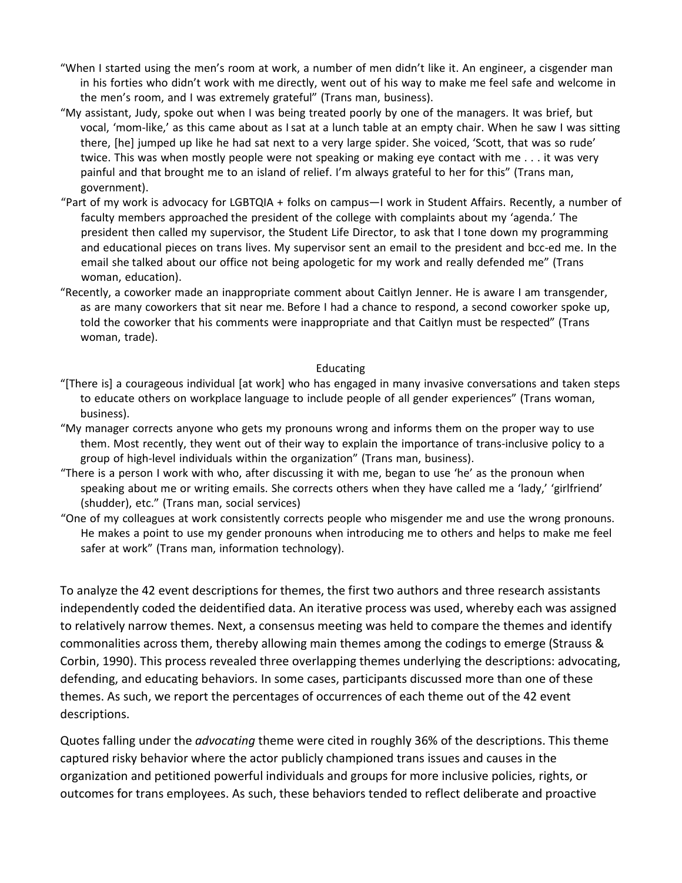"When I started using the men's room at work, a number of men didn't like it. An engineer, a cisgender man in his forties who didn't work with me directly, went out of his way to make me feel safe and welcome in the men's room, and I was extremely grateful" (Trans man, business).

"My assistant, Judy, spoke out when I was being treated poorly by one of the managers. It was brief, but vocal, 'mom-like,' as this came about as I sat at a lunch table at an empty chair. When he saw I was sitting there, [he] jumped up like he had sat next to a very large spider. She voiced, 'Scott, that was so rude' twice. This was when mostly people were not speaking or making eye contact with me . . . it was very painful and that brought me to an island of relief. I'm always grateful to her for this" (Trans man, government).

"Part of my work is advocacy for LGBTQIA + folks on campus—I work in Student Affairs. Recently, a number of faculty members approached the president of the college with complaints about my 'agenda.' The president then called my supervisor, the Student Life Director, to ask that I tone down my programming and educational pieces on trans lives. My supervisor sent an email to the president and bcc-ed me. In the email she talked about our office not being apologetic for my work and really defended me" (Trans woman, education).

"Recently, a coworker made an inappropriate comment about Caitlyn Jenner. He is aware I am transgender, as are many coworkers that sit near me. Before I had a chance to respond, a second coworker spoke up, told the coworker that his comments were inappropriate and that Caitlyn must be respected" (Trans woman, trade).

Educating

"[There is] a courageous individual [at work] who has engaged in many invasive conversations and taken steps to educate others on workplace language to include people of all gender experiences" (Trans woman, business).

"My manager corrects anyone who gets my pronouns wrong and informs them on the proper way to use them. Most recently, they went out of their way to explain the importance of trans-inclusive policy to a group of high-level individuals within the organization" (Trans man, business).

"There is a person I work with who, after discussing it with me, began to use 'he' as the pronoun when speaking about me or writing emails. She corrects others when they have called me a 'lady,' 'girlfriend' (shudder), etc." (Trans man, social services)

"One of my colleagues at work consistently corrects people who misgender me and use the wrong pronouns. He makes a point to use my gender pronouns when introducing me to others and helps to make me feel safer at work" (Trans man, information technology).

To analyze the 42 event descriptions for themes, the first two authors and three research assistants independently coded the deidentified data. An iterative process was used, whereby each was assigned to relatively narrow themes. Next, a consensus meeting was held to compare the themes and identify commonalities across them, thereby allowing main themes among the codings to emerge (Strauss & Corbin, 1990). This process revealed three overlapping themes underlying the descriptions: advocating, defending, and educating behaviors. In some cases, participants discussed more than one of these themes. As such, we report the percentages of occurrences of each theme out of the 42 event descriptions.

Quotes falling under the *advocating* theme were cited in roughly 36% of the descriptions. This theme captured risky behavior where the actor publicly championed trans issues and causes in the organization and petitioned powerful individuals and groups for more inclusive policies, rights, or outcomes for trans employees. As such, these behaviors tended to reflect deliberate and proactive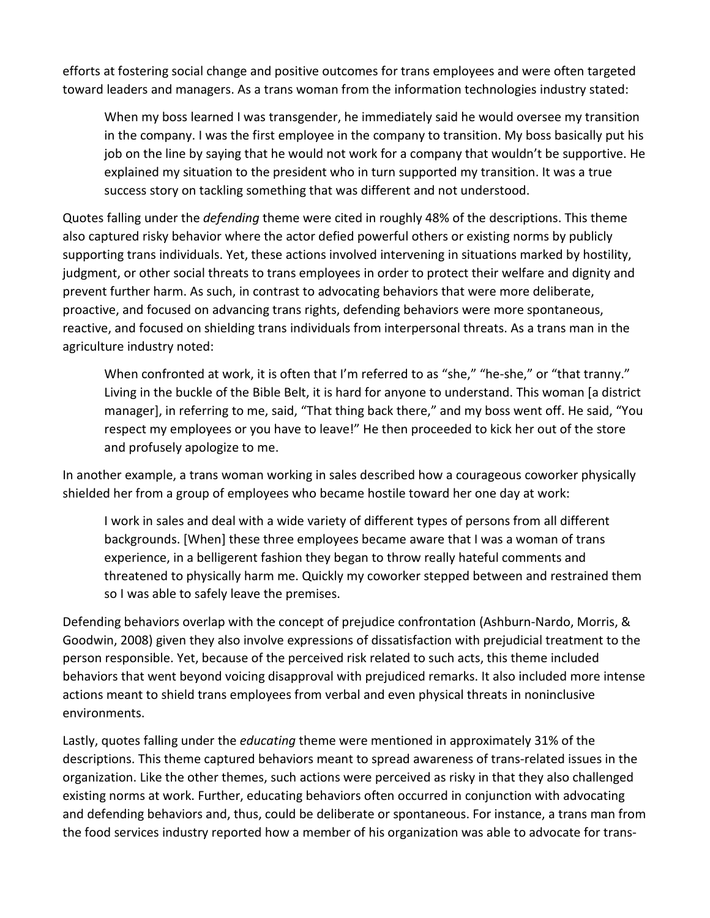efforts at fostering social change and positive outcomes for trans employees and were often targeted toward leaders and managers. As a trans woman from the information technologies industry stated:

> When my boss learned I was transgender, he immediately said he would oversee my transition in the company. I was the first employee in the company to transition. My boss basically put his job on the line by saying that he would not work for a company that wouldn't be supportive. He explained my situation to the president who in turn supported my transition. It was a true success story on tackling something that was different and not understood.

Quotes falling under the *defending* theme were cited in roughly 48% of the descriptions. This theme also captured risky behavior where the actor defied powerful others or existing norms by publicly supporting trans individuals. Yet, these actions involved intervening in situations marked by hostility, judgment, or other social threats to trans employees in order to protect their welfare and dignity and prevent further harm. As such, in contrast to advocating behaviors that were more deliberate, proactive, and focused on advancing trans rights, defending behaviors were more spontaneous, reactive, and focused on shielding trans individuals from interpersonal threats. As a trans man in the agriculture industry noted:

> When confronted at work, it is often that I'm referred to as "she," "he-she," or "that tranny." Living in the buckle of the Bible Belt, it is hard for anyone to understand. This woman [a district manager], in referring to me, said, "That thing back there," and my boss went off. He said, "You respect my employees or you have to leave!" He then proceeded to kick her out of the store and profusely apologize to me.

In another example, a trans woman working in sales described how a courageous coworker physically shielded her from a group of employees who became hostile toward her one day at work:

> I work in sales and deal with a wide variety of different types of persons from all different backgrounds. [When] these three employees became aware that I was a woman of trans experience, in a belligerent fashion they began to throw really hateful comments and threatened to physically harm me. Quickly my coworker stepped between and restrained them so I was able to safely leave the premises.

Defending behaviors overlap with the concept of prejudice confrontation (Ashburn-Nardo, Morris, & Goodwin, 2008) given they also involve expressions of dissatisfaction with prejudicial treatment to the person responsible. Yet, because of the perceived risk related to such acts, this theme included behaviors that went beyond voicing disapproval with prejudiced remarks. It also included more intense actions meant to shield trans employees from verbal and even physical threats in noninclusive environments.

Lastly, quotes falling under the *educating* theme were mentioned in approximately 31% of the descriptions. This theme captured behaviors meant to spread awareness of trans-related issues in the organization. Like the other themes, such actions were perceived as risky in that they also challenged existing norms at work. Further, educating behaviors often occurred in conjunction with advocating and defending behaviors and, thus, could be deliberate or spontaneous. For instance, a trans man from the food services industry reported how a member of his organization was able to advocate for trans-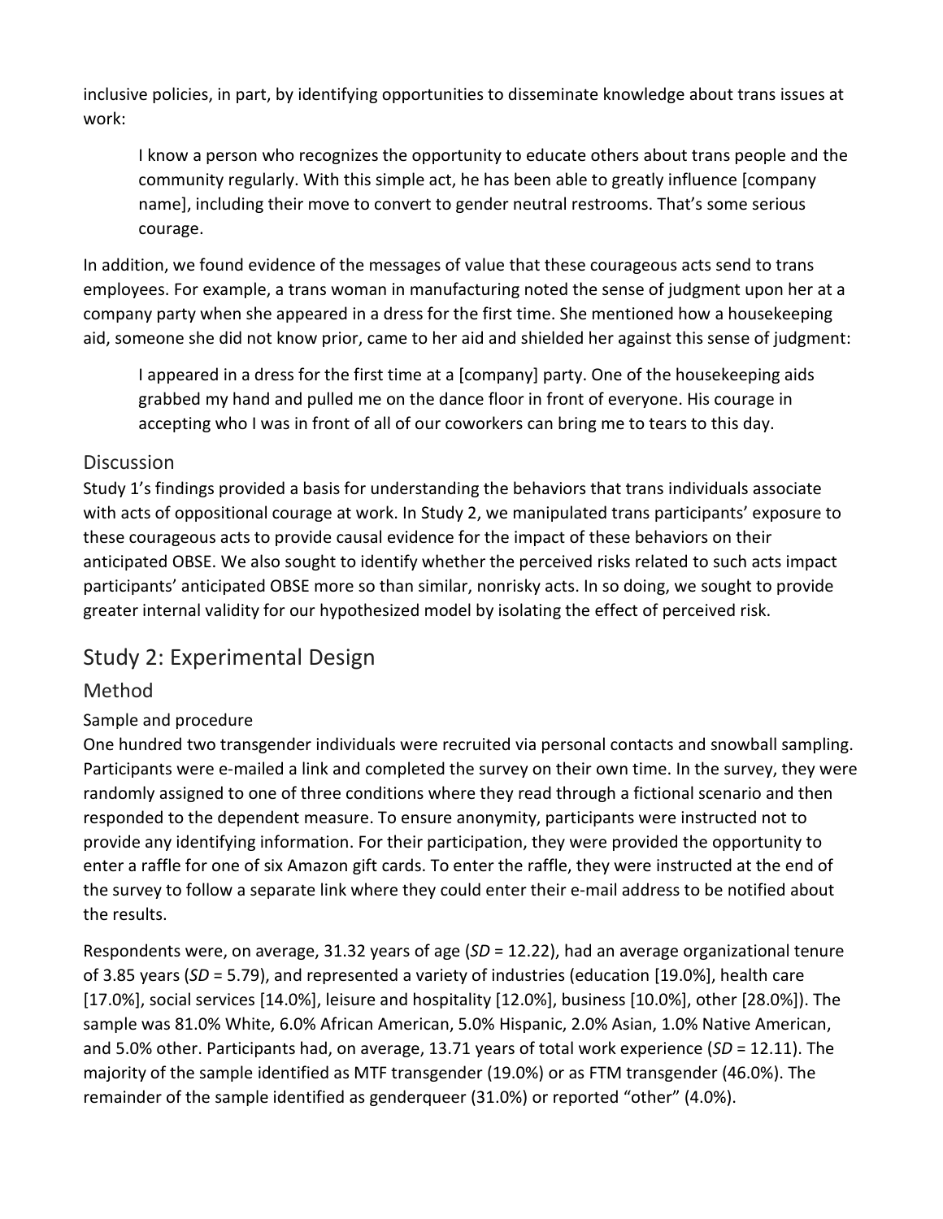inclusive policies, in part, by identifying opportunities to disseminate knowledge about trans issues at work:

> I know a person who recognizes the opportunity to educate others about trans people and the community regularly. With this simple act, he has been able to greatly influence [company name], including their move to convert to gender neutral restrooms. That's some serious courage.

In addition, we found evidence of the messages of value that these courageous acts send to trans employees. For example, a trans woman in manufacturing noted the sense of judgment upon her at a company party when she appeared in a dress for the first time. She mentioned how a housekeeping aid, someone she did not know prior, came to her aid and shielded her against this sense of judgment:

> I appeared in a dress for the first time at a [company] party. One of the housekeeping aids grabbed my hand and pulled me on the dance floor in front of everyone. His courage in accepting who I was in front of all of our coworkers can bring me to tears to this day.

### Discussion

Study 1's findings provided a basis for understanding the behaviors that trans individuals associate with acts of oppositional courage at work. In Study 2, we manipulated trans participants' exposure to these courageous acts to provide causal evidence for the impact of these behaviors on their anticipated OBSE. We also sought to identify whether the perceived risks related to such acts impact participants' anticipated OBSE more so than similar, nonrisky acts. In so doing, we sought to provide greater internal validity for our hypothesized model by isolating the effect of perceived risk.

## Study 2: Experimental Design

### Method

#### Sample and procedure

One hundred two transgender individuals were recruited via personal contacts and snowball sampling. Participants were e-mailed a link and completed the survey on their own time. In the survey, they were randomly assigned to one of three conditions where they read through a fictional scenario and then responded to the dependent measure. To ensure anonymity, participants were instructed not to provide any identifying information. For their participation, they were provided the opportunity to enter a raffle for one of six Amazon gift cards. To enter the raffle, they were instructed at the end of the survey to follow a separate link where they could enter their e-mail address to be notified about the results.

Respondents were, on average, 31.32 years of age (*SD* = 12.22), had an average organizational tenure of 3.85 years (*SD* = 5.79), and represented a variety of industries (education [19.0%], health care [17.0%], social services [14.0%], leisure and hospitality [12.0%], business [10.0%], other [28.0%]). The sample was 81.0% White, 6.0% African American, 5.0% Hispanic, 2.0% Asian, 1.0% Native American, and 5.0% other. Participants had, on average, 13.71 years of total work experience (*SD* = 12.11). The majority of the sample identified as MTF transgender (19.0%) or as FTM transgender (46.0%). The remainder of the sample identified as genderqueer (31.0%) or reported "other" (4.0%).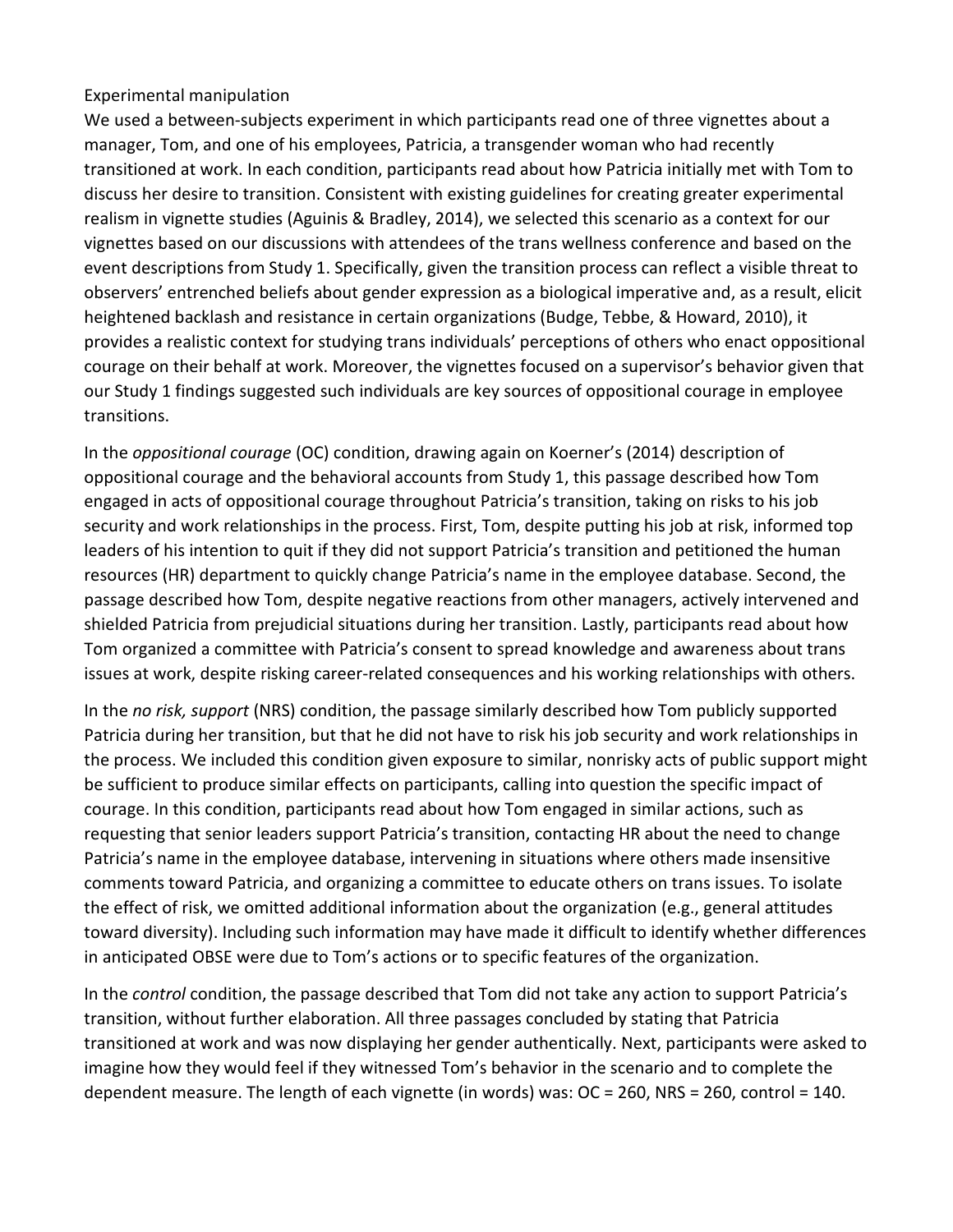### Experimental manipulation

We used a between-subjects experiment in which participants read one of three vignettes about a manager, Tom, and one of his employees, Patricia, a transgender woman who had recently transitioned at work. In each condition, participants read about how Patricia initially met with Tom to discuss her desire to transition. Consistent with existing guidelines for creating greater experimental realism in vignette studies (Aguinis & Bradley, 2014), we selected this scenario as a context for our vignettes based on our discussions with attendees of the trans wellness conference and based on the event descriptions from Study 1. Specifically, given the transition process can reflect a visible threat to observers' entrenched beliefs about gender expression as a biological imperative and, as a result, elicit heightened backlash and resistance in certain organizations (Budge, Tebbe, & Howard, 2010), it provides a realistic context for studying trans individuals' perceptions of others who enact oppositional courage on their behalf at work. Moreover, the vignettes focused on a supervisor's behavior given that our Study 1 findings suggested such individuals are key sources of oppositional courage in employee transitions.

In the *oppositional courage* (OC) condition, drawing again on Koerner's (2014) description of oppositional courage and the behavioral accounts from Study 1, this passage described how Tom engaged in acts of oppositional courage throughout Patricia's transition, taking on risks to his job security and work relationships in the process. First, Tom, despite putting his job at risk, informed top leaders of his intention to quit if they did not support Patricia's transition and petitioned the human resources (HR) department to quickly change Patricia's name in the employee database. Second, the passage described how Tom, despite negative reactions from other managers, actively intervened and shielded Patricia from prejudicial situations during her transition. Lastly, participants read about how Tom organized a committee with Patricia's consent to spread knowledge and awareness about trans issues at work, despite risking career-related consequences and his working relationships with others.

In the *no risk, support* (NRS) condition, the passage similarly described how Tom publicly supported Patricia during her transition, but that he did not have to risk his job security and work relationships in the process. We included this condition given exposure to similar, nonrisky acts of public support might be sufficient to produce similar effects on participants, calling into question the specific impact of courage. In this condition, participants read about how Tom engaged in similar actions, such as requesting that senior leaders support Patricia's transition, contacting HR about the need to change Patricia's name in the employee database, intervening in situations where others made insensitive comments toward Patricia, and organizing a committee to educate others on trans issues. To isolate the effect of risk, we omitted additional information about the organization (e.g., general attitudes toward diversity). Including such information may have made it difficult to identify whether differences in anticipated OBSE were due to Tom's actions or to specific features of the organization.

In the *control* condition, the passage described that Tom did not take any action to support Patricia's transition, without further elaboration. All three passages concluded by stating that Patricia transitioned at work and was now displaying her gender authentically. Next, participants were asked to imagine how they would feel if they witnessed Tom's behavior in the scenario and to complete the dependent measure. The length of each vignette (in words) was: OC = 260, NRS = 260, control = 140.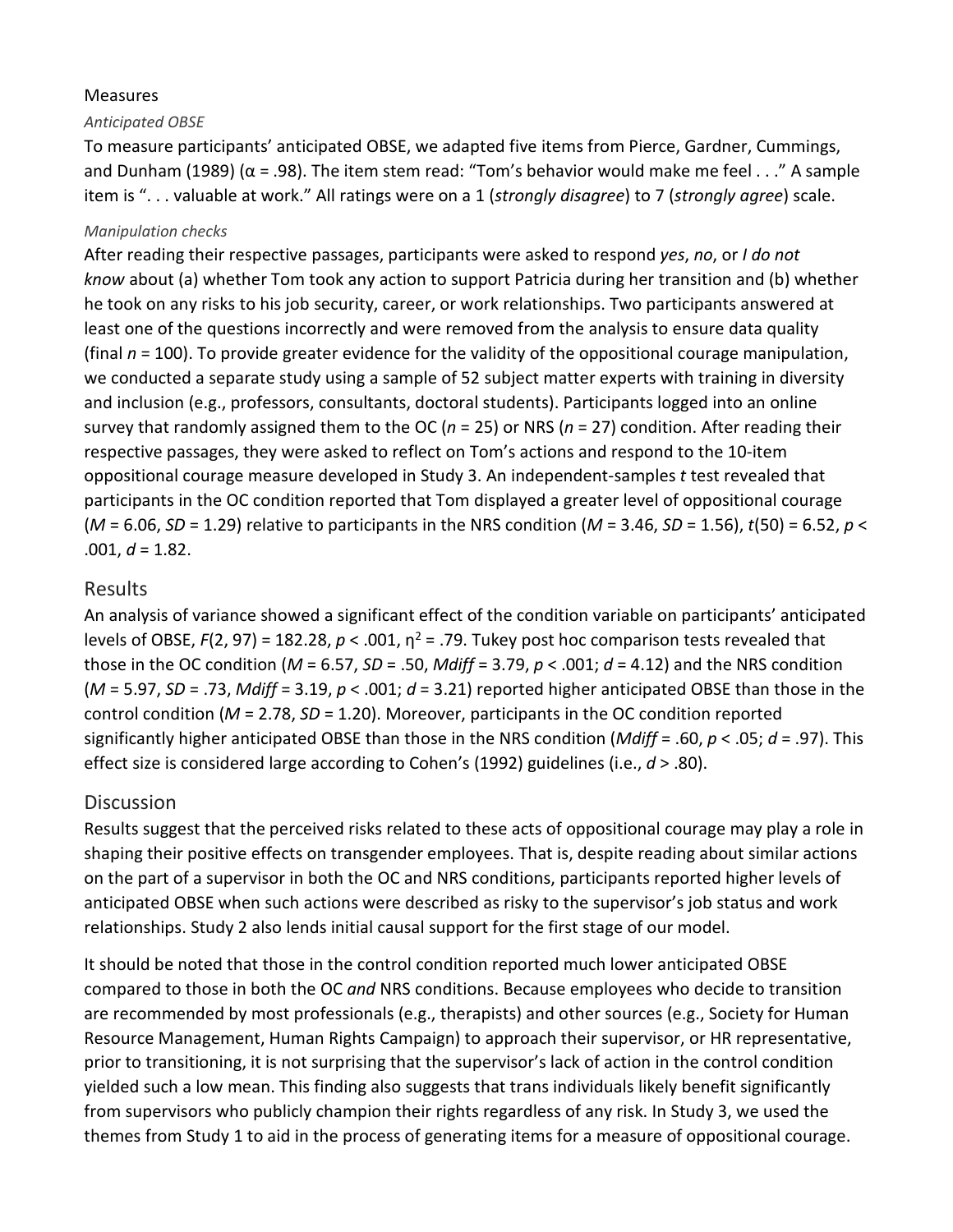## Measures

### *Anticipated OBSE*

To measure participants' anticipated OBSE, we adapted five items from Pierce, Gardner, Cummings, and Dunham (1989) ($\alpha = .98$). The item stem read: "Tom's behavior would make me feel . . ." A sample item is ". . . valuable at work." All ratings were on a 1 (*strongly disagree*) to 7 (*strongly agree*) scale.

### *Manipulation checks*

After reading their respective passages, participants were asked to respond *yes*, *no*, or *I do not know* about (a) whether Tom took any action to support Patricia during her transition and (b) whether he took on any risks to his job security, career, or work relationships. Two participants answered at least one of the questions incorrectly and were removed from the analysis to ensure data quality (final $n = 100$). To provide greater evidence for the validity of the oppositional courage manipulation, we conducted a separate study using a sample of 52 subject matter experts with training in diversity and inclusion (e.g., professors, consultants, doctoral students). Participants logged into an online survey that randomly assigned them to the OC ($n = 25$) or NRS ($n = 27$) condition. After reading their respective passages, they were asked to reflect on Tom's actions and respond to the 10-item oppositional courage measure developed in Study 3. An independent-samples *t* test revealed that participants in the OC condition reported that Tom displayed a greater level of oppositional courage ($M = 6.06$, $SD = 1.29$) relative to participants in the NRS condition ($M = 3.46$, $SD = 1.56$), $t(50) = 6.52$, $p < .001$, $d = 1.82$.

## Results

An analysis of variance showed a significant effect of the condition variable on participants' anticipated levels of OBSE, $F(2, 97) = 182.28$, $p < .001$, $\eta^2 = .79$. Tukey post hoc comparison tests revealed that those in the OC condition ($M = 6.57$, $SD = .50$, $Mdiff = 3.79$, $p < .001$; $d = 4.12$) and the NRS condition ($M = 5.97$, $SD = .73$, $Mdiff = 3.19$, $p < .001$; $d = 3.21$) reported higher anticipated OBSE than those in the control condition ($M = 2.78$, $SD = 1.20$). Moreover, participants in the OC condition reported significantly higher anticipated OBSE than those in the NRS condition ($Mdiff = .60$, $p < .05$; $d = .97$). This effect size is considered large according to Cohen's (1992) guidelines (i.e., $d > .80$).

## Discussion

Results suggest that the perceived risks related to these acts of oppositional courage may play a role in shaping their positive effects on transgender employees. That is, despite reading about similar actions on the part of a supervisor in both the OC and NRS conditions, participants reported higher levels of anticipated OBSE when such actions were described as risky to the supervisor's job status and work relationships. Study 2 also lends initial causal support for the first stage of our model.

It should be noted that those in the control condition reported much lower anticipated OBSE compared to those in both the OC *and* NRS conditions. Because employees who decide to transition are recommended by most professionals (e.g., therapists) and other sources (e.g., Society for Human Resource Management, Human Rights Campaign) to approach their supervisor, or HR representative, prior to transitioning, it is not surprising that the supervisor's lack of action in the control condition yielded such a low mean. This finding also suggests that trans individuals likely benefit significantly from supervisors who publicly champion their rights regardless of any risk. In Study 3, we used the themes from Study 1 to aid in the process of generating items for a measure of oppositional courage.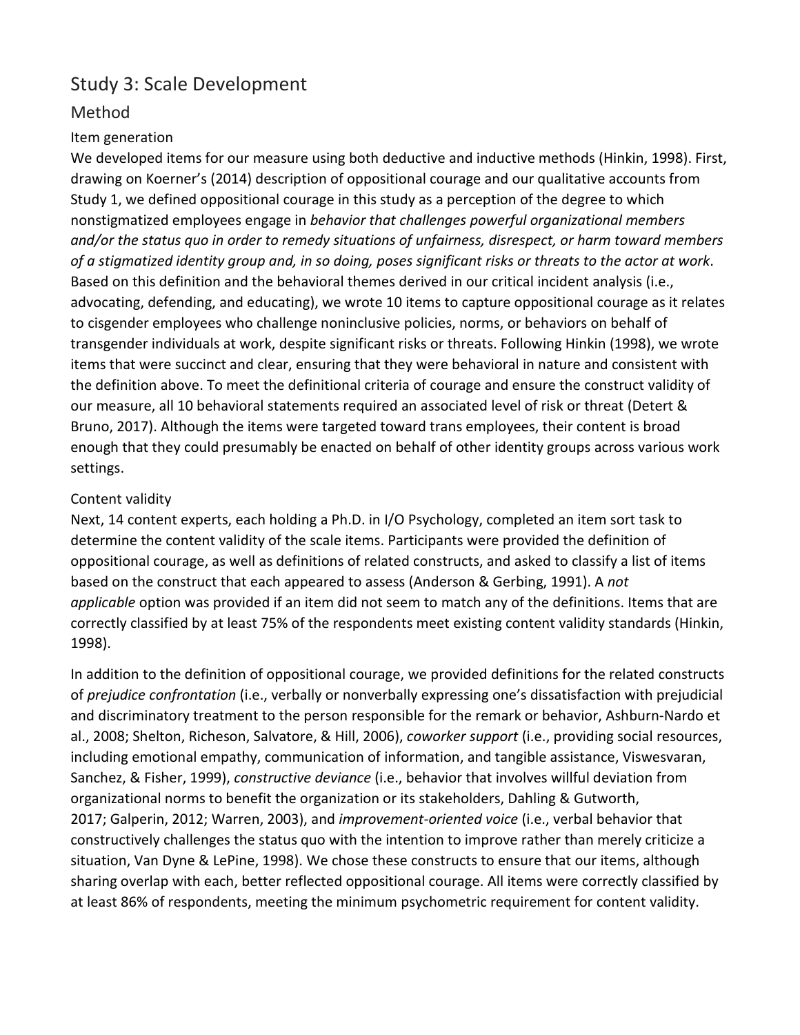## Study 3: Scale Development

### Method

#### Item generation

We developed items for our measure using both deductive and inductive methods (Hinkin, 1998). First, drawing on Koerner's (2014) description of oppositional courage and our qualitative accounts from Study 1, we defined oppositional courage in this study as a perception of the degree to which nonstigmatized employees engage in *behavior that challenges powerful organizational members and/or the status quo in order to remedy situations of unfairness, disrespect, or harm toward members of a stigmatized identity group and, in so doing, poses significant risks or threats to the actor at work*. Based on this definition and the behavioral themes derived in our critical incident analysis (i.e., advocating, defending, and educating), we wrote 10 items to capture oppositional courage as it relates to cisgender employees who challenge noninclusive policies, norms, or behaviors on behalf of transgender individuals at work, despite significant risks or threats. Following Hinkin (1998), we wrote items that were succinct and clear, ensuring that they were behavioral in nature and consistent with the definition above. To meet the definitional criteria of courage and ensure the construct validity of our measure, all 10 behavioral statements required an associated level of risk or threat (Detert & Bruno, 2017). Although the items were targeted toward trans employees, their content is broad enough that they could presumably be enacted on behalf of other identity groups across various work settings.

#### Content validity

Next, 14 content experts, each holding a Ph.D. in I/O Psychology, completed an item sort task to determine the content validity of the scale items. Participants were provided the definition of oppositional courage, as well as definitions of related constructs, and asked to classify a list of items based on the construct that each appeared to assess (Anderson & Gerbing, 1991). A *not applicable* option was provided if an item did not seem to match any of the definitions. Items that are correctly classified by at least 75% of the respondents meet existing content validity standards (Hinkin, 1998).

In addition to the definition of oppositional courage, we provided definitions for the related constructs of *prejudice confrontation* (i.e., verbally or nonverbally expressing one's dissatisfaction with prejudicial and discriminatory treatment to the person responsible for the remark or behavior, Ashburn-Nardo et al., 2008; Shelton, Richeson, Salvatore, & Hill, 2006), *coworker support* (i.e., providing social resources, including emotional empathy, communication of information, and tangible assistance, Viswesvaran, Sanchez, & Fisher, 1999), *constructive deviance* (i.e., behavior that involves willful deviation from organizational norms to benefit the organization or its stakeholders, Dahling & Gutworth, 2017; Galperin, 2012; Warren, 2003), and *improvement-oriented voice* (i.e., verbal behavior that constructively challenges the status quo with the intention to improve rather than merely criticize a situation, Van Dyne & LePine, 1998). We chose these constructs to ensure that our items, although sharing overlap with each, better reflected oppositional courage. All items were correctly classified by at least 86% of respondents, meeting the minimum psychometric requirement for content validity.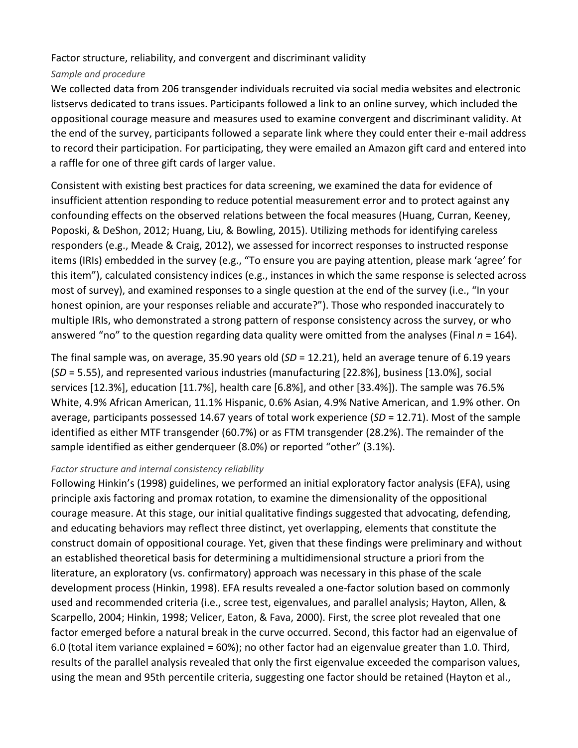## Factor structure, reliability, and convergent and discriminant validity

### *Sample and procedure*

We collected data from 206 transgender individuals recruited via social media websites and electronic listservs dedicated to trans issues. Participants followed a link to an online survey, which included the oppositional courage measure and measures used to examine convergent and discriminant validity. At the end of the survey, participants followed a separate link where they could enter their e-mail address to record their participation. For participating, they were emailed an Amazon gift card and entered into a raffle for one of three gift cards of larger value.

Consistent with existing best practices for data screening, we examined the data for evidence of insufficient attention responding to reduce potential measurement error and to protect against any confounding effects on the observed relations between the focal measures (Huang, Curran, Keeney, Poposki, & DeShon, 2012; Huang, Liu, & Bowling, 2015). Utilizing methods for identifying careless responders (e.g., Meade & Craig, 2012), we assessed for incorrect responses to instructed response items (IRIs) embedded in the survey (e.g., "To ensure you are paying attention, please mark 'agree' for this item"), calculated consistency indices (e.g., instances in which the same response is selected across most of survey), and examined responses to a single question at the end of the survey (i.e., "In your honest opinion, are your responses reliable and accurate?"). Those who responded inaccurately to multiple IRIs, who demonstrated a strong pattern of response consistency across the survey, or who answered "no" to the question regarding data quality were omitted from the analyses (Final $n$ = 164).

The final sample was, on average, 35.90 years old ($SD$ = 12.21), held an average tenure of 6.19 years ($SD$ = 5.55), and represented various industries (manufacturing [22.8%], business [13.0%], social services [12.3%], education [11.7%], health care [6.8%], and other [33.4%]). The sample was 76.5% White, 4.9% African American, 11.1% Hispanic, 0.6% Asian, 4.9% Native American, and 1.9% other. On average, participants possessed 14.67 years of total work experience ($SD$ = 12.71). Most of the sample identified as either MTF transgender (60.7%) or as FTM transgender (28.2%). The remainder of the sample identified as either genderqueer (8.0%) or reported "other" (3.1%).

### *Factor structure and internal consistency reliability*

Following Hinkin's (1998) guidelines, we performed an initial exploratory factor analysis (EFA), using principle axis factoring and promax rotation, to examine the dimensionality of the oppositional courage measure. At this stage, our initial qualitative findings suggested that advocating, defending, and educating behaviors may reflect three distinct, yet overlapping, elements that constitute the construct domain of oppositional courage. Yet, given that these findings were preliminary and without an established theoretical basis for determining a multidimensional structure a priori from the literature, an exploratory (vs. confirmatory) approach was necessary in this phase of the scale development process (Hinkin, 1998). EFA results revealed a one-factor solution based on commonly used and recommended criteria (i.e., scree test, eigenvalues, and parallel analysis; Hayton, Allen, & Scarpello, 2004; Hinkin, 1998; Velicer, Eaton, & Fava, 2000). First, the scree plot revealed that one factor emerged before a natural break in the curve occurred. Second, this factor had an eigenvalue of 6.0 (total item variance explained = 60%); no other factor had an eigenvalue greater than 1.0. Third, results of the parallel analysis revealed that only the first eigenvalue exceeded the comparison values, using the mean and 95th percentile criteria, suggesting one factor should be retained (Hayton et al.,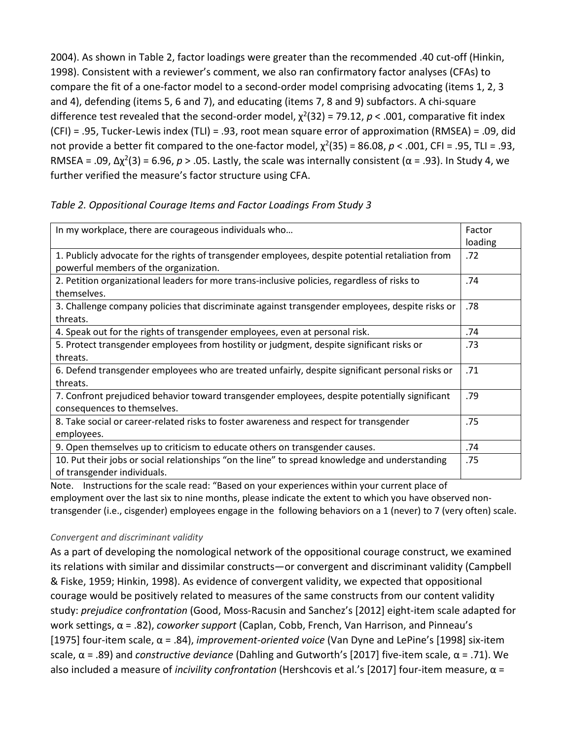2004). As shown in Table 2, factor loadings were greater than the recommended .40 cut-off (Hinkin, 1998). Consistent with a reviewer's comment, we also ran confirmatory factor analyses (CFAs) to compare the fit of a one-factor model to a second-order model comprising advocating (items 1, 2, 3 and 4), defending (items 5, 6 and 7), and educating (items 7, 8 and 9) subfactors. A chi-square difference test revealed that the second-order model, $\chi^2(32) = 79.12$, $p < .001$, comparative fit index (CFI) = .95, Tucker-Lewis index (TLI) = .93, root mean square error of approximation (RMSEA) = .09, did not provide a better fit compared to the one-factor model, $\chi^2(35) = 86.08$, $p < .001$, CFI = .95, TLI = .93, RMSEA = .09, $\Delta\chi^2(3) = 6.96$, $p > .05$. Lastly, the scale was internally consistent ($\alpha = .93$). In Study 4, we further verified the measure's factor structure using CFA.

*Table 2. Oppositional Courage Items and Factor Loadings From Study 3*

| In my workplace, there are courageous individuals who… | Factor loading |
|---|---|
| 1. Publicly advocate for the rights of transgender employees, despite potential retaliation from powerful members of the organization. | .72 |
| 2. Petition organizational leaders for more trans-inclusive policies, regardless of risks to themselves. | .74 |
| 3. Challenge company policies that discriminate against transgender employees, despite risks or threats. | .78 |
| 4. Speak out for the rights of transgender employees, even at personal risk. | .74 |
| 5. Protect transgender employees from hostility or judgment, despite significant risks or threats. | .73 |
| 6. Defend transgender employees who are treated unfairly, despite significant personal risks or threats. | .71 |
| 7. Confront prejudiced behavior toward transgender employees, despite potentially significant consequences to themselves. | .79 |
| 8. Take social or career-related risks to foster awareness and respect for transgender employees. | .75 |
| 9. Open themselves up to criticism to educate others on transgender causes. | .74 |
| 10. Put their jobs or social relationships "on the line" to spread knowledge and understanding of transgender individuals. | .75 |

Note. Instructions for the scale read: "Based on your experiences within your current place of employment over the last six to nine months, please indicate the extent to which you have observed non-transgender (i.e., cisgender) employees engage in the following behaviors on a 1 (never) to 7 (very often) scale.

*Convergent and discriminant validity*

As a part of developing the nomological network of the oppositional courage construct, we examined its relations with similar and dissimilar constructs—or convergent and discriminant validity (Campbell & Fiske, 1959; Hinkin, 1998). As evidence of convergent validity, we expected that oppositional courage would be positively related to measures of the same constructs from our content validity study: *prejudice confrontation* (Good, Moss-Racusin and Sanchez's [2012] eight-item scale adapted for work settings, $\alpha = .82$), *coworker support* (Caplan, Cobb, French, Van Harrison, and Pinneau's [1975] four-item scale, $\alpha = .84$), *improvement-oriented voice* (Van Dyne and LePine's [1998] six-item scale, $\alpha = .89$) and *constructive deviance* (Dahling and Gutworth's [2017] five-item scale, $\alpha = .71$). We also included a measure of *incivility confrontation* (Hershcovis et al.'s [2017] four-item measure, $\alpha =$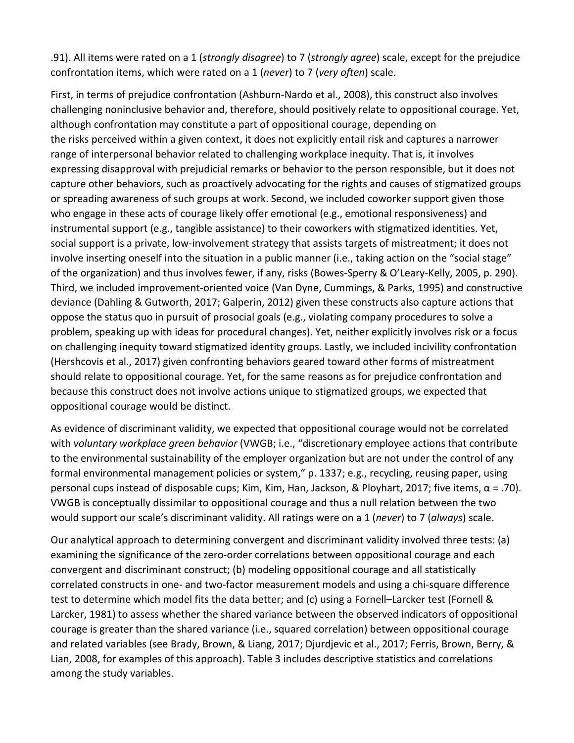.91). All items were rated on a 1 (*strongly disagree*) to 7 (*strongly agree*) scale, except for the prejudice confrontation items, which were rated on a 1 (*never*) to 7 (*very often*) scale.

First, in terms of prejudice confrontation (Ashburn-Nardo et al., 2008), this construct also involves challenging noninclusive behavior and, therefore, should positively relate to oppositional courage. Yet, although confrontation may constitute a part of oppositional courage, depending on the risks perceived within a given context, it does not explicitly entail risk and captures a narrower range of interpersonal behavior related to challenging workplace inequity. That is, it involves expressing disapproval with prejudicial remarks or behavior to the person responsible, but it does not capture other behaviors, such as proactively advocating for the rights and causes of stigmatized groups or spreading awareness of such groups at work. Second, we included coworker support given those who engage in these acts of courage likely offer emotional (e.g., emotional responsiveness) and instrumental support (e.g., tangible assistance) to their coworkers with stigmatized identities. Yet, social support is a private, low-involvement strategy that assists targets of mistreatment; it does not involve inserting oneself into the situation in a public manner (i.e., taking action on the "social stage" of the organization) and thus involves fewer, if any, risks (Bowes-Sperry & O'Leary-Kelly, 2005, p. 290). Third, we included improvement-oriented voice (Van Dyne, Cummings, & Parks, 1995) and constructive deviance (Dahling & Gutworth, 2017; Galperin, 2012) given these constructs also capture actions that oppose the status quo in pursuit of prosocial goals (e.g., violating company procedures to solve a problem, speaking up with ideas for procedural changes). Yet, neither explicitly involves risk or a focus on challenging inequity toward stigmatized identity groups. Lastly, we included incivility confrontation (Hershcovis et al., 2017) given confronting behaviors geared toward other forms of mistreatment should relate to oppositional courage. Yet, for the same reasons as for prejudice confrontation and because this construct does not involve actions unique to stigmatized groups, we expected that oppositional courage would be distinct.

As evidence of discriminant validity, we expected that oppositional courage would not be correlated with *voluntary workplace green behavior* (VWGB; i.e., "discretionary employee actions that contribute to the environmental sustainability of the employer organization but are not under the control of any formal environmental management policies or system," p. 1337; e.g., recycling, reusing paper, using personal cups instead of disposable cups; Kim, Kim, Han, Jackson, & Ployhart, 2017; five items, α = .70). VWGB is conceptually dissimilar to oppositional courage and thus a null relation between the two would support our scale's discriminant validity. All ratings were on a 1 (*never*) to 7 (*always*) scale.

Our analytical approach to determining convergent and discriminant validity involved three tests: (a) examining the significance of the zero-order correlations between oppositional courage and each convergent and discriminant construct; (b) modeling oppositional courage and all statistically correlated constructs in one- and two-factor measurement models and using a chi-square difference test to determine which model fits the data better; and (c) using a Fornell–Larcker test (Fornell & Larcker, 1981) to assess whether the shared variance between the observed indicators of oppositional courage is greater than the shared variance (i.e., squared correlation) between oppositional courage and related variables (see Brady, Brown, & Liang, 2017; Djurdjevic et al., 2017; Ferris, Brown, Berry, & Lian, 2008, for examples of this approach). Table 3 includes descriptive statistics and correlations among the study variables.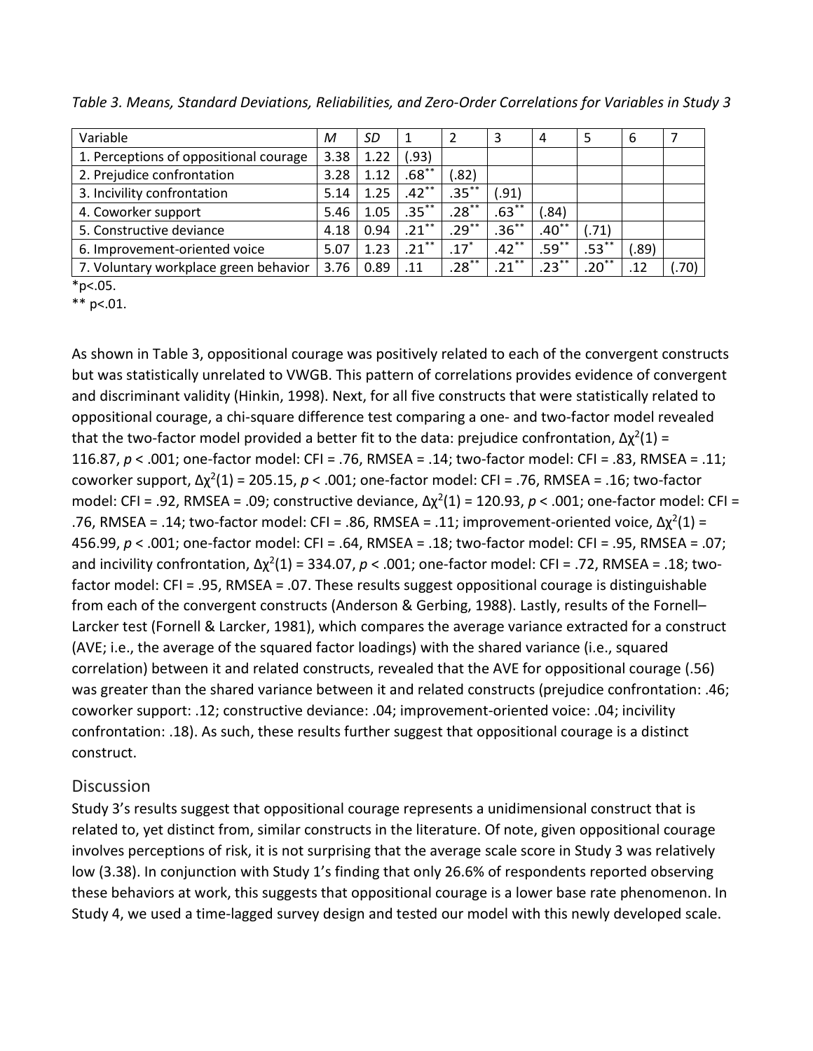*Table 3. Means, Standard Deviations, Reliabilities, and Zero-Order Correlations for Variables in Study 3*

| Variable | *M* | *SD* | 1 | 2 | 3 | 4 | 5 | 6 | 7 |
|---|---|---|---|---|---|---|---|---|---|
| 1. Perceptions of oppositional courage | 3.38 | 1.22 | (.93) | | | | | | |
| 2. Prejudice confrontation | 3.28 | 1.12 | .68** | (.82) | | | | | |
| 3. Incivility confrontation | 5.14 | 1.25 | .42** | .35** | (.91) | | | | |
| 4. Coworker support | 5.46 | 1.05 | .35** | .28** | .63** | (.84) | | | |
| 5. Constructive deviance | 4.18 | 0.94 | .21** | .29** | .36** | .40** | (.71) | | |
| 6. Improvement-oriented voice | 5.07 | 1.23 | .21** | .17* | .42** | .59** | .53** | (.89) | |
| 7. Voluntary workplace green behavior | 3.76 | 0.89 | .11 | .28** | .21** | .23** | .20** | .12 | (.70) |

*p<.05.

** p<.01.

As shown in Table 3, oppositional courage was positively related to each of the convergent constructs but was statistically unrelated to VWGB. This pattern of correlations provides evidence of convergent and discriminant validity (Hinkin, 1998). Next, for all five constructs that were statistically related to oppositional courage, a chi-square difference test comparing a one- and two-factor model revealed that the two-factor model provided a better fit to the data: prejudice confrontation, $\Delta\chi^2(1)$ = 116.87, $p < .001$; one-factor model: CFI = .76, RMSEA = .14; two-factor model: CFI = .83, RMSEA = .11; coworker support, $\Delta\chi^2(1)$ = 205.15, $p < .001$; one-factor model: CFI = .76, RMSEA = .16; two-factor model: CFI = .92, RMSEA = .09; constructive deviance, $\Delta\chi^2(1)$ = 120.93, $p < .001$; one-factor model: CFI = .76, RMSEA = .14; two-factor model: CFI = .86, RMSEA = .11; improvement-oriented voice, $\Delta\chi^2(1)$ = 456.99, $p < .001$; one-factor model: CFI = .64, RMSEA = .18; two-factor model: CFI = .95, RMSEA = .07; and incivility confrontation, $\Delta\chi^2(1)$ = 334.07, $p < .001$; one-factor model: CFI = .72, RMSEA = .18; two-factor model: CFI = .95, RMSEA = .07. These results suggest oppositional courage is distinguishable from each of the convergent constructs (Anderson & Gerbing, 1988). Lastly, results of the Fornell–Larcker test (Fornell & Larcker, 1981), which compares the average variance extracted for a construct (AVE; i.e., the average of the squared factor loadings) with the shared variance (i.e., squared correlation) between it and related constructs, revealed that the AVE for oppositional courage (.56) was greater than the shared variance between it and related constructs (prejudice confrontation: .46; coworker support: .12; constructive deviance: .04; improvement-oriented voice: .04; incivility confrontation: .18). As such, these results further suggest that oppositional courage is a distinct construct.

## Discussion

Study 3's results suggest that oppositional courage represents a unidimensional construct that is related to, yet distinct from, similar constructs in the literature. Of note, given oppositional courage involves perceptions of risk, it is not surprising that the average scale score in Study 3 was relatively low (3.38). In conjunction with Study 1's finding that only 26.6% of respondents reported observing these behaviors at work, this suggests that oppositional courage is a lower base rate phenomenon. In Study 4, we used a time-lagged survey design and tested our model with this newly developed scale.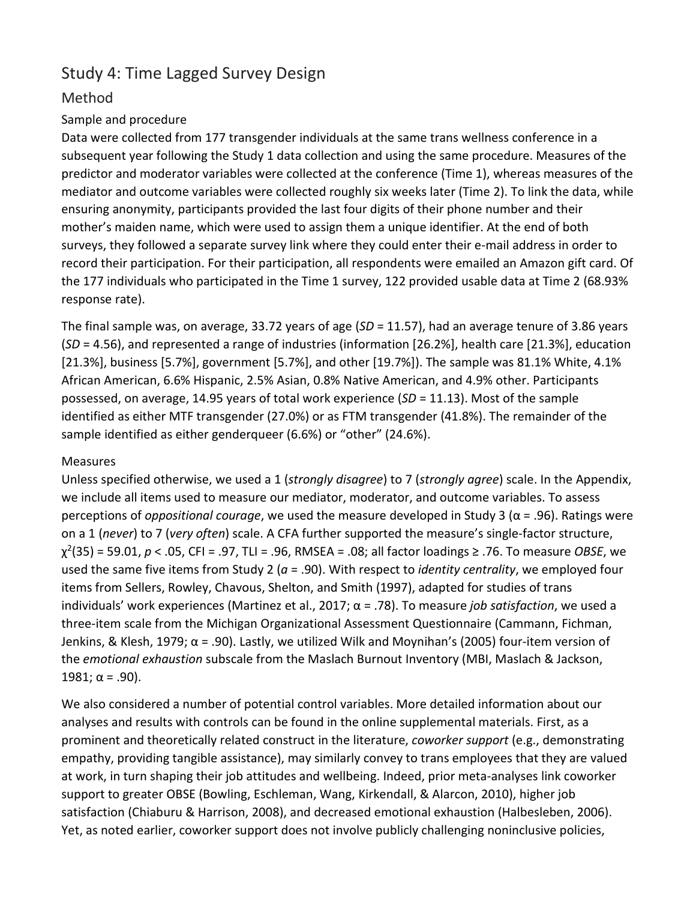## Study 4: Time Lagged Survey Design

### Method

#### Sample and procedure

Data were collected from 177 transgender individuals at the same trans wellness conference in a subsequent year following the Study 1 data collection and using the same procedure. Measures of the predictor and moderator variables were collected at the conference (Time 1), whereas measures of the mediator and outcome variables were collected roughly six weeks later (Time 2). To link the data, while ensuring anonymity, participants provided the last four digits of their phone number and their mother's maiden name, which were used to assign them a unique identifier. At the end of both surveys, they followed a separate survey link where they could enter their e-mail address in order to record their participation. For their participation, all respondents were emailed an Amazon gift card. Of the 177 individuals who participated in the Time 1 survey, 122 provided usable data at Time 2 (68.93% response rate).

The final sample was, on average, 33.72 years of age (*SD* = 11.57), had an average tenure of 3.86 years (*SD* = 4.56), and represented a range of industries (information [26.2%], health care [21.3%], education [21.3%], business [5.7%], government [5.7%], and other [19.7%]). The sample was 81.1% White, 4.1% African American, 6.6% Hispanic, 2.5% Asian, 0.8% Native American, and 4.9% other. Participants possessed, on average, 14.95 years of total work experience (*SD* = 11.13). Most of the sample identified as either MTF transgender (27.0%) or as FTM transgender (41.8%). The remainder of the sample identified as either genderqueer (6.6%) or "other" (24.6%).

#### Measures

Unless specified otherwise, we used a 1 (*strongly disagree*) to 7 (*strongly agree*) scale. In the Appendix, we include all items used to measure our mediator, moderator, and outcome variables. To assess perceptions of *oppositional courage*, we used the measure developed in Study 3 ($\alpha$ = .96). Ratings were on a 1 (*never*) to 7 (*very often*) scale. A CFA further supported the measure's single-factor structure, $\chi^2(35) = 59.01$, $p < .05$, CFI = .97, TLI = .96, RMSEA = .08; all factor loadings ≥ .76. To measure *OBSE*, we used the same five items from Study 2 ($a$ = .90). With respect to *identity centrality*, we employed four items from Sellers, Rowley, Chavous, Shelton, and Smith (1997), adapted for studies of trans individuals' work experiences (Martinez et al., 2017; $\alpha$ = .78). To measure *job satisfaction*, we used a three-item scale from the Michigan Organizational Assessment Questionnaire (Cammann, Fichman, Jenkins, & Klesh, 1979; $\alpha$ = .90). Lastly, we utilized Wilk and Moynihan's (2005) four-item version of the *emotional exhaustion* subscale from the Maslach Burnout Inventory (MBI, Maslach & Jackson, 1981; $\alpha$ = .90).

We also considered a number of potential control variables. More detailed information about our analyses and results with controls can be found in the online supplemental materials. First, as a prominent and theoretically related construct in the literature, *coworker support* (e.g., demonstrating empathy, providing tangible assistance), may similarly convey to trans employees that they are valued at work, in turn shaping their job attitudes and wellbeing. Indeed, prior meta-analyses link coworker support to greater OBSE (Bowling, Eschleman, Wang, Kirkendall, & Alarcon, 2010), higher job satisfaction (Chiaburu & Harrison, 2008), and decreased emotional exhaustion (Halbesleben, 2006). Yet, as noted earlier, coworker support does not involve publicly challenging noninclusive policies,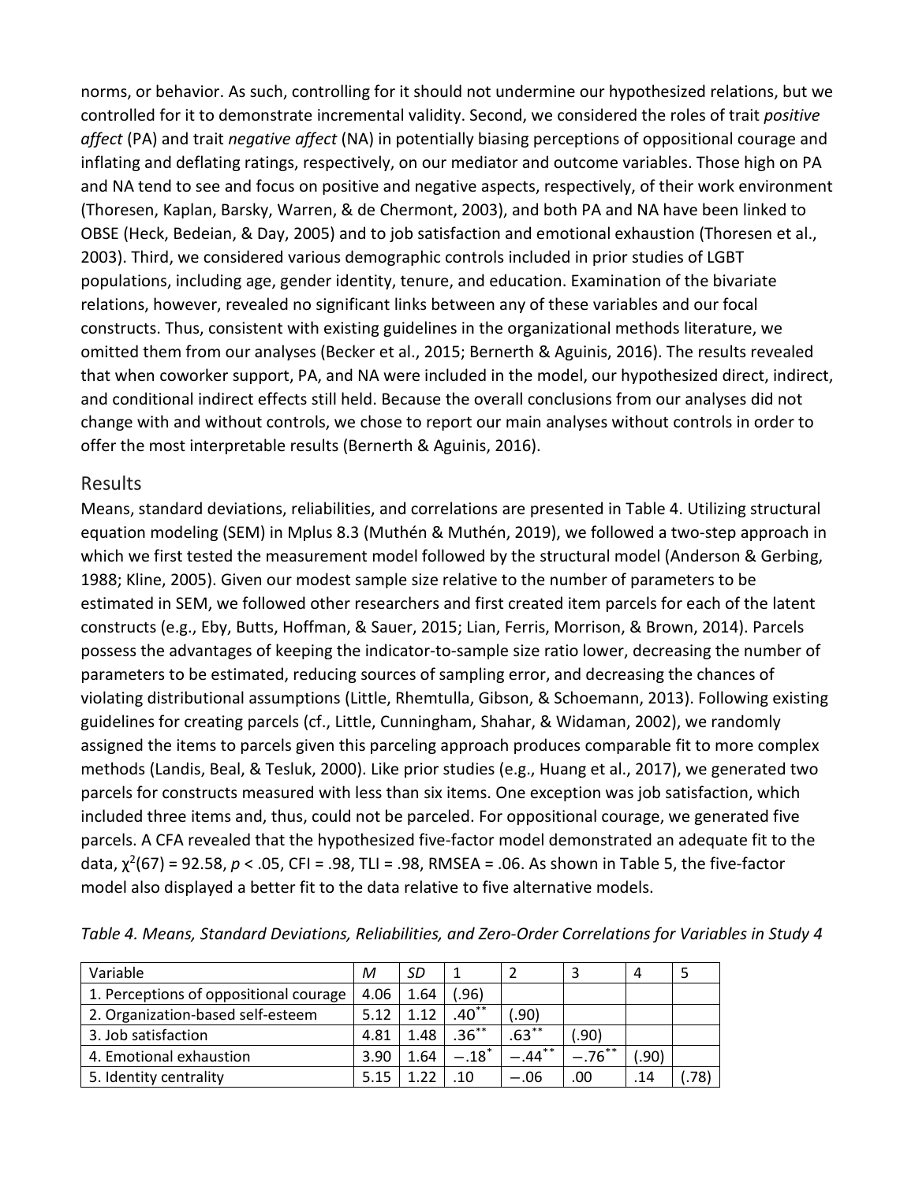norms, or behavior. As such, controlling for it should not undermine our hypothesized relations, but we controlled for it to demonstrate incremental validity. Second, we considered the roles of trait *positive affect* (PA) and trait *negative affect* (NA) in potentially biasing perceptions of oppositional courage and inflating and deflating ratings, respectively, on our mediator and outcome variables. Those high on PA and NA tend to see and focus on positive and negative aspects, respectively, of their work environment (Thoresen, Kaplan, Barsky, Warren, & de Chermont, 2003), and both PA and NA have been linked to OBSE (Heck, Bedeian, & Day, 2005) and to job satisfaction and emotional exhaustion (Thoresen et al., 2003). Third, we considered various demographic controls included in prior studies of LGBT populations, including age, gender identity, tenure, and education. Examination of the bivariate relations, however, revealed no significant links between any of these variables and our focal constructs. Thus, consistent with existing guidelines in the organizational methods literature, we omitted them from our analyses (Becker et al., 2015; Bernerth & Aguinis, 2016). The results revealed that when coworker support, PA, and NA were included in the model, our hypothesized direct, indirect, and conditional indirect effects still held. Because the overall conclusions from our analyses did not change with and without controls, we chose to report our main analyses without controls in order to offer the most interpretable results (Bernerth & Aguinis, 2016).

## Results

Means, standard deviations, reliabilities, and correlations are presented in Table 4. Utilizing structural equation modeling (SEM) in Mplus 8.3 (Muthén & Muthén, 2019), we followed a two-step approach in which we first tested the measurement model followed by the structural model (Anderson & Gerbing, 1988; Kline, 2005). Given our modest sample size relative to the number of parameters to be estimated in SEM, we followed other researchers and first created item parcels for each of the latent constructs (e.g., Eby, Butts, Hoffman, & Sauer, 2015; Lian, Ferris, Morrison, & Brown, 2014). Parcels possess the advantages of keeping the indicator-to-sample size ratio lower, decreasing the number of parameters to be estimated, reducing sources of sampling error, and decreasing the chances of violating distributional assumptions (Little, Rhemtulla, Gibson, & Schoemann, 2013). Following existing guidelines for creating parcels (cf., Little, Cunningham, Shahar, & Widaman, 2002), we randomly assigned the items to parcels given this parceling approach produces comparable fit to more complex methods (Landis, Beal, & Tesluk, 2000). Like prior studies (e.g., Huang et al., 2017), we generated two parcels for constructs measured with less than six items. One exception was job satisfaction, which included three items and, thus, could not be parceled. For oppositional courage, we generated five parcels. A CFA revealed that the hypothesized five-factor model demonstrated an adequate fit to the data, $\chi^2(67) = 92.58$, $p < .05$, CFI = .98, TLI = .98, RMSEA = .06. As shown in Table 5, the five-factor model also displayed a better fit to the data relative to five alternative models.

*Table 4. Means, Standard Deviations, Reliabilities, and Zero-Order Correlations for Variables in Study 4*

| Variable | *M* | *SD* | 1 | 2 | 3 | 4 | 5 |
|---|---|---|---|---|---|---|---|
| 1. Perceptions of oppositional courage | 4.06 | 1.64 | (.96) | | | | |
| 2. Organization-based self-esteem | 5.12 | 1.12 | .40** | (.90) | | | |
| 3. Job satisfaction | 4.81 | 1.48 | .36** | .63** | (.90) | | |
| 4. Emotional exhaustion | 3.90 | 1.64 | −.18* | −.44** | −.76** | (.90) | |
| 5. Identity centrality | 5.15 | 1.22 | .10 | −.06 | .00 | .14 | (.78) |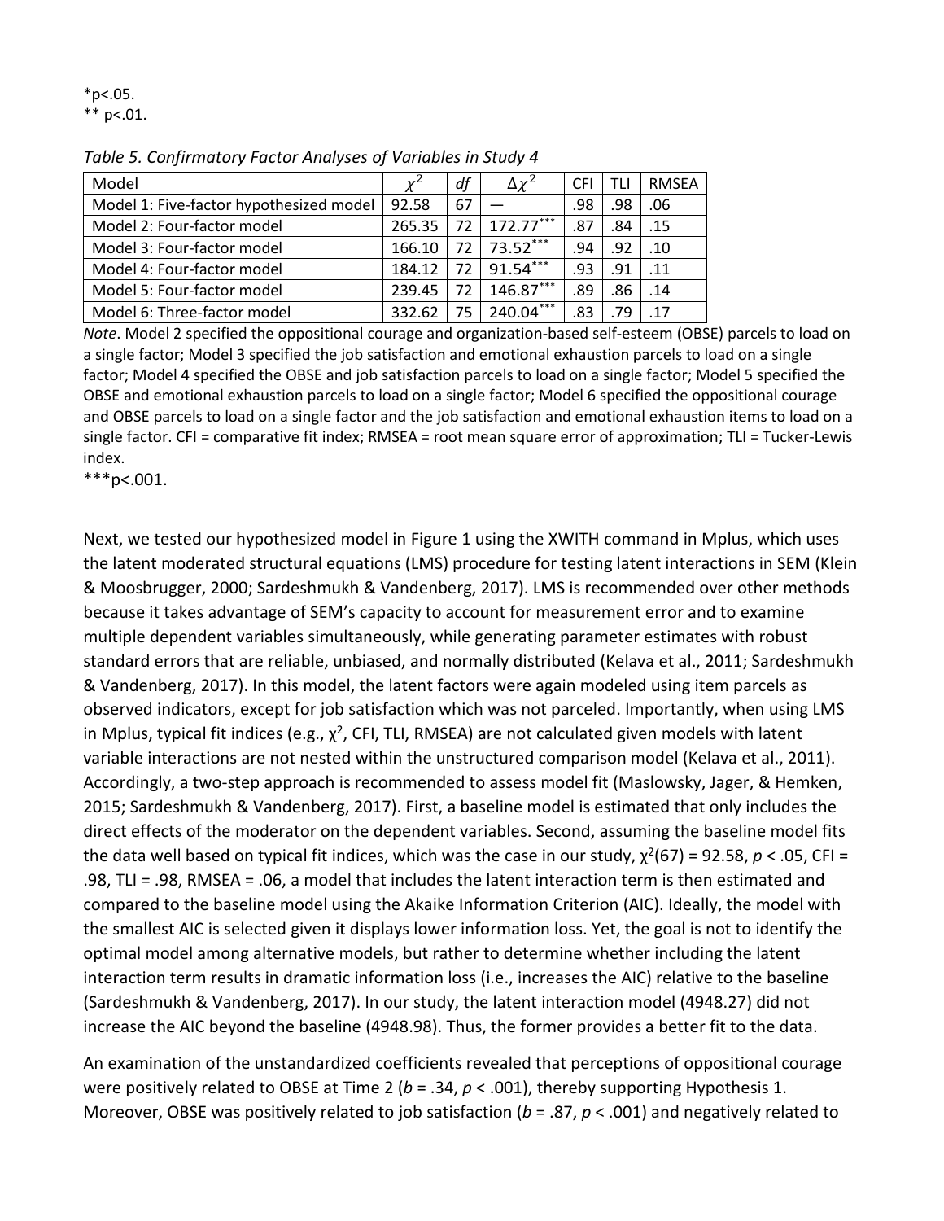*p<.05.
** p<.01.

*Table 5. Confirmatory Factor Analyses of Variables in Study 4*

| Model | $\chi^2$ | *df* | $\Delta\chi^2$ | CFI | TLI | RMSEA |
|---|---|---|---|---|---|---|
| Model 1: Five-factor hypothesized model | 92.58 | 67 | — | .98 | .98 | .06 |
| Model 2: Four-factor model | 265.35 | 72 | 172.77*** | .87 | .84 | .15 |
| Model 3: Four-factor model | 166.10 | 72 | 73.52*** | .94 | .92 | .10 |
| Model 4: Four-factor model | 184.12 | 72 | 91.54*** | .93 | .91 | .11 |
| Model 5: Four-factor model | 239.45 | 72 | 146.87*** | .89 | .86 | .14 |
| Model 6: Three-factor model | 332.62 | 75 | 240.04*** | .83 | .79 | .17 |

*Note*. Model 2 specified the oppositional courage and organization-based self-esteem (OBSE) parcels to load on a single factor; Model 3 specified the job satisfaction and emotional exhaustion parcels to load on a single factor; Model 4 specified the OBSE and job satisfaction parcels to load on a single factor; Model 5 specified the OBSE and emotional exhaustion parcels to load on a single factor; Model 6 specified the oppositional courage and OBSE parcels to load on a single factor and the job satisfaction and emotional exhaustion items to load on a single factor. CFI = comparative fit index; RMSEA = root mean square error of approximation; TLI = Tucker-Lewis index.
***p<.001.

Next, we tested our hypothesized model in Figure 1 using the XWITH command in Mplus, which uses the latent moderated structural equations (LMS) procedure for testing latent interactions in SEM (Klein & Moosbrugger, 2000; Sardeshmukh & Vandenberg, 2017). LMS is recommended over other methods because it takes advantage of SEM's capacity to account for measurement error and to examine multiple dependent variables simultaneously, while generating parameter estimates with robust standard errors that are reliable, unbiased, and normally distributed (Kelava et al., 2011; Sardeshmukh & Vandenberg, 2017). In this model, the latent factors were again modeled using item parcels as observed indicators, except for job satisfaction which was not parceled. Importantly, when using LMS in Mplus, typical fit indices (e.g., $\chi^2$, CFI, TLI, RMSEA) are not calculated given models with latent variable interactions are not nested within the unstructured comparison model (Kelava et al., 2011). Accordingly, a two-step approach is recommended to assess model fit (Maslowsky, Jager, & Hemken, 2015; Sardeshmukh & Vandenberg, 2017). First, a baseline model is estimated that only includes the direct effects of the moderator on the dependent variables. Second, assuming the baseline model fits the data well based on typical fit indices, which was the case in our study, $\chi^2(67) = 92.58$, $p < .05$, CFI = .98, TLI = .98, RMSEA = .06, a model that includes the latent interaction term is then estimated and compared to the baseline model using the Akaike Information Criterion (AIC). Ideally, the model with the smallest AIC is selected given it displays lower information loss. Yet, the goal is not to identify the optimal model among alternative models, but rather to determine whether including the latent interaction term results in dramatic information loss (i.e., increases the AIC) relative to the baseline (Sardeshmukh & Vandenberg, 2017). In our study, the latent interaction model (4948.27) did not increase the AIC beyond the baseline (4948.98). Thus, the former provides a better fit to the data.

An examination of the unstandardized coefficients revealed that perceptions of oppositional courage were positively related to OBSE at Time 2 ($b = .34$, $p < .001$), thereby supporting Hypothesis 1. Moreover, OBSE was positively related to job satisfaction ($b = .87$, $p < .001$) and negatively related to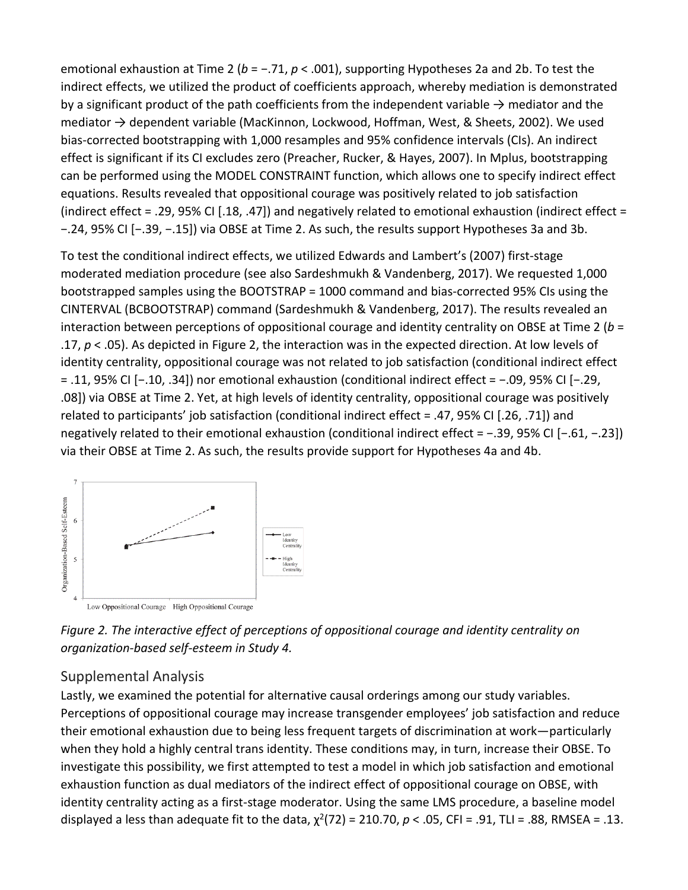emotional exhaustion at Time 2 ($b = -.71$, $p < .001$), supporting Hypotheses 2a and 2b. To test the indirect effects, we utilized the product of coefficients approach, whereby mediation is demonstrated by a significant product of the path coefficients from the independent variable → mediator and the mediator → dependent variable (MacKinnon, Lockwood, Hoffman, West, & Sheets, 2002). We used bias-corrected bootstrapping with 1,000 resamples and 95% confidence intervals (CIs). An indirect effect is significant if its CI excludes zero (Preacher, Rucker, & Hayes, 2007). In Mplus, bootstrapping can be performed using the MODEL CONSTRAINT function, which allows one to specify indirect effect equations. Results revealed that oppositional courage was positively related to job satisfaction (indirect effect = .29, 95% CI [.18, .47]) and negatively related to emotional exhaustion (indirect effect = −.24, 95% CI [−.39, −.15]) via OBSE at Time 2. As such, the results support Hypotheses 3a and 3b.

To test the conditional indirect effects, we utilized Edwards and Lambert's (2007) first-stage moderated mediation procedure (see also Sardeshmukh & Vandenberg, 2017). We requested 1,000 bootstrapped samples using the BOOTSTRAP = 1000 command and bias-corrected 95% CIs using the CINTERVAL (BCBOOTSTRAP) command (Sardeshmukh & Vandenberg, 2017). The results revealed an interaction between perceptions of oppositional courage and identity centrality on OBSE at Time 2 ($b = .17$, $p < .05$). As depicted in Figure 2, the interaction was in the expected direction. At low levels of identity centrality, oppositional courage was not related to job satisfaction (conditional indirect effect = .11, 95% CI [−.10, .34]) nor emotional exhaustion (conditional indirect effect = −.09, 95% CI [−.29, .08]) via OBSE at Time 2. Yet, at high levels of identity centrality, oppositional courage was positively related to participants' job satisfaction (conditional indirect effect = .47, 95% CI [.26, .71]) and negatively related to their emotional exhaustion (conditional indirect effect = −.39, 95% CI [−.61, −.23]) via their OBSE at Time 2. As such, the results provide support for Hypotheses 4a and 4b.

*Figure 2. The interactive effect of perceptions of oppositional courage and identity centrality on organization-based self-esteem in Study 4.*

## Supplemental Analysis

Lastly, we examined the potential for alternative causal orderings among our study variables. Perceptions of oppositional courage may increase transgender employees' job satisfaction and reduce their emotional exhaustion due to being less frequent targets of discrimination at work—particularly when they hold a highly central trans identity. These conditions may, in turn, increase their OBSE. To investigate this possibility, we first attempted to test a model in which job satisfaction and emotional exhaustion function as dual mediators of the indirect effect of oppositional courage on OBSE, with identity centrality acting as a first-stage moderator. Using the same LMS procedure, a baseline model displayed a less than adequate fit to the data, $\chi^2(72) = 210.70$, $p < .05$, CFI = .91, TLI = .88, RMSEA = .13.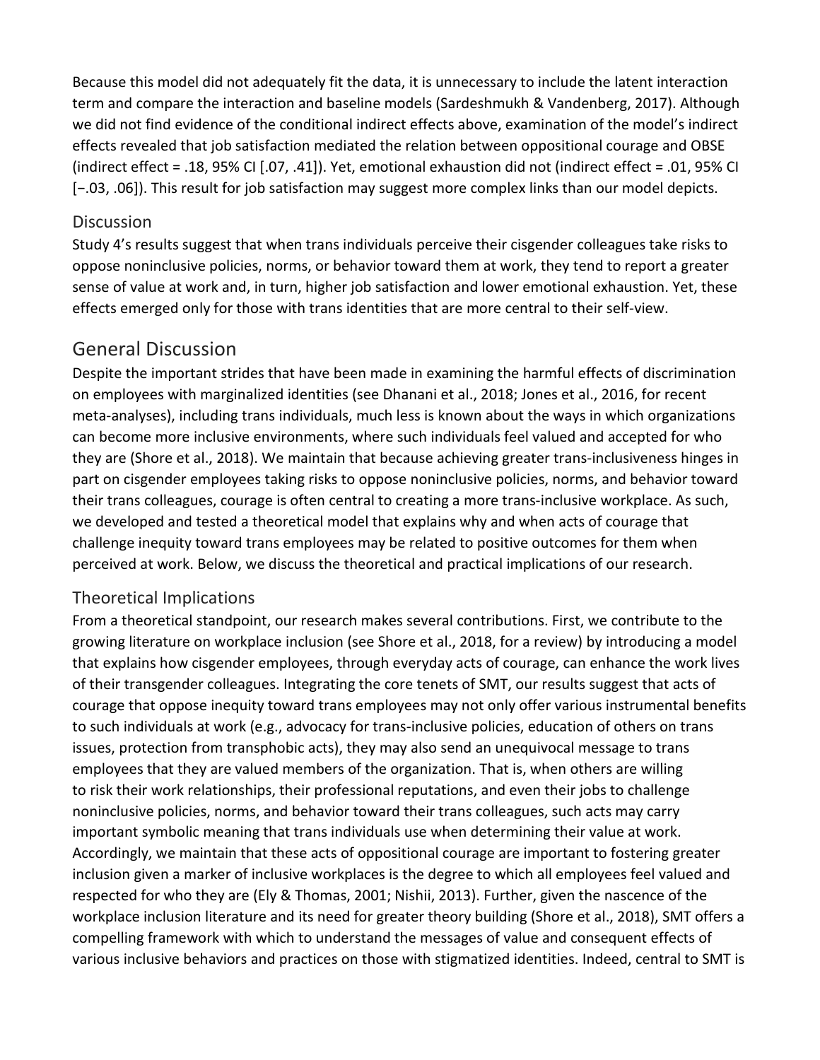Because this model did not adequately fit the data, it is unnecessary to include the latent interaction term and compare the interaction and baseline models (Sardeshmukh & Vandenberg, 2017). Although we did not find evidence of the conditional indirect effects above, examination of the model's indirect effects revealed that job satisfaction mediated the relation between oppositional courage and OBSE (indirect effect = .18, 95% CI [.07, .41]). Yet, emotional exhaustion did not (indirect effect = .01, 95% CI [−.03, .06]). This result for job satisfaction may suggest more complex links than our model depicts.

### Discussion

Study 4's results suggest that when trans individuals perceive their cisgender colleagues take risks to oppose noninclusive policies, norms, or behavior toward them at work, they tend to report a greater sense of value at work and, in turn, higher job satisfaction and lower emotional exhaustion. Yet, these effects emerged only for those with trans identities that are more central to their self-view.

## General Discussion

Despite the important strides that have been made in examining the harmful effects of discrimination on employees with marginalized identities (see Dhanani et al., 2018; Jones et al., 2016, for recent meta-analyses), including trans individuals, much less is known about the ways in which organizations can become more inclusive environments, where such individuals feel valued and accepted for who they are (Shore et al., 2018). We maintain that because achieving greater trans-inclusiveness hinges in part on cisgender employees taking risks to oppose noninclusive policies, norms, and behavior toward their trans colleagues, courage is often central to creating a more trans-inclusive workplace. As such, we developed and tested a theoretical model that explains why and when acts of courage that challenge inequity toward trans employees may be related to positive outcomes for them when perceived at work. Below, we discuss the theoretical and practical implications of our research.

### Theoretical Implications

From a theoretical standpoint, our research makes several contributions. First, we contribute to the growing literature on workplace inclusion (see Shore et al., 2018, for a review) by introducing a model that explains how cisgender employees, through everyday acts of courage, can enhance the work lives of their transgender colleagues. Integrating the core tenets of SMT, our results suggest that acts of courage that oppose inequity toward trans employees may not only offer various instrumental benefits to such individuals at work (e.g., advocacy for trans-inclusive policies, education of others on trans issues, protection from transphobic acts), they may also send an unequivocal message to trans employees that they are valued members of the organization. That is, when others are willing to risk their work relationships, their professional reputations, and even their jobs to challenge noninclusive policies, norms, and behavior toward their trans colleagues, such acts may carry important symbolic meaning that trans individuals use when determining their value at work. Accordingly, we maintain that these acts of oppositional courage are important to fostering greater inclusion given a marker of inclusive workplaces is the degree to which all employees feel valued and respected for who they are (Ely & Thomas, 2001; Nishii, 2013). Further, given the nascence of the workplace inclusion literature and its need for greater theory building (Shore et al., 2018), SMT offers a compelling framework with which to understand the messages of value and consequent effects of various inclusive behaviors and practices on those with stigmatized identities. Indeed, central to SMT is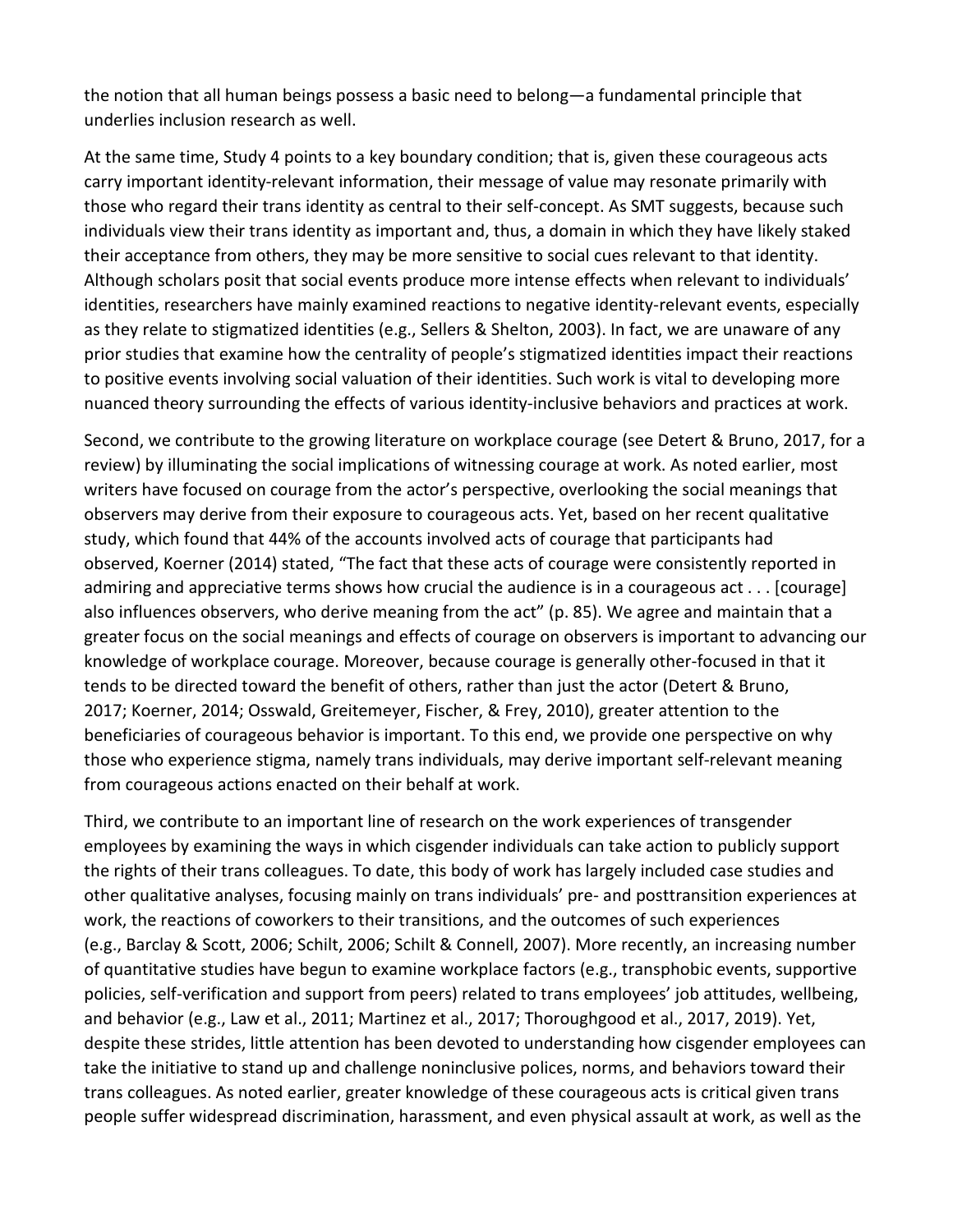the notion that all human beings possess a basic need to belong—a fundamental principle that underlies inclusion research as well.

At the same time, Study 4 points to a key boundary condition; that is, given these courageous acts carry important identity-relevant information, their message of value may resonate primarily with those who regard their trans identity as central to their self-concept. As SMT suggests, because such individuals view their trans identity as important and, thus, a domain in which they have likely staked their acceptance from others, they may be more sensitive to social cues relevant to that identity. Although scholars posit that social events produce more intense effects when relevant to individuals' identities, researchers have mainly examined reactions to negative identity-relevant events, especially as they relate to stigmatized identities (e.g., Sellers & Shelton, 2003). In fact, we are unaware of any prior studies that examine how the centrality of people's stigmatized identities impact their reactions to positive events involving social valuation of their identities. Such work is vital to developing more nuanced theory surrounding the effects of various identity-inclusive behaviors and practices at work.

Second, we contribute to the growing literature on workplace courage (see Detert & Bruno, 2017, for a review) by illuminating the social implications of witnessing courage at work. As noted earlier, most writers have focused on courage from the actor's perspective, overlooking the social meanings that observers may derive from their exposure to courageous acts. Yet, based on her recent qualitative study, which found that 44% of the accounts involved acts of courage that participants had observed, Koerner (2014) stated, "The fact that these acts of courage were consistently reported in admiring and appreciative terms shows how crucial the audience is in a courageous act . . . [courage] also influences observers, who derive meaning from the act" (p. 85). We agree and maintain that a greater focus on the social meanings and effects of courage on observers is important to advancing our knowledge of workplace courage. Moreover, because courage is generally other-focused in that it tends to be directed toward the benefit of others, rather than just the actor (Detert & Bruno, 2017; Koerner, 2014; Osswald, Greitemeyer, Fischer, & Frey, 2010), greater attention to the beneficiaries of courageous behavior is important. To this end, we provide one perspective on why those who experience stigma, namely trans individuals, may derive important self-relevant meaning from courageous actions enacted on their behalf at work.

Third, we contribute to an important line of research on the work experiences of transgender employees by examining the ways in which cisgender individuals can take action to publicly support the rights of their trans colleagues. To date, this body of work has largely included case studies and other qualitative analyses, focusing mainly on trans individuals' pre- and posttransition experiences at work, the reactions of coworkers to their transitions, and the outcomes of such experiences (e.g., Barclay & Scott, 2006; Schilt, 2006; Schilt & Connell, 2007). More recently, an increasing number of quantitative studies have begun to examine workplace factors (e.g., transphobic events, supportive policies, self-verification and support from peers) related to trans employees' job attitudes, wellbeing, and behavior (e.g., Law et al., 2011; Martinez et al., 2017; Thoroughgood et al., 2017, 2019). Yet, despite these strides, little attention has been devoted to understanding how cisgender employees can take the initiative to stand up and challenge noninclusive polices, norms, and behaviors toward their trans colleagues. As noted earlier, greater knowledge of these courageous acts is critical given trans people suffer widespread discrimination, harassment, and even physical assault at work, as well as the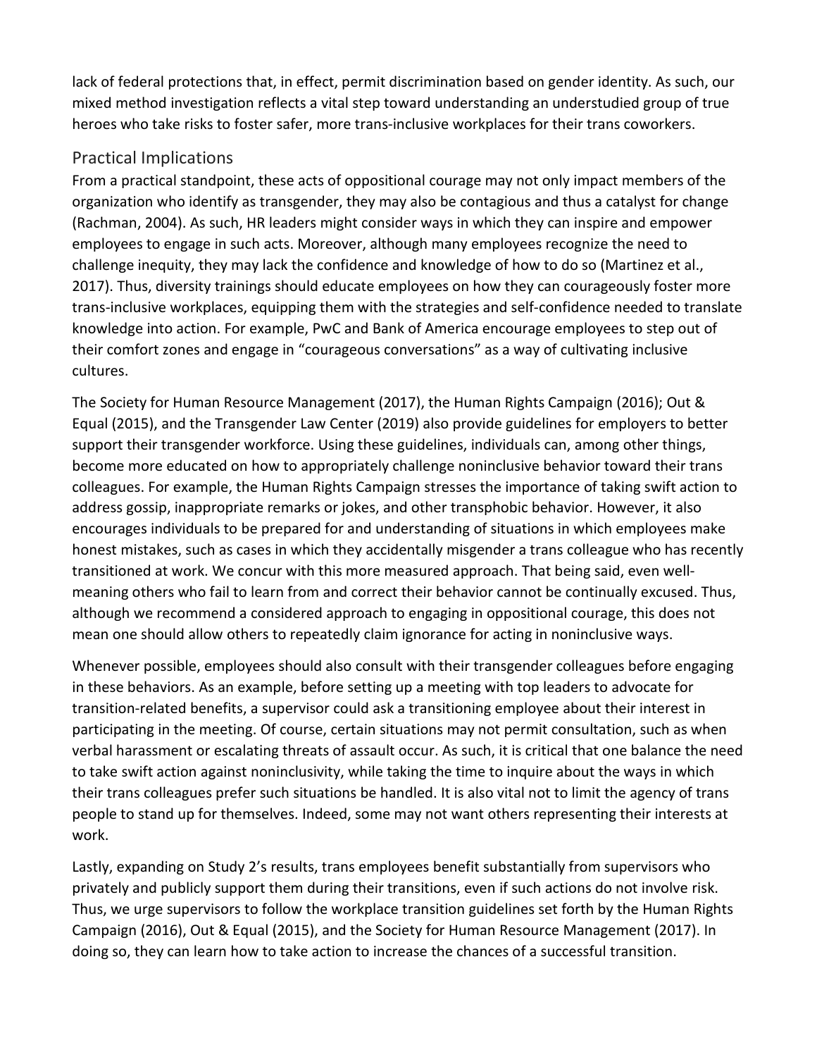lack of federal protections that, in effect, permit discrimination based on gender identity. As such, our mixed method investigation reflects a vital step toward understanding an understudied group of true heroes who take risks to foster safer, more trans-inclusive workplaces for their trans coworkers.

## Practical Implications

From a practical standpoint, these acts of oppositional courage may not only impact members of the organization who identify as transgender, they may also be contagious and thus a catalyst for change (Rachman, 2004). As such, HR leaders might consider ways in which they can inspire and empower employees to engage in such acts. Moreover, although many employees recognize the need to challenge inequity, they may lack the confidence and knowledge of how to do so (Martinez et al., 2017). Thus, diversity trainings should educate employees on how they can courageously foster more trans-inclusive workplaces, equipping them with the strategies and self-confidence needed to translate knowledge into action. For example, PwC and Bank of America encourage employees to step out of their comfort zones and engage in "courageous conversations" as a way of cultivating inclusive cultures.

The Society for Human Resource Management (2017), the Human Rights Campaign (2016); Out & Equal (2015), and the Transgender Law Center (2019) also provide guidelines for employers to better support their transgender workforce. Using these guidelines, individuals can, among other things, become more educated on how to appropriately challenge noninclusive behavior toward their trans colleagues. For example, the Human Rights Campaign stresses the importance of taking swift action to address gossip, inappropriate remarks or jokes, and other transphobic behavior. However, it also encourages individuals to be prepared for and understanding of situations in which employees make honest mistakes, such as cases in which they accidentally misgender a trans colleague who has recently transitioned at work. We concur with this more measured approach. That being said, even well-meaning others who fail to learn from and correct their behavior cannot be continually excused. Thus, although we recommend a considered approach to engaging in oppositional courage, this does not mean one should allow others to repeatedly claim ignorance for acting in noninclusive ways.

Whenever possible, employees should also consult with their transgender colleagues before engaging in these behaviors. As an example, before setting up a meeting with top leaders to advocate for transition-related benefits, a supervisor could ask a transitioning employee about their interest in participating in the meeting. Of course, certain situations may not permit consultation, such as when verbal harassment or escalating threats of assault occur. As such, it is critical that one balance the need to take swift action against noninclusivity, while taking the time to inquire about the ways in which their trans colleagues prefer such situations be handled. It is also vital not to limit the agency of trans people to stand up for themselves. Indeed, some may not want others representing their interests at work.

Lastly, expanding on Study 2's results, trans employees benefit substantially from supervisors who privately and publicly support them during their transitions, even if such actions do not involve risk. Thus, we urge supervisors to follow the workplace transition guidelines set forth by the Human Rights Campaign (2016), Out & Equal (2015), and the Society for Human Resource Management (2017). In doing so, they can learn how to take action to increase the chances of a successful transition.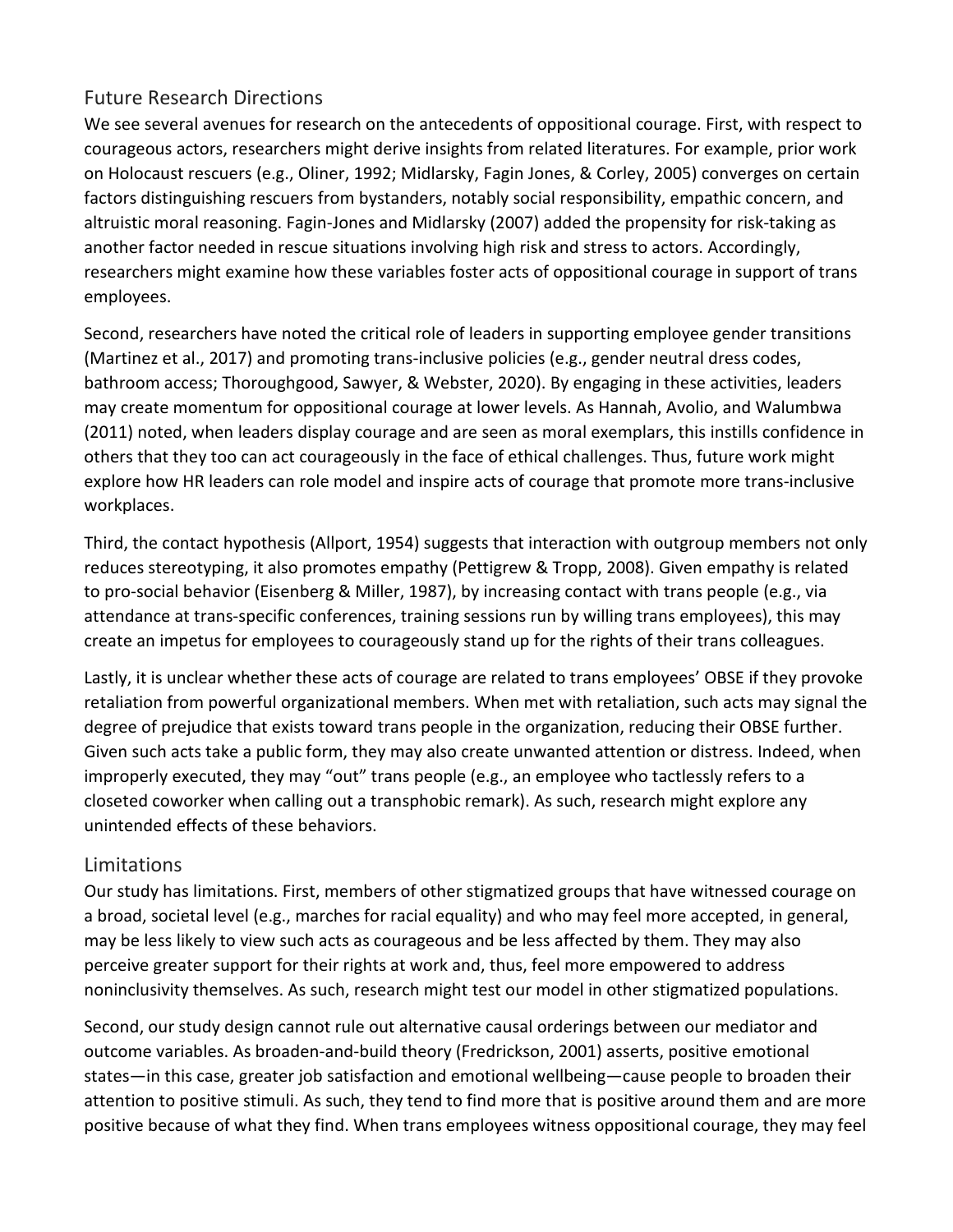## Future Research Directions

We see several avenues for research on the antecedents of oppositional courage. First, with respect to courageous actors, researchers might derive insights from related literatures. For example, prior work on Holocaust rescuers (e.g., Oliner, 1992; Midlarsky, Fagin Jones, & Corley, 2005) converges on certain factors distinguishing rescuers from bystanders, notably social responsibility, empathic concern, and altruistic moral reasoning. Fagin-Jones and Midlarsky (2007) added the propensity for risk-taking as another factor needed in rescue situations involving high risk and stress to actors. Accordingly, researchers might examine how these variables foster acts of oppositional courage in support of trans employees.

Second, researchers have noted the critical role of leaders in supporting employee gender transitions (Martinez et al., 2017) and promoting trans-inclusive policies (e.g., gender neutral dress codes, bathroom access; Thoroughgood, Sawyer, & Webster, 2020). By engaging in these activities, leaders may create momentum for oppositional courage at lower levels. As Hannah, Avolio, and Walumbwa (2011) noted, when leaders display courage and are seen as moral exemplars, this instills confidence in others that they too can act courageously in the face of ethical challenges. Thus, future work might explore how HR leaders can role model and inspire acts of courage that promote more trans-inclusive workplaces.

Third, the contact hypothesis (Allport, 1954) suggests that interaction with outgroup members not only reduces stereotyping, it also promotes empathy (Pettigrew & Tropp, 2008). Given empathy is related to pro-social behavior (Eisenberg & Miller, 1987), by increasing contact with trans people (e.g., via attendance at trans-specific conferences, training sessions run by willing trans employees), this may create an impetus for employees to courageously stand up for the rights of their trans colleagues.

Lastly, it is unclear whether these acts of courage are related to trans employees' OBSE if they provoke retaliation from powerful organizational members. When met with retaliation, such acts may signal the degree of prejudice that exists toward trans people in the organization, reducing their OBSE further. Given such acts take a public form, they may also create unwanted attention or distress. Indeed, when improperly executed, they may "out" trans people (e.g., an employee who tactlessly refers to a closeted coworker when calling out a transphobic remark). As such, research might explore any unintended effects of these behaviors.

## Limitations

Our study has limitations. First, members of other stigmatized groups that have witnessed courage on a broad, societal level (e.g., marches for racial equality) and who may feel more accepted, in general, may be less likely to view such acts as courageous and be less affected by them. They may also perceive greater support for their rights at work and, thus, feel more empowered to address noninclusivity themselves. As such, research might test our model in other stigmatized populations.

Second, our study design cannot rule out alternative causal orderings between our mediator and outcome variables. As broaden-and-build theory (Fredrickson, 2001) asserts, positive emotional states—in this case, greater job satisfaction and emotional wellbeing—cause people to broaden their attention to positive stimuli. As such, they tend to find more that is positive around them and are more positive because of what they find. When trans employees witness oppositional courage, they may feel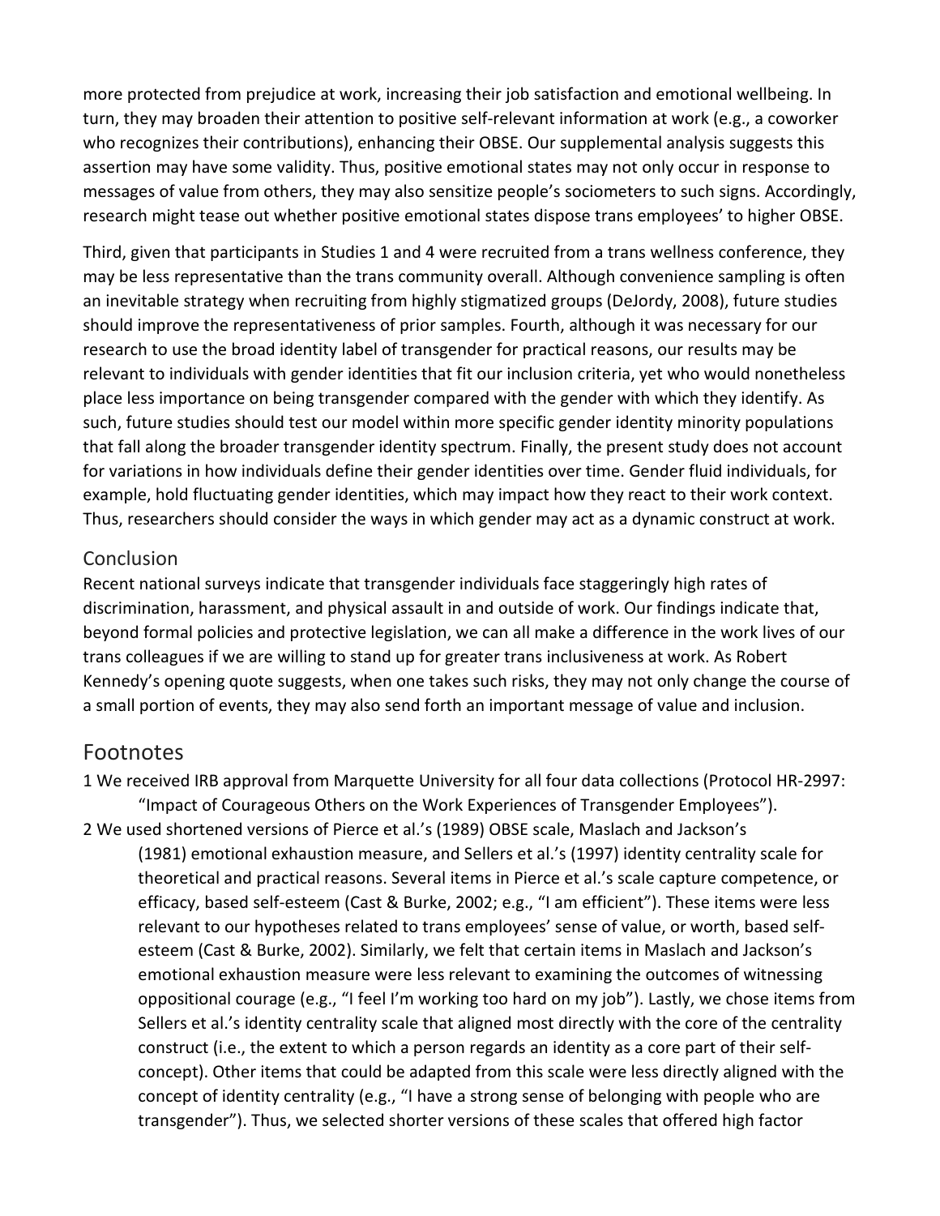more protected from prejudice at work, increasing their job satisfaction and emotional wellbeing. In turn, they may broaden their attention to positive self-relevant information at work (e.g., a coworker who recognizes their contributions), enhancing their OBSE. Our supplemental analysis suggests this assertion may have some validity. Thus, positive emotional states may not only occur in response to messages of value from others, they may also sensitize people's sociometers to such signs. Accordingly, research might tease out whether positive emotional states dispose trans employees' to higher OBSE.

Third, given that participants in Studies 1 and 4 were recruited from a trans wellness conference, they may be less representative than the trans community overall. Although convenience sampling is often an inevitable strategy when recruiting from highly stigmatized groups (DeJordy, 2008), future studies should improve the representativeness of prior samples. Fourth, although it was necessary for our research to use the broad identity label of transgender for practical reasons, our results may be relevant to individuals with gender identities that fit our inclusion criteria, yet who would nonetheless place less importance on being transgender compared with the gender with which they identify. As such, future studies should test our model within more specific gender identity minority populations that fall along the broader transgender identity spectrum. Finally, the present study does not account for variations in how individuals define their gender identities over time. Gender fluid individuals, for example, hold fluctuating gender identities, which may impact how they react to their work context. Thus, researchers should consider the ways in which gender may act as a dynamic construct at work.

## Conclusion

Recent national surveys indicate that transgender individuals face staggeringly high rates of discrimination, harassment, and physical assault in and outside of work. Our findings indicate that, beyond formal policies and protective legislation, we can all make a difference in the work lives of our trans colleagues if we are willing to stand up for greater trans inclusiveness at work. As Robert Kennedy's opening quote suggests, when one takes such risks, they may not only change the course of a small portion of events, they may also send forth an important message of value and inclusion.

## Footnotes

1 We received IRB approval from Marquette University for all four data collections (Protocol HR-2997: "Impact of Courageous Others on the Work Experiences of Transgender Employees").

2 We used shortened versions of Pierce et al.'s (1989) OBSE scale, Maslach and Jackson's (1981) emotional exhaustion measure, and Sellers et al.'s (1997) identity centrality scale for theoretical and practical reasons. Several items in Pierce et al.'s scale capture competence, or efficacy, based self-esteem (Cast & Burke, 2002; e.g., "I am efficient"). These items were less relevant to our hypotheses related to trans employees' sense of value, or worth, based self-esteem (Cast & Burke, 2002). Similarly, we felt that certain items in Maslach and Jackson's emotional exhaustion measure were less relevant to examining the outcomes of witnessing oppositional courage (e.g., "I feel I'm working too hard on my job"). Lastly, we chose items from Sellers et al.'s identity centrality scale that aligned most directly with the core of the centrality construct (i.e., the extent to which a person regards an identity as a core part of their self-concept). Other items that could be adapted from this scale were less directly aligned with the concept of identity centrality (e.g., "I have a strong sense of belonging with people who are transgender"). Thus, we selected shorter versions of these scales that offered high factor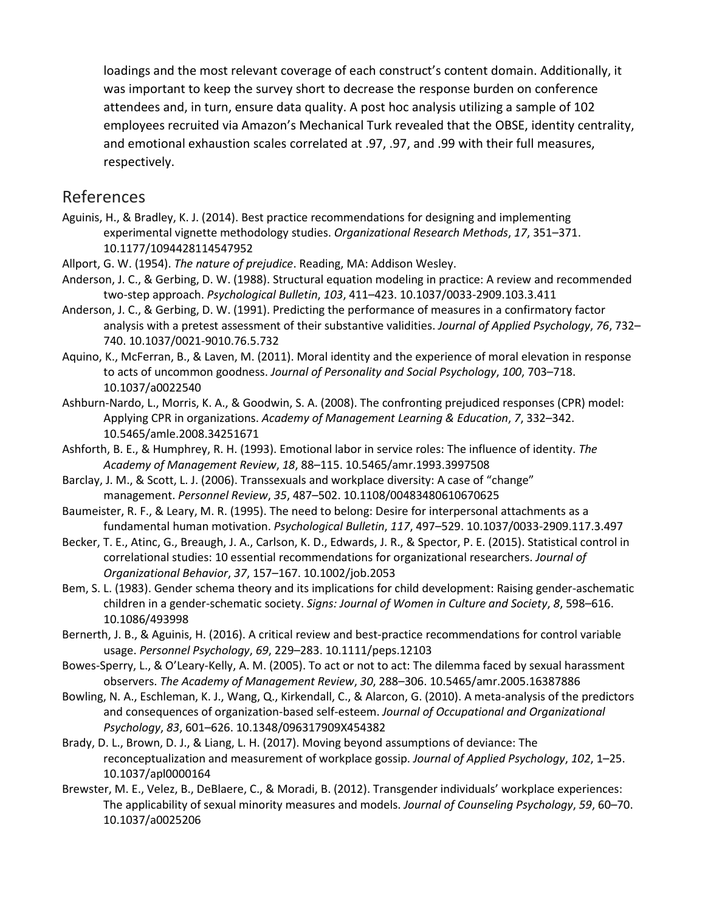loadings and the most relevant coverage of each construct's content domain. Additionally, it was important to keep the survey short to decrease the response burden on conference attendees and, in turn, ensure data quality. A post hoc analysis utilizing a sample of 102 employees recruited via Amazon's Mechanical Turk revealed that the OBSE, identity centrality, and emotional exhaustion scales correlated at .97, .97, and .99 with their full measures, respectively.

## References

Aguinis, H., & Bradley, K. J. (2014). Best practice recommendations for designing and implementing experimental vignette methodology studies. *Organizational Research Methods*, *17*, 351–371. 10.1177/1094428114547952

Allport, G. W. (1954). *The nature of prejudice*. Reading, MA: Addison Wesley.

Anderson, J. C., & Gerbing, D. W. (1988). Structural equation modeling in practice: A review and recommended two-step approach. *Psychological Bulletin*, *103*, 411–423. 10.1037/0033-2909.103.3.411

Anderson, J. C., & Gerbing, D. W. (1991). Predicting the performance of measures in a confirmatory factor analysis with a pretest assessment of their substantive validities. *Journal of Applied Psychology*, *76*, 732–740. 10.1037/0021-9010.76.5.732

Aquino, K., McFerran, B., & Laven, M. (2011). Moral identity and the experience of moral elevation in response to acts of uncommon goodness. *Journal of Personality and Social Psychology*, *100*, 703–718. 10.1037/a0022540

Ashburn-Nardo, L., Morris, K. A., & Goodwin, S. A. (2008). The confronting prejudiced responses (CPR) model: Applying CPR in organizations. *Academy of Management Learning & Education*, *7*, 332–342. 10.5465/amle.2008.34251671

Ashforth, B. E., & Humphrey, R. H. (1993). Emotional labor in service roles: The influence of identity. *The Academy of Management Review*, *18*, 88–115. 10.5465/amr.1993.3997508

Barclay, J. M., & Scott, L. J. (2006). Transsexuals and workplace diversity: A case of "change" management. *Personnel Review*, *35*, 487–502. 10.1108/00483480610670625

Baumeister, R. F., & Leary, M. R. (1995). The need to belong: Desire for interpersonal attachments as a fundamental human motivation. *Psychological Bulletin*, *117*, 497–529. 10.1037/0033-2909.117.3.497

Becker, T. E., Atinc, G., Breaugh, J. A., Carlson, K. D., Edwards, J. R., & Spector, P. E. (2015). Statistical control in correlational studies: 10 essential recommendations for organizational researchers. *Journal of Organizational Behavior*, *37*, 157–167. 10.1002/job.2053

Bem, S. L. (1983). Gender schema theory and its implications for child development: Raising gender-aschematic children in a gender-schematic society. *Signs: Journal of Women in Culture and Society*, *8*, 598–616. 10.1086/493998

Bernerth, J. B., & Aguinis, H. (2016). A critical review and best-practice recommendations for control variable usage. *Personnel Psychology*, *69*, 229–283. 10.1111/peps.12103

Bowes-Sperry, L., & O'Leary-Kelly, A. M. (2005). To act or not to act: The dilemma faced by sexual harassment observers. *The Academy of Management Review*, *30*, 288–306. 10.5465/amr.2005.16387886

Bowling, N. A., Eschleman, K. J., Wang, Q., Kirkendall, C., & Alarcon, G. (2010). A meta-analysis of the predictors and consequences of organization-based self-esteem. *Journal of Occupational and Organizational Psychology*, *83*, 601–626. 10.1348/096317909X454382

Brady, D. L., Brown, D. J., & Liang, L. H. (2017). Moving beyond assumptions of deviance: The reconceptualization and measurement of workplace gossip. *Journal of Applied Psychology*, *102*, 1–25. 10.1037/apl0000164

Brewster, M. E., Velez, B., DeBlaere, C., & Moradi, B. (2012). Transgender individuals' workplace experiences: The applicability of sexual minority measures and models. *Journal of Counseling Psychology*, *59*, 60–70. 10.1037/a0025206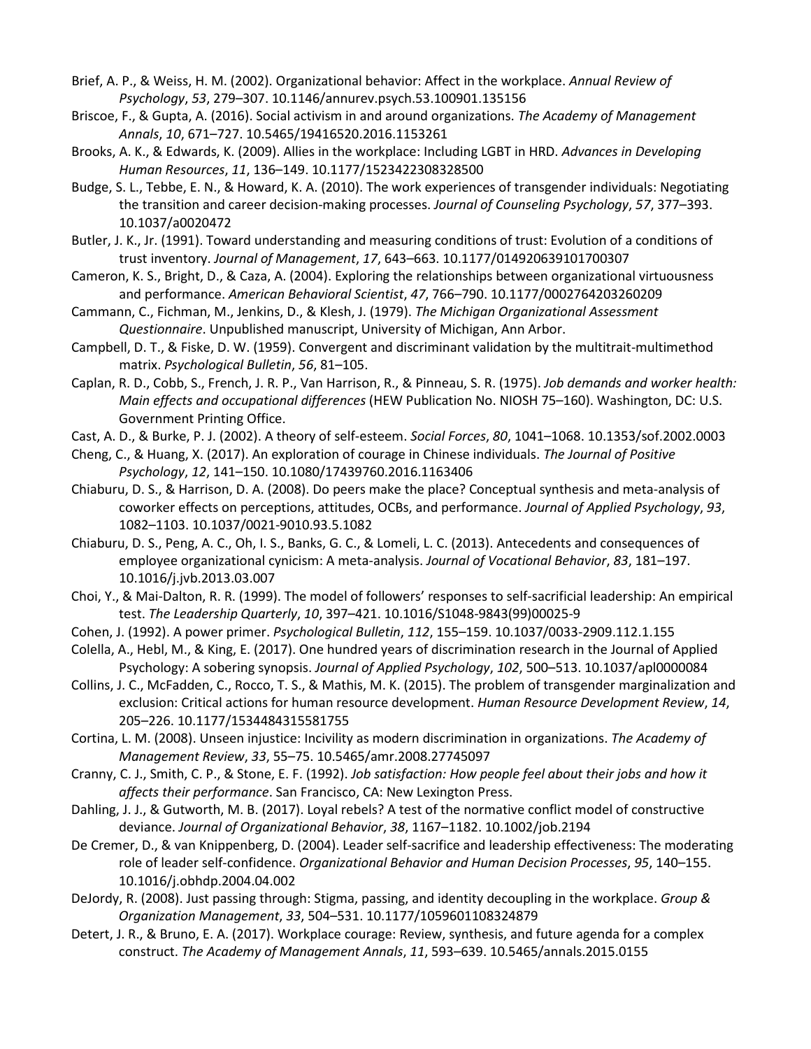Brief, A. P., & Weiss, H. M. (2002). Organizational behavior: Affect in the workplace. *Annual Review of Psychology*, *53*, 279–307. 10.1146/annurev.psych.53.100901.135156

Briscoe, F., & Gupta, A. (2016). Social activism in and around organizations. *The Academy of Management Annals*, *10*, 671–727. 10.5465/19416520.2016.1153261

Brooks, A. K., & Edwards, K. (2009). Allies in the workplace: Including LGBT in HRD. *Advances in Developing Human Resources*, *11*, 136–149. 10.1177/1523422308328500

Budge, S. L., Tebbe, E. N., & Howard, K. A. (2010). The work experiences of transgender individuals: Negotiating the transition and career decision-making processes. *Journal of Counseling Psychology*, *57*, 377–393. 10.1037/a0020472

Butler, J. K., Jr. (1991). Toward understanding and measuring conditions of trust: Evolution of a conditions of trust inventory. *Journal of Management*, *17*, 643–663. 10.1177/014920639101700307

Cameron, K. S., Bright, D., & Caza, A. (2004). Exploring the relationships between organizational virtuousness and performance. *American Behavioral Scientist*, *47*, 766–790. 10.1177/0002764203260209

Cammann, C., Fichman, M., Jenkins, D., & Klesh, J. (1979). *The Michigan Organizational Assessment Questionnaire*. Unpublished manuscript, University of Michigan, Ann Arbor.

Campbell, D. T., & Fiske, D. W. (1959). Convergent and discriminant validation by the multitrait-multimethod matrix. *Psychological Bulletin*, *56*, 81–105.

Caplan, R. D., Cobb, S., French, J. R. P., Van Harrison, R., & Pinneau, S. R. (1975). *Job demands and worker health: Main effects and occupational differences* (HEW Publication No. NIOSH 75–160). Washington, DC: U.S. Government Printing Office.

Cast, A. D., & Burke, P. J. (2002). A theory of self-esteem. *Social Forces*, *80*, 1041–1068. 10.1353/sof.2002.0003

Cheng, C., & Huang, X. (2017). An exploration of courage in Chinese individuals. *The Journal of Positive Psychology*, *12*, 141–150. 10.1080/17439760.2016.1163406

Chiaburu, D. S., & Harrison, D. A. (2008). Do peers make the place? Conceptual synthesis and meta-analysis of coworker effects on perceptions, attitudes, OCBs, and performance. *Journal of Applied Psychology*, *93*, 1082–1103. 10.1037/0021-9010.93.5.1082

Chiaburu, D. S., Peng, A. C., Oh, I. S., Banks, G. C., & Lomeli, L. C. (2013). Antecedents and consequences of employee organizational cynicism: A meta-analysis. *Journal of Vocational Behavior*, *83*, 181–197. 10.1016/j.jvb.2013.03.007

Choi, Y., & Mai-Dalton, R. R. (1999). The model of followers' responses to self-sacrificial leadership: An empirical test. *The Leadership Quarterly*, *10*, 397–421. 10.1016/S1048-9843(99)00025-9

Cohen, J. (1992). A power primer. *Psychological Bulletin*, *112*, 155–159. 10.1037/0033-2909.112.1.155

Colella, A., Hebl, M., & King, E. (2017). One hundred years of discrimination research in the Journal of Applied Psychology: A sobering synopsis. *Journal of Applied Psychology*, *102*, 500–513. 10.1037/apl0000084

Collins, J. C., McFadden, C., Rocco, T. S., & Mathis, M. K. (2015). The problem of transgender marginalization and exclusion: Critical actions for human resource development. *Human Resource Development Review*, *14*, 205–226. 10.1177/1534484315581755

Cortina, L. M. (2008). Unseen injustice: Incivility as modern discrimination in organizations. *The Academy of Management Review*, *33*, 55–75. 10.5465/amr.2008.27745097

Cranny, C. J., Smith, C. P., & Stone, E. F. (1992). *Job satisfaction: How people feel about their jobs and how it affects their performance*. San Francisco, CA: New Lexington Press.

Dahling, J. J., & Gutworth, M. B. (2017). Loyal rebels? A test of the normative conflict model of constructive deviance. *Journal of Organizational Behavior*, *38*, 1167–1182. 10.1002/job.2194

De Cremer, D., & van Knippenberg, D. (2004). Leader self-sacrifice and leadership effectiveness: The moderating role of leader self-confidence. *Organizational Behavior and Human Decision Processes*, *95*, 140–155. 10.1016/j.obhdp.2004.04.002

DeJordy, R. (2008). Just passing through: Stigma, passing, and identity decoupling in the workplace. *Group & Organization Management*, *33*, 504–531. 10.1177/1059601108324879

Detert, J. R., & Bruno, E. A. (2017). Workplace courage: Review, synthesis, and future agenda for a complex construct. *The Academy of Management Annals*, *11*, 593–639. 10.5465/annals.2015.0155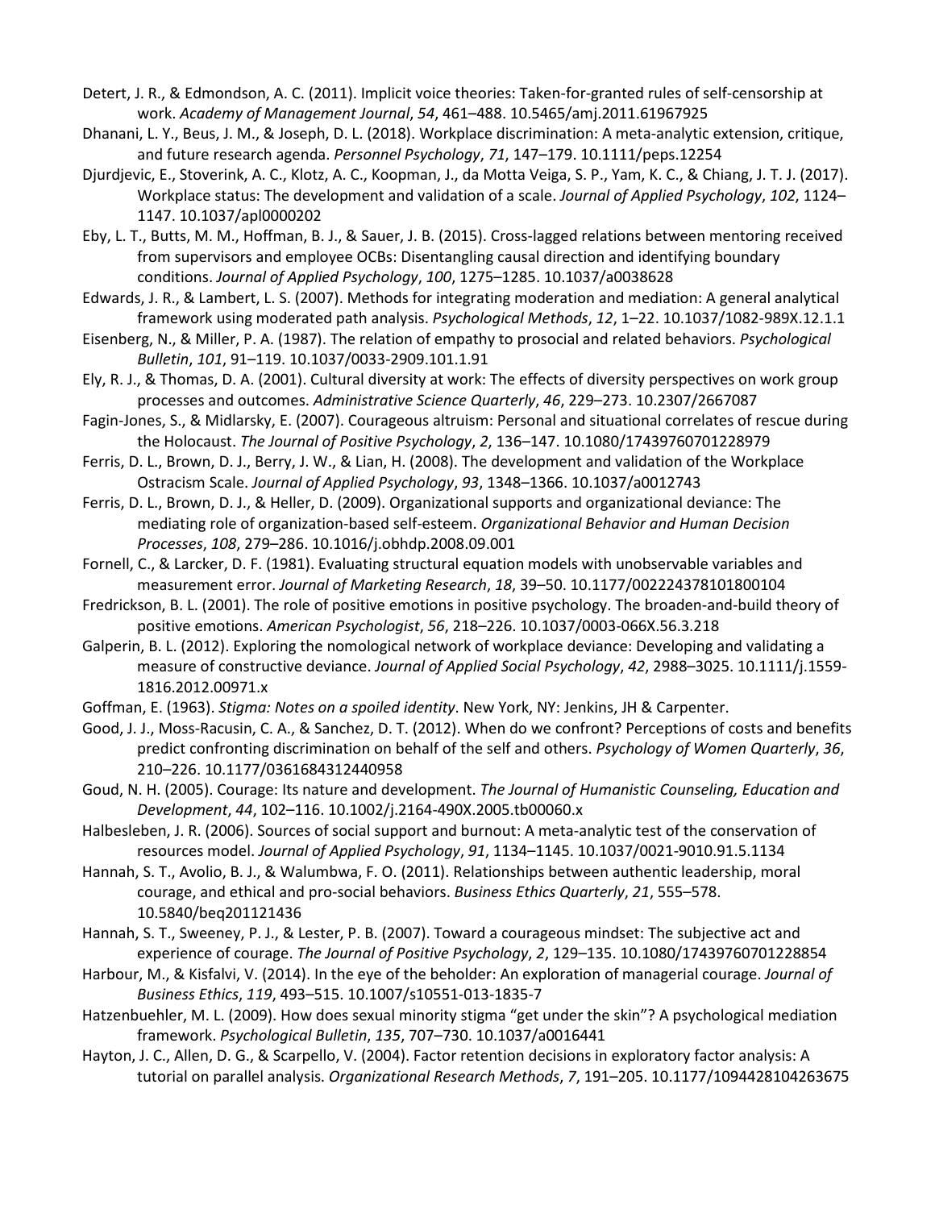Detert, J. R., & Edmondson, A. C. (2011). Implicit voice theories: Taken-for-granted rules of self-censorship at work. *Academy of Management Journal*, *54*, 461–488. 10.5465/amj.2011.61967925

Dhanani, L. Y., Beus, J. M., & Joseph, D. L. (2018). Workplace discrimination: A meta-analytic extension, critique, and future research agenda. *Personnel Psychology*, *71*, 147–179. 10.1111/peps.12254

Djurdjevic, E., Stoverink, A. C., Klotz, A. C., Koopman, J., da Motta Veiga, S. P., Yam, K. C., & Chiang, J. T. J. (2017). Workplace status: The development and validation of a scale. *Journal of Applied Psychology*, *102*, 1124–1147. 10.1037/apl0000202

Eby, L. T., Butts, M. M., Hoffman, B. J., & Sauer, J. B. (2015). Cross-lagged relations between mentoring received from supervisors and employee OCBs: Disentangling causal direction and identifying boundary conditions. *Journal of Applied Psychology*, *100*, 1275–1285. 10.1037/a0038628

Edwards, J. R., & Lambert, L. S. (2007). Methods for integrating moderation and mediation: A general analytical framework using moderated path analysis. *Psychological Methods*, *12*, 1–22. 10.1037/1082-989X.12.1.1

Eisenberg, N., & Miller, P. A. (1987). The relation of empathy to prosocial and related behaviors. *Psychological Bulletin*, *101*, 91–119. 10.1037/0033-2909.101.1.91

Ely, R. J., & Thomas, D. A. (2001). Cultural diversity at work: The effects of diversity perspectives on work group processes and outcomes. *Administrative Science Quarterly*, *46*, 229–273. 10.2307/2667087

Fagin-Jones, S., & Midlarsky, E. (2007). Courageous altruism: Personal and situational correlates of rescue during the Holocaust. *The Journal of Positive Psychology*, *2*, 136–147. 10.1080/17439760701228979

Ferris, D. L., Brown, D. J., Berry, J. W., & Lian, H. (2008). The development and validation of the Workplace Ostracism Scale. *Journal of Applied Psychology*, *93*, 1348–1366. 10.1037/a0012743

Ferris, D. L., Brown, D. J., & Heller, D. (2009). Organizational supports and organizational deviance: The mediating role of organization-based self-esteem. *Organizational Behavior and Human Decision Processes*, *108*, 279–286. 10.1016/j.obhdp.2008.09.001

Fornell, C., & Larcker, D. F. (1981). Evaluating structural equation models with unobservable variables and measurement error. *Journal of Marketing Research*, *18*, 39–50. 10.1177/002224378101800104

Fredrickson, B. L. (2001). The role of positive emotions in positive psychology. The broaden-and-build theory of positive emotions. *American Psychologist*, *56*, 218–226. 10.1037/0003-066X.56.3.218

Galperin, B. L. (2012). Exploring the nomological network of workplace deviance: Developing and validating a measure of constructive deviance. *Journal of Applied Social Psychology*, *42*, 2988–3025. 10.1111/j.1559-1816.2012.00971.x

Goffman, E. (1963). *Stigma: Notes on a spoiled identity*. New York, NY: Jenkins, JH & Carpenter.

Good, J. J., Moss-Racusin, C. A., & Sanchez, D. T. (2012). When do we confront? Perceptions of costs and benefits predict confronting discrimination on behalf of the self and others. *Psychology of Women Quarterly*, *36*, 210–226. 10.1177/0361684312440958

Goud, N. H. (2005). Courage: Its nature and development. *The Journal of Humanistic Counseling, Education and Development*, *44*, 102–116. 10.1002/j.2164-490X.2005.tb00060.x

Halbesleben, J. R. (2006). Sources of social support and burnout: A meta-analytic test of the conservation of resources model. *Journal of Applied Psychology*, *91*, 1134–1145. 10.1037/0021-9010.91.5.1134

Hannah, S. T., Avolio, B. J., & Walumbwa, F. O. (2011). Relationships between authentic leadership, moral courage, and ethical and pro-social behaviors. *Business Ethics Quarterly*, *21*, 555–578. 10.5840/beq201121436

Hannah, S. T., Sweeney, P. J., & Lester, P. B. (2007). Toward a courageous mindset: The subjective act and experience of courage. *The Journal of Positive Psychology*, *2*, 129–135. 10.1080/17439760701228854

Harbour, M., & Kisfalvi, V. (2014). In the eye of the beholder: An exploration of managerial courage. *Journal of Business Ethics*, *119*, 493–515. 10.1007/s10551-013-1835-7

Hatzenbuehler, M. L. (2009). How does sexual minority stigma "get under the skin"? A psychological mediation framework. *Psychological Bulletin*, *135*, 707–730. 10.1037/a0016441

Hayton, J. C., Allen, D. G., & Scarpello, V. (2004). Factor retention decisions in exploratory factor analysis: A tutorial on parallel analysis. *Organizational Research Methods*, *7*, 191–205. 10.1177/1094428104263675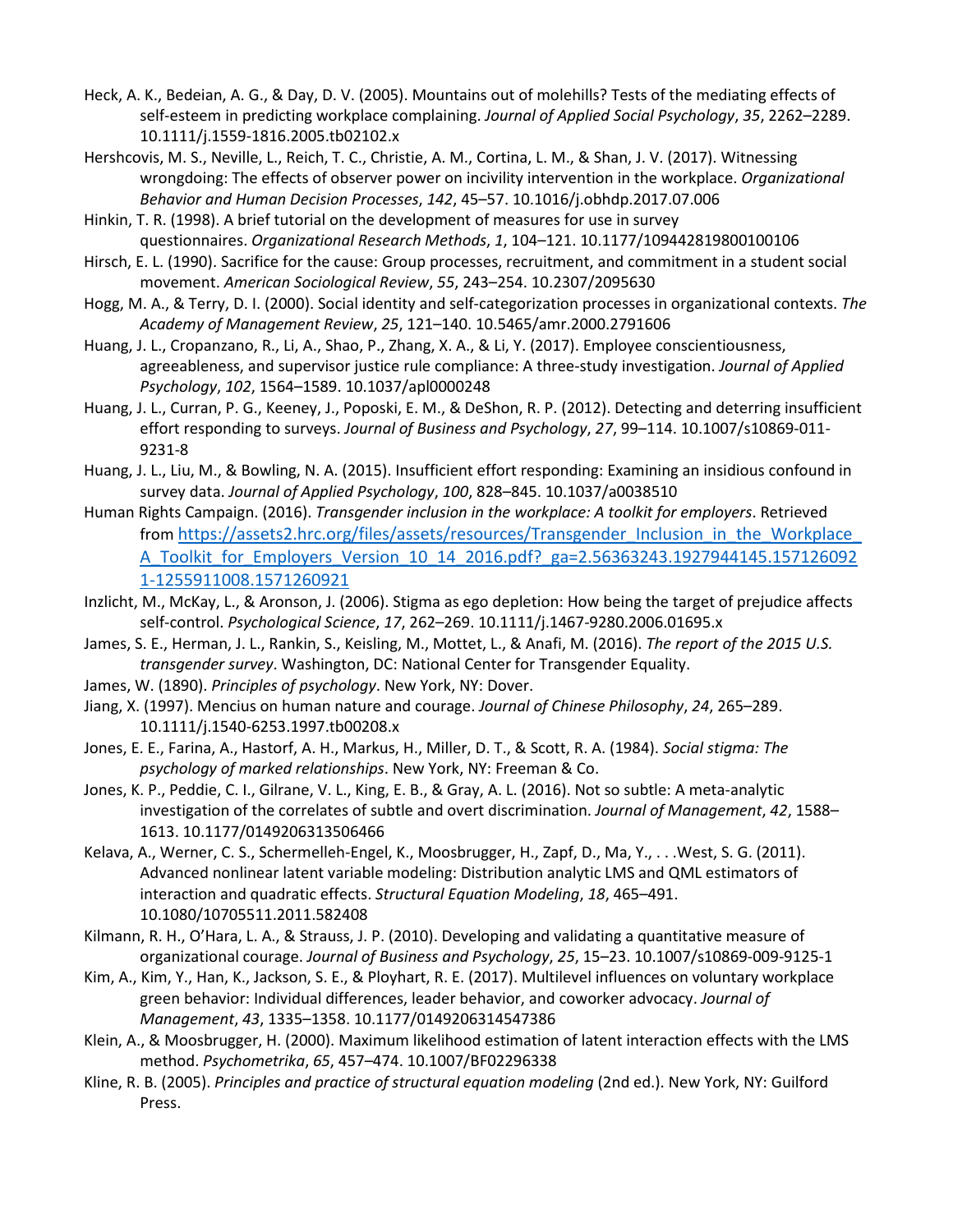Heck, A. K., Bedeian, A. G., & Day, D. V. (2005). Mountains out of molehills? Tests of the mediating effects of self-esteem in predicting workplace complaining. *Journal of Applied Social Psychology*, *35*, 2262–2289. 10.1111/j.1559-1816.2005.tb02102.x

Hershcovis, M. S., Neville, L., Reich, T. C., Christie, A. M., Cortina, L. M., & Shan, J. V. (2017). Witnessing wrongdoing: The effects of observer power on incivility intervention in the workplace. *Organizational Behavior and Human Decision Processes*, *142*, 45–57. 10.1016/j.obhdp.2017.07.006

Hinkin, T. R. (1998). A brief tutorial on the development of measures for use in survey questionnaires. *Organizational Research Methods*, *1*, 104–121. 10.1177/109442819800100106

Hirsch, E. L. (1990). Sacrifice for the cause: Group processes, recruitment, and commitment in a student social movement. *American Sociological Review*, *55*, 243–254. 10.2307/2095630

Hogg, M. A., & Terry, D. I. (2000). Social identity and self-categorization processes in organizational contexts. *The Academy of Management Review*, *25*, 121–140. 10.5465/amr.2000.2791606

Huang, J. L., Cropanzano, R., Li, A., Shao, P., Zhang, X. A., & Li, Y. (2017). Employee conscientiousness, agreeableness, and supervisor justice rule compliance: A three-study investigation. *Journal of Applied Psychology*, *102*, 1564–1589. 10.1037/apl0000248

Huang, J. L., Curran, P. G., Keeney, J., Poposki, E. M., & DeShon, R. P. (2012). Detecting and deterring insufficient effort responding to surveys. *Journal of Business and Psychology*, *27*, 99–114. 10.1007/s10869-011-9231-8

Huang, J. L., Liu, M., & Bowling, N. A. (2015). Insufficient effort responding: Examining an insidious confound in survey data. *Journal of Applied Psychology*, *100*, 828–845. 10.1037/a0038510

Human Rights Campaign. (2016). *Transgender inclusion in the workplace: A toolkit for employers*. Retrieved from [https://assets2.hrc.org/files/assets/resources/Transgender_Inclusion_in_the_Workplace_A_Toolkit_for_Employers_Version_10_14_2016.pdf?_ga=2.56363243.1927944145.1571260921-1255911008.1571260921](https://assets2.hrc.org/files/assets/resources/Transgender_Inclusion_in_the_Workplace_A_Toolkit_for_Employers_Version_10_14_2016.pdf?_ga=2.56363243.1927944145.1571260921-1255911008.1571260921)

Inzlicht, M., McKay, L., & Aronson, J. (2006). Stigma as ego depletion: How being the target of prejudice affects self-control. *Psychological Science*, *17*, 262–269. 10.1111/j.1467-9280.2006.01695.x

James, S. E., Herman, J. L., Rankin, S., Keisling, M., Mottet, L., & Anafi, M. (2016). *The report of the 2015 U.S. transgender survey*. Washington, DC: National Center for Transgender Equality.

James, W. (1890). *Principles of psychology*. New York, NY: Dover.

Jiang, X. (1997). Mencius on human nature and courage. *Journal of Chinese Philosophy*, *24*, 265–289. 10.1111/j.1540-6253.1997.tb00208.x

Jones, E. E., Farina, A., Hastorf, A. H., Markus, H., Miller, D. T., & Scott, R. A. (1984). *Social stigma: The psychology of marked relationships*. New York, NY: Freeman & Co.

Jones, K. P., Peddie, C. I., Gilrane, V. L., King, E. B., & Gray, A. L. (2016). Not so subtle: A meta-analytic investigation of the correlates of subtle and overt discrimination. *Journal of Management*, *42*, 1588–1613. 10.1177/0149206313506466

Kelava, A., Werner, C. S., Schermelleh-Engel, K., Moosbrugger, H., Zapf, D., Ma, Y., . . .West, S. G. (2011). Advanced nonlinear latent variable modeling: Distribution analytic LMS and QML estimators of interaction and quadratic effects. *Structural Equation Modeling*, *18*, 465–491. 10.1080/10705511.2011.582408

Kilmann, R. H., O'Hara, L. A., & Strauss, J. P. (2010). Developing and validating a quantitative measure of organizational courage. *Journal of Business and Psychology*, *25*, 15–23. 10.1007/s10869-009-9125-1

Kim, A., Kim, Y., Han, K., Jackson, S. E., & Ployhart, R. E. (2017). Multilevel influences on voluntary workplace green behavior: Individual differences, leader behavior, and coworker advocacy. *Journal of Management*, *43*, 1335–1358. 10.1177/0149206314547386

Klein, A., & Moosbrugger, H. (2000). Maximum likelihood estimation of latent interaction effects with the LMS method. *Psychometrika*, *65*, 457–474. 10.1007/BF02296338

Kline, R. B. (2005). *Principles and practice of structural equation modeling* (2nd ed.). New York, NY: Guilford Press.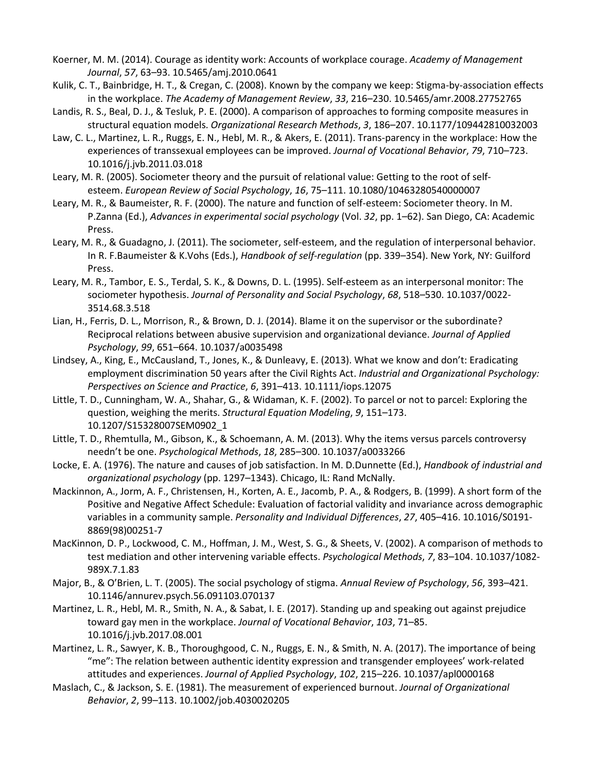Koerner, M. M. (2014). Courage as identity work: Accounts of workplace courage. *Academy of Management Journal*, *57*, 63–93. 10.5465/amj.2010.0641

Kulik, C. T., Bainbridge, H. T., & Cregan, C. (2008). Known by the company we keep: Stigma-by-association effects in the workplace. *The Academy of Management Review*, *33*, 216–230. 10.5465/amr.2008.27752765

Landis, R. S., Beal, D. J., & Tesluk, P. E. (2000). A comparison of approaches to forming composite measures in structural equation models. *Organizational Research Methods*, *3*, 186–207. 10.1177/109442810032003

Law, C. L., Martinez, L. R., Ruggs, E. N., Hebl, M. R., & Akers, E. (2011). Trans-parency in the workplace: How the experiences of transsexual employees can be improved. *Journal of Vocational Behavior*, *79*, 710–723. 10.1016/j.jvb.2011.03.018

Leary, M. R. (2005). Sociometer theory and the pursuit of relational value: Getting to the root of self-esteem. *European Review of Social Psychology*, *16*, 75–111. 10.1080/10463280540000007

Leary, M. R., & Baumeister, R. F. (2000). The nature and function of self-esteem: Sociometer theory. In M. P.Zanna (Ed.), *Advances in experimental social psychology* (Vol. *32*, pp. 1–62). San Diego, CA: Academic Press.

Leary, M. R., & Guadagno, J. (2011). The sociometer, self-esteem, and the regulation of interpersonal behavior. In R. F.Baumeister & K.Vohs (Eds.), *Handbook of self-regulation* (pp. 339–354). New York, NY: Guilford Press.

Leary, M. R., Tambor, E. S., Terdal, S. K., & Downs, D. L. (1995). Self-esteem as an interpersonal monitor: The sociometer hypothesis. *Journal of Personality and Social Psychology*, *68*, 518–530. 10.1037/0022-3514.68.3.518

Lian, H., Ferris, D. L., Morrison, R., & Brown, D. J. (2014). Blame it on the supervisor or the subordinate? Reciprocal relations between abusive supervision and organizational deviance. *Journal of Applied Psychology*, *99*, 651–664. 10.1037/a0035498

Lindsey, A., King, E., McCausland, T., Jones, K., & Dunleavy, E. (2013). What we know and don't: Eradicating employment discrimination 50 years after the Civil Rights Act. *Industrial and Organizational Psychology: Perspectives on Science and Practice*, *6*, 391–413. 10.1111/iops.12075

Little, T. D., Cunningham, W. A., Shahar, G., & Widaman, K. F. (2002). To parcel or not to parcel: Exploring the question, weighing the merits. *Structural Equation Modeling*, *9*, 151–173. 10.1207/S15328007SEM0902_1

Little, T. D., Rhemtulla, M., Gibson, K., & Schoemann, A. M. (2013). Why the items versus parcels controversy needn't be one. *Psychological Methods*, *18*, 285–300. 10.1037/a0033266

Locke, E. A. (1976). The nature and causes of job satisfaction. In M. D.Dunnette (Ed.), *Handbook of industrial and organizational psychology* (pp. 1297–1343). Chicago, IL: Rand McNally.

Mackinnon, A., Jorm, A. F., Christensen, H., Korten, A. E., Jacomb, P. A., & Rodgers, B. (1999). A short form of the Positive and Negative Affect Schedule: Evaluation of factorial validity and invariance across demographic variables in a community sample. *Personality and Individual Differences*, *27*, 405–416. 10.1016/S0191-8869(98)00251-7

MacKinnon, D. P., Lockwood, C. M., Hoffman, J. M., West, S. G., & Sheets, V. (2002). A comparison of methods to test mediation and other intervening variable effects. *Psychological Methods*, *7*, 83–104. 10.1037/1082-989X.7.1.83

Major, B., & O'Brien, L. T. (2005). The social psychology of stigma. *Annual Review of Psychology*, *56*, 393–421. 10.1146/annurev.psych.56.091103.070137

Martinez, L. R., Hebl, M. R., Smith, N. A., & Sabat, I. E. (2017). Standing up and speaking out against prejudice toward gay men in the workplace. *Journal of Vocational Behavior*, *103*, 71–85. 10.1016/j.jvb.2017.08.001

Martinez, L. R., Sawyer, K. B., Thoroughgood, C. N., Ruggs, E. N., & Smith, N. A. (2017). The importance of being "me": The relation between authentic identity expression and transgender employees' work-related attitudes and experiences. *Journal of Applied Psychology*, *102*, 215–226. 10.1037/apl0000168

Maslach, C., & Jackson, S. E. (1981). The measurement of experienced burnout. *Journal of Organizational Behavior*, *2*, 99–113. 10.1002/job.4030020205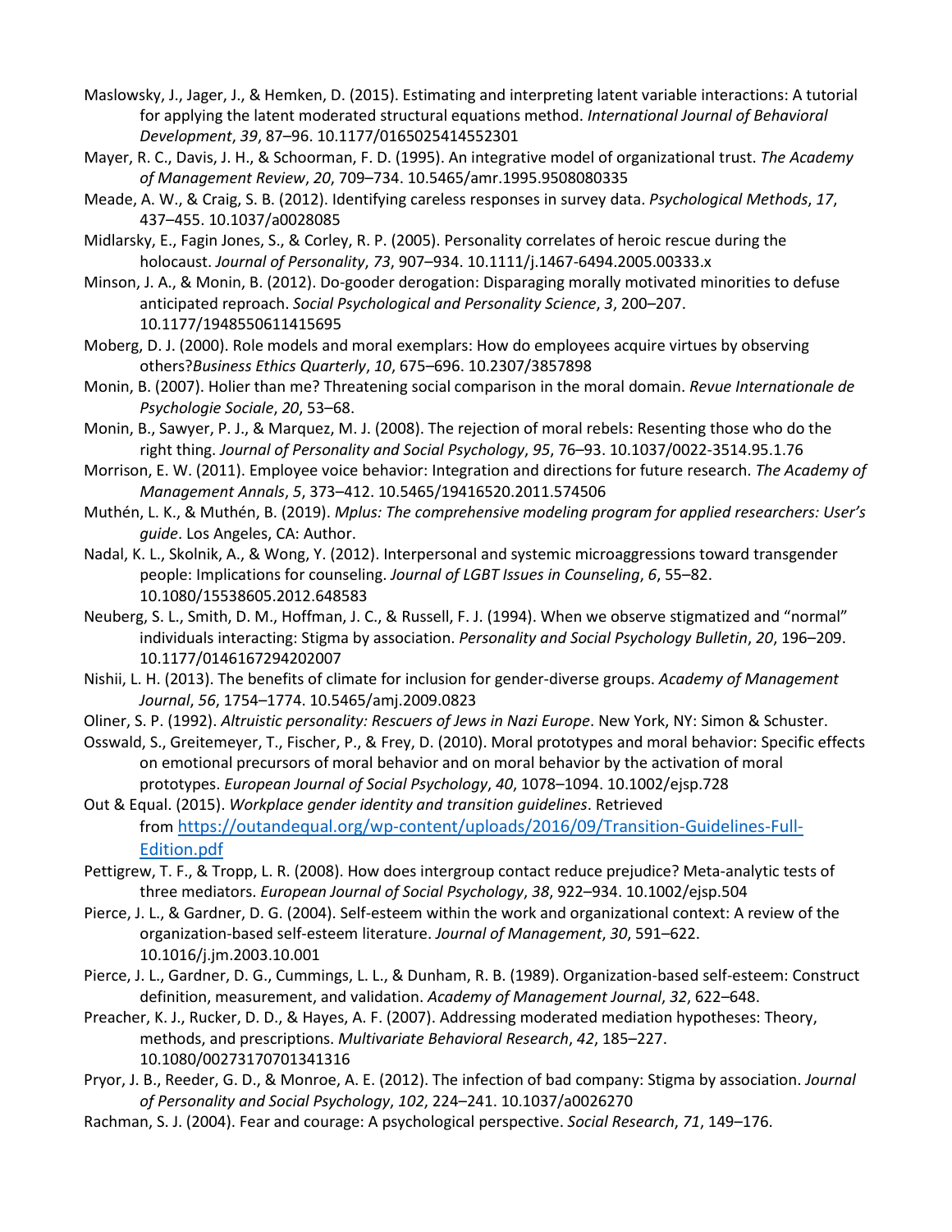Maslowsky, J., Jager, J., & Hemken, D. (2015). Estimating and interpreting latent variable interactions: A tutorial for applying the latent moderated structural equations method. *International Journal of Behavioral Development*, *39*, 87–96. 10.1177/0165025414552301

Mayer, R. C., Davis, J. H., & Schoorman, F. D. (1995). An integrative model of organizational trust. *The Academy of Management Review*, *20*, 709–734. 10.5465/amr.1995.9508080335

Meade, A. W., & Craig, S. B. (2012). Identifying careless responses in survey data. *Psychological Methods*, *17*, 437–455. 10.1037/a0028085

Midlarsky, E., Fagin Jones, S., & Corley, R. P. (2005). Personality correlates of heroic rescue during the holocaust. *Journal of Personality*, *73*, 907–934. 10.1111/j.1467-6494.2005.00333.x

Minson, J. A., & Monin, B. (2012). Do-gooder derogation: Disparaging morally motivated minorities to defuse anticipated reproach. *Social Psychological and Personality Science*, *3*, 200–207. 10.1177/1948550611415695

Moberg, D. J. (2000). Role models and moral exemplars: How do employees acquire virtues by observing others?*Business Ethics Quarterly*, *10*, 675–696. 10.2307/3857898

Monin, B. (2007). Holier than me? Threatening social comparison in the moral domain. *Revue Internationale de Psychologie Sociale*, *20*, 53–68.

Monin, B., Sawyer, P. J., & Marquez, M. J. (2008). The rejection of moral rebels: Resenting those who do the right thing. *Journal of Personality and Social Psychology*, *95*, 76–93. 10.1037/0022-3514.95.1.76

Morrison, E. W. (2011). Employee voice behavior: Integration and directions for future research. *The Academy of Management Annals*, *5*, 373–412. 10.5465/19416520.2011.574506

Muthén, L. K., & Muthén, B. (2019). *Mplus: The comprehensive modeling program for applied researchers: User's guide*. Los Angeles, CA: Author.

Nadal, K. L., Skolnik, A., & Wong, Y. (2012). Interpersonal and systemic microaggressions toward transgender people: Implications for counseling. *Journal of LGBT Issues in Counseling*, *6*, 55–82. 10.1080/15538605.2012.648583

Neuberg, S. L., Smith, D. M., Hoffman, J. C., & Russell, F. J. (1994). When we observe stigmatized and "normal" individuals interacting: Stigma by association. *Personality and Social Psychology Bulletin*, *20*, 196–209. 10.1177/0146167294202007

Nishii, L. H. (2013). The benefits of climate for inclusion for gender-diverse groups. *Academy of Management Journal*, *56*, 1754–1774. 10.5465/amj.2009.0823

Oliner, S. P. (1992). *Altruistic personality: Rescuers of Jews in Nazi Europe*. New York, NY: Simon & Schuster.

Osswald, S., Greitemeyer, T., Fischer, P., & Frey, D. (2010). Moral prototypes and moral behavior: Specific effects on emotional precursors of moral behavior and on moral behavior by the activation of moral prototypes. *European Journal of Social Psychology*, *40*, 1078–1094. 10.1002/ejsp.728

Out & Equal. (2015). *Workplace gender identity and transition guidelines*. Retrieved from [https://outandequal.org/wp-content/uploads/2016/09/Transition-Guidelines-Full-Edition.pdf](https://outandequal.org/wp-content/uploads/2016/09/Transition-Guidelines-Full-Edition.pdf)

Pettigrew, T. F., & Tropp, L. R. (2008). How does intergroup contact reduce prejudice? Meta-analytic tests of three mediators. *European Journal of Social Psychology*, *38*, 922–934. 10.1002/ejsp.504

Pierce, J. L., & Gardner, D. G. (2004). Self-esteem within the work and organizational context: A review of the organization-based self-esteem literature. *Journal of Management*, *30*, 591–622. 10.1016/j.jm.2003.10.001

Pierce, J. L., Gardner, D. G., Cummings, L. L., & Dunham, R. B. (1989). Organization-based self-esteem: Construct definition, measurement, and validation. *Academy of Management Journal*, *32*, 622–648.

Preacher, K. J., Rucker, D. D., & Hayes, A. F. (2007). Addressing moderated mediation hypotheses: Theory, methods, and prescriptions. *Multivariate Behavioral Research*, *42*, 185–227. 10.1080/00273170701341316

Pryor, J. B., Reeder, G. D., & Monroe, A. E. (2012). The infection of bad company: Stigma by association. *Journal of Personality and Social Psychology*, *102*, 224–241. 10.1037/a0026270

Rachman, S. J. (2004). Fear and courage: A psychological perspective. *Social Research*, *71*, 149–176.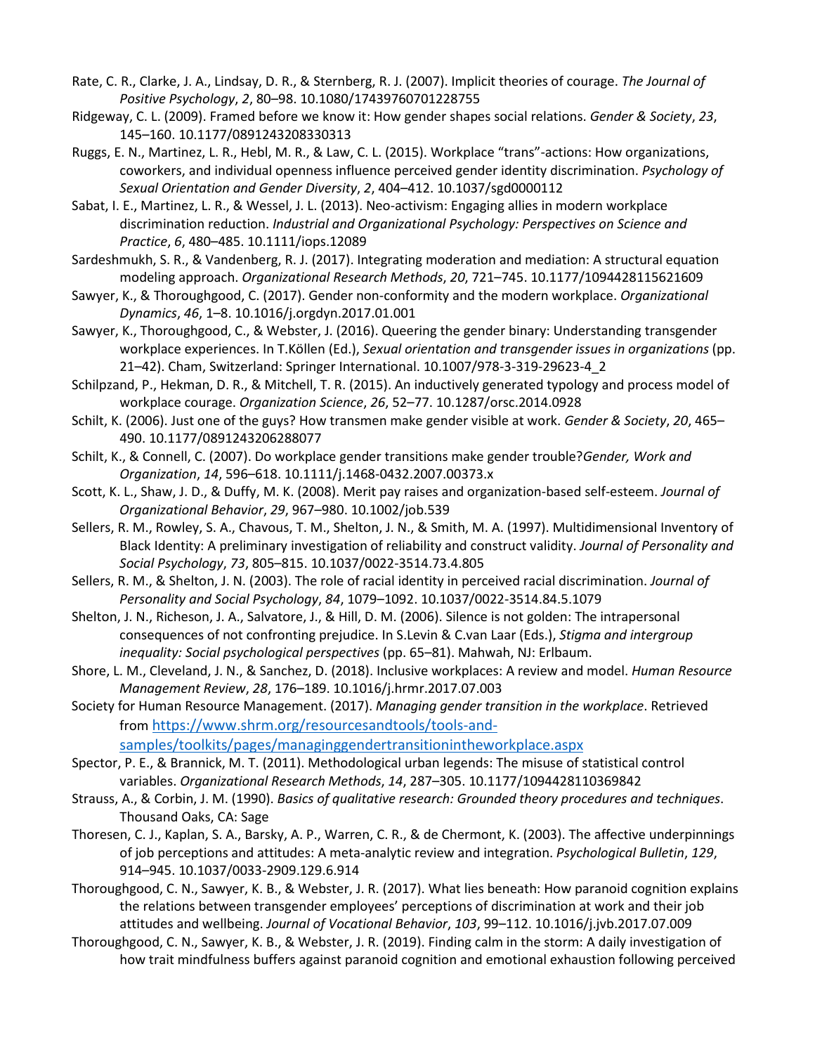Rate, C. R., Clarke, J. A., Lindsay, D. R., & Sternberg, R. J. (2007). Implicit theories of courage. *The Journal of Positive Psychology*, *2*, 80–98. 10.1080/17439760701228755

Ridgeway, C. L. (2009). Framed before we know it: How gender shapes social relations. *Gender & Society*, *23*, 145–160. 10.1177/0891243208330313

Ruggs, E. N., Martinez, L. R., Hebl, M. R., & Law, C. L. (2015). Workplace "trans"-actions: How organizations, coworkers, and individual openness influence perceived gender identity discrimination. *Psychology of Sexual Orientation and Gender Diversity*, *2*, 404–412. 10.1037/sgd0000112

Sabat, I. E., Martinez, L. R., & Wessel, J. L. (2013). Neo-activism: Engaging allies in modern workplace discrimination reduction. *Industrial and Organizational Psychology: Perspectives on Science and Practice*, *6*, 480–485. 10.1111/iops.12089

Sardeshmukh, S. R., & Vandenberg, R. J. (2017). Integrating moderation and mediation: A structural equation modeling approach. *Organizational Research Methods*, *20*, 721–745. 10.1177/1094428115621609

Sawyer, K., & Thoroughgood, C. (2017). Gender non-conformity and the modern workplace. *Organizational Dynamics*, *46*, 1–8. 10.1016/j.orgdyn.2017.01.001

Sawyer, K., Thoroughgood, C., & Webster, J. (2016). Queering the gender binary: Understanding transgender workplace experiences. In T.Köllen (Ed.), *Sexual orientation and transgender issues in organizations* (pp. 21–42). Cham, Switzerland: Springer International. 10.1007/978-3-319-29623-4_2

Schilpzand, P., Hekman, D. R., & Mitchell, T. R. (2015). An inductively generated typology and process model of workplace courage. *Organization Science*, *26*, 52–77. 10.1287/orsc.2014.0928

Schilt, K. (2006). Just one of the guys? How transmen make gender visible at work. *Gender & Society*, *20*, 465–490. 10.1177/0891243206288077

Schilt, K., & Connell, C. (2007). Do workplace gender transitions make gender trouble?*Gender, Work and Organization*, *14*, 596–618. 10.1111/j.1468-0432.2007.00373.x

Scott, K. L., Shaw, J. D., & Duffy, M. K. (2008). Merit pay raises and organization-based self-esteem. *Journal of Organizational Behavior*, *29*, 967–980. 10.1002/job.539

Sellers, R. M., Rowley, S. A., Chavous, T. M., Shelton, J. N., & Smith, M. A. (1997). Multidimensional Inventory of Black Identity: A preliminary investigation of reliability and construct validity. *Journal of Personality and Social Psychology*, *73*, 805–815. 10.1037/0022-3514.73.4.805

Sellers, R. M., & Shelton, J. N. (2003). The role of racial identity in perceived racial discrimination. *Journal of Personality and Social Psychology*, *84*, 1079–1092. 10.1037/0022-3514.84.5.1079

Shelton, J. N., Richeson, J. A., Salvatore, J., & Hill, D. M. (2006). Silence is not golden: The intrapersonal consequences of not confronting prejudice. In S.Levin & C.van Laar (Eds.), *Stigma and intergroup inequality: Social psychological perspectives* (pp. 65–81). Mahwah, NJ: Erlbaum.

Shore, L. M., Cleveland, J. N., & Sanchez, D. (2018). Inclusive workplaces: A review and model. *Human Resource Management Review*, *28*, 176–189. 10.1016/j.hrmr.2017.07.003

Society for Human Resource Management. (2017). *Managing gender transition in the workplace*. Retrieved from https://www.shrm.org/resourcesandtools/tools-and-samples/toolkits/pages/managinggendertransitionintheworkplace.aspx

Spector, P. E., & Brannick, M. T. (2011). Methodological urban legends: The misuse of statistical control variables. *Organizational Research Methods*, *14*, 287–305. 10.1177/1094428110369842

Strauss, A., & Corbin, J. M. (1990). *Basics of qualitative research: Grounded theory procedures and techniques*. Thousand Oaks, CA: Sage

Thoresen, C. J., Kaplan, S. A., Barsky, A. P., Warren, C. R., & de Chermont, K. (2003). The affective underpinnings of job perceptions and attitudes: A meta-analytic review and integration. *Psychological Bulletin*, *129*, 914–945. 10.1037/0033-2909.129.6.914

Thoroughgood, C. N., Sawyer, K. B., & Webster, J. R. (2017). What lies beneath: How paranoid cognition explains the relations between transgender employees' perceptions of discrimination at work and their job attitudes and wellbeing. *Journal of Vocational Behavior*, *103*, 99–112. 10.1016/j.jvb.2017.07.009

Thoroughgood, C. N., Sawyer, K. B., & Webster, J. R. (2019). Finding calm in the storm: A daily investigation of how trait mindfulness buffers against paranoid cognition and emotional exhaustion following perceived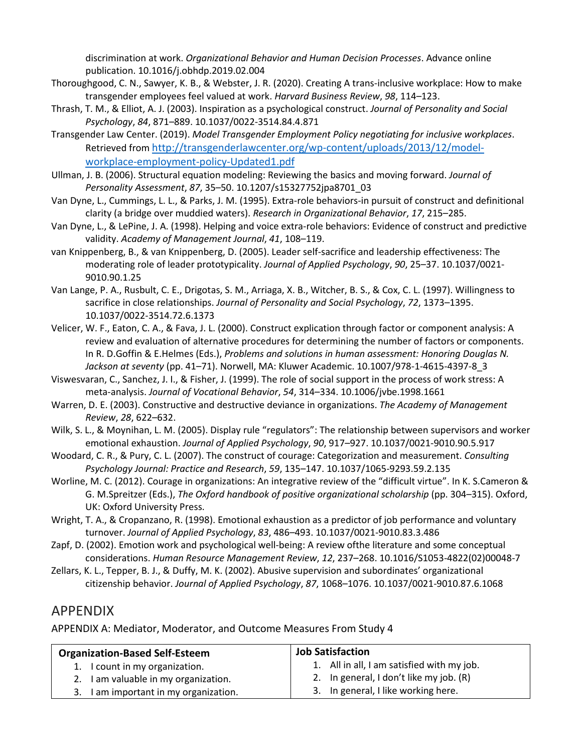discrimination at work. *Organizational Behavior and Human Decision Processes*. Advance online publication. 10.1016/j.obhdp.2019.02.004

Thoroughgood, C. N., Sawyer, K. B., & Webster, J. R. (2020). Creating A trans-inclusive workplace: How to make transgender employees feel valued at work. *Harvard Business Review*, *98*, 114–123.

Thrash, T. M., & Elliot, A. J. (2003). Inspiration as a psychological construct. *Journal of Personality and Social Psychology*, *84*, 871–889. 10.1037/0022-3514.84.4.871

Transgender Law Center. (2019). *Model Transgender Employment Policy negotiating for inclusive workplaces*. Retrieved from [http://transgenderlawcenter.org/wp-content/uploads/2013/12/model-workplace-employment-policy-Updated1.pdf](http://transgenderlawcenter.org/wp-content/uploads/2013/12/model-workplace-employment-policy-Updated1.pdf)

Ullman, J. B. (2006). Structural equation modeling: Reviewing the basics and moving forward. *Journal of Personality Assessment*, *87*, 35–50. 10.1207/s15327752jpa8701_03

Van Dyne, L., Cummings, L. L., & Parks, J. M. (1995). Extra-role behaviors-in pursuit of construct and definitional clarity (a bridge over muddied waters). *Research in Organizational Behavior*, *17*, 215–285.

Van Dyne, L., & LePine, J. A. (1998). Helping and voice extra-role behaviors: Evidence of construct and predictive validity. *Academy of Management Journal*, *41*, 108–119.

van Knippenberg, B., & van Knippenberg, D. (2005). Leader self-sacrifice and leadership effectiveness: The moderating role of leader prototypicality. *Journal of Applied Psychology*, *90*, 25–37. 10.1037/0021-9010.90.1.25

Van Lange, P. A., Rusbult, C. E., Drigotas, S. M., Arriaga, X. B., Witcher, B. S., & Cox, C. L. (1997). Willingness to sacrifice in close relationships. *Journal of Personality and Social Psychology*, *72*, 1373–1395. 10.1037/0022-3514.72.6.1373

Velicer, W. F., Eaton, C. A., & Fava, J. L. (2000). Construct explication through factor or component analysis: A review and evaluation of alternative procedures for determining the number of factors or components. In R. D.Goffin & E.Helmes (Eds.), *Problems and solutions in human assessment: Honoring Douglas N. Jackson at seventy* (pp. 41–71). Norwell, MA: Kluwer Academic. 10.1007/978-1-4615-4397-8_3

Viswesvaran, C., Sanchez, J. I., & Fisher, J. (1999). The role of social support in the process of work stress: A meta-analysis. *Journal of Vocational Behavior*, *54*, 314–334. 10.1006/jvbe.1998.1661

Warren, D. E. (2003). Constructive and destructive deviance in organizations. *The Academy of Management Review*, *28*, 622–632.

Wilk, S. L., & Moynihan, L. M. (2005). Display rule "regulators": The relationship between supervisors and worker emotional exhaustion. *Journal of Applied Psychology*, *90*, 917–927. 10.1037/0021-9010.90.5.917

Woodard, C. R., & Pury, C. L. (2007). The construct of courage: Categorization and measurement. *Consulting Psychology Journal: Practice and Research*, *59*, 135–147. 10.1037/1065-9293.59.2.135

Worline, M. C. (2012). Courage in organizations: An integrative review of the "difficult virtue". In K. S.Cameron & G. M.Spreitzer (Eds.), *The Oxford handbook of positive organizational scholarship* (pp. 304–315). Oxford, UK: Oxford University Press.

Wright, T. A., & Cropanzano, R. (1998). Emotional exhaustion as a predictor of job performance and voluntary turnover. *Journal of Applied Psychology*, *83*, 486–493. 10.1037/0021-9010.83.3.486

Zapf, D. (2002). Emotion work and psychological well-being: A review ofthe literature and some conceptual considerations. *Human Resource Management Review*, *12*, 237–268. 10.1016/S1053-4822(02)00048-7

Zellars, K. L., Tepper, B. J., & Duffy, M. K. (2002). Abusive supervision and subordinates' organizational citizenship behavior. *Journal of Applied Psychology*, *87*, 1068–1076. 10.1037/0021-9010.87.6.1068

# APPENDIX

APPENDIX A: Mediator, Moderator, and Outcome Measures From Study 4

| **Organization-Based Self-Esteem** | **Job Satisfaction** |
|---|---|
| 1. I count in my organization. | 1. All in all, I am satisfied with my job. |
| 2. I am valuable in my organization. | 2. In general, I don't like my job. (R) |
| 3. I am important in my organization. | 3. In general, I like working here. |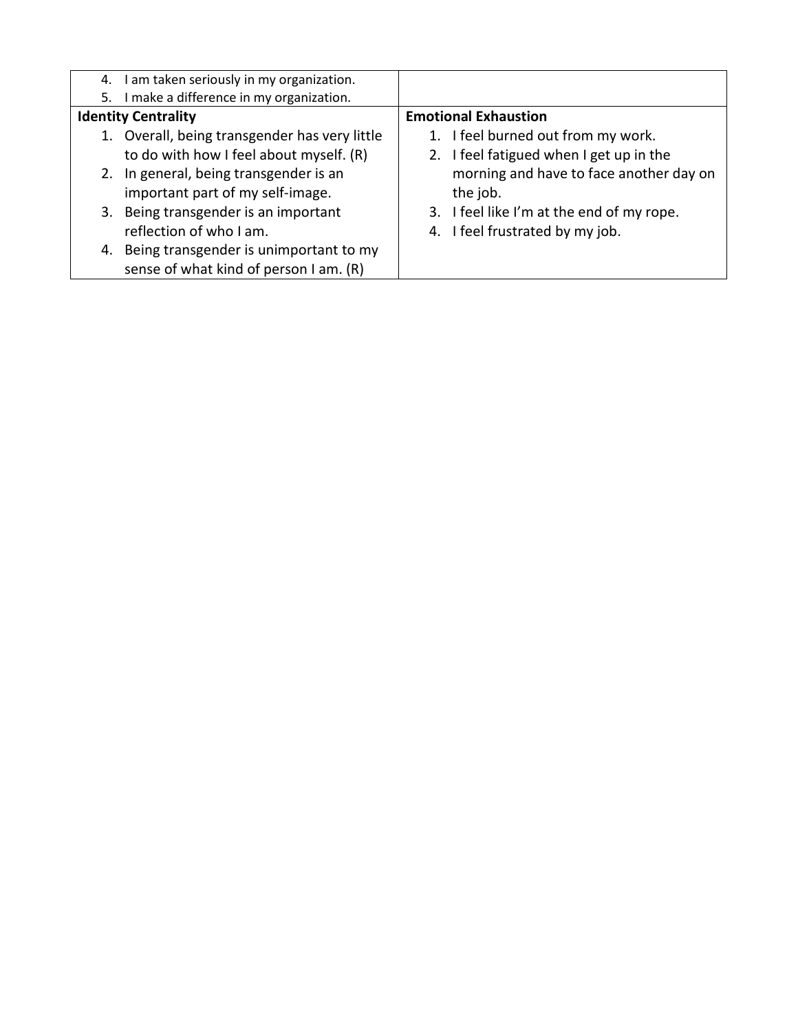| | |
|---|---|
| 4. I am taken seriously in my organization.<br>5. I make a difference in my organization. | |
| **Identity Centrality**<br>1. Overall, being transgender has very little to do with how I feel about myself. (R)<br>2. In general, being transgender is an important part of my self-image.<br>3. Being transgender is an important reflection of who I am.<br>4. Being transgender is unimportant to my sense of what kind of person I am. (R) | **Emotional Exhaustion**<br>1. I feel burned out from my work.<br>2. I feel fatigued when I get up in the morning and have to face another day on the job.<br>3. I feel like I'm at the end of my rope.<br>4. I feel frustrated by my job. |